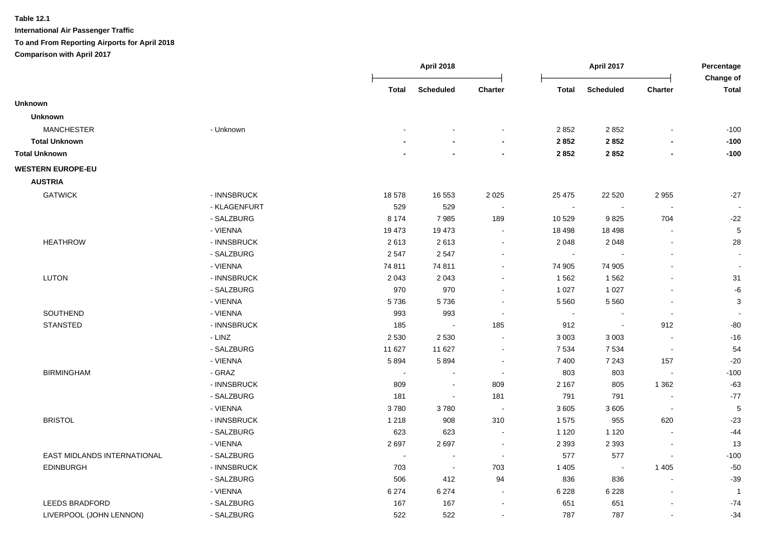**Table 12.1**

**International Air Passenger Traffic**

**To and From Reporting Airports for April 2018**

**Comparison with April 2017**

| | | April 2018 | | | April 2017 | | | Percentage Change of |
|---|---|---|---|---|---|---|---|---|
| | | Total | Scheduled | Charter | Total | Scheduled | Charter | Total |
| **Unknown** | | | | | | | | |
| **Unknown** | | | | | | | | |
| MANCHESTER | - Unknown | - | - | - | 2 852 | 2 852 | - | -100 |
| **Total Unknown** | | **-** | **-** | **-** | **2 852** | **2 852** | **-** | **-100** |
| **Total Unknown** | | **-** | **-** | **-** | **2 852** | **2 852** | **-** | **-100** |
| **WESTERN EUROPE-EU** | | | | | | | | |
| **AUSTRIA** | | | | | | | | |
| GATWICK | - INNSBRUCK | 18 578 | 16 553 | 2 025 | 25 475 | 22 520 | 2 955 | -27 |
| | - KLAGENFURT | 529 | 529 | - | - | - | - | - |
| | - SALZBURG | 8 174 | 7 985 | 189 | 10 529 | 9 825 | 704 | -22 |
| | - VIENNA | 19 473 | 19 473 | - | 18 498 | 18 498 | - | 5 |
| HEATHROW | - INNSBRUCK | 2 613 | 2 613 | - | 2 048 | 2 048 | - | 28 |
| | - SALZBURG | 2 547 | 2 547 | - | - | - | - | - |
| | - VIENNA | 74 811 | 74 811 | - | 74 905 | 74 905 | - | - |
| LUTON | - INNSBRUCK | 2 043 | 2 043 | - | 1 562 | 1 562 | - | 31 |
| | - SALZBURG | 970 | 970 | - | 1 027 | 1 027 | - | -6 |
| | - VIENNA | 5 736 | 5 736 | - | 5 560 | 5 560 | - | 3 |
| SOUTHEND | - VIENNA | 993 | 993 | - | - | - | - | - |
| STANSTED | - INNSBRUCK | 185 | - | 185 | 912 | - | 912 | -80 |
| | - LINZ | 2 530 | 2 530 | - | 3 003 | 3 003 | - | -16 |
| | - SALZBURG | 11 627 | 11 627 | - | 7 534 | 7 534 | - | 54 |
| | - VIENNA | 5 894 | 5 894 | - | 7 400 | 7 243 | 157 | -20 |
| BIRMINGHAM | - GRAZ | - | - | - | 803 | 803 | - | -100 |
| | - INNSBRUCK | 809 | - | 809 | 2 167 | 805 | 1 362 | -63 |
| | - SALZBURG | 181 | - | 181 | 791 | 791 | - | -77 |
| | - VIENNA | 3 780 | 3 780 | - | 3 605 | 3 605 | - | 5 |
| BRISTOL | - INNSBRUCK | 1 218 | 908 | 310 | 1 575 | 955 | 620 | -23 |
| | - SALZBURG | 623 | 623 | - | 1 120 | 1 120 | - | -44 |
| | - VIENNA | 2 697 | 2 697 | - | 2 393 | 2 393 | - | 13 |
| EAST MIDLANDS INTERNATIONAL | - SALZBURG | - | - | - | 577 | 577 | - | -100 |
| EDINBURGH | - INNSBRUCK | 703 | - | 703 | 1 405 | - | 1 405 | -50 |
| | - SALZBURG | 506 | 412 | 94 | 836 | 836 | - | -39 |
| | - VIENNA | 6 274 | 6 274 | - | 6 228 | 6 228 | - | 1 |
| LEEDS BRADFORD | - SALZBURG | 167 | 167 | - | 651 | 651 | - | -74 |
| LIVERPOOL (JOHN LENNON) | - SALZBURG | 522 | 522 | - | 787 | 787 | - | -34 |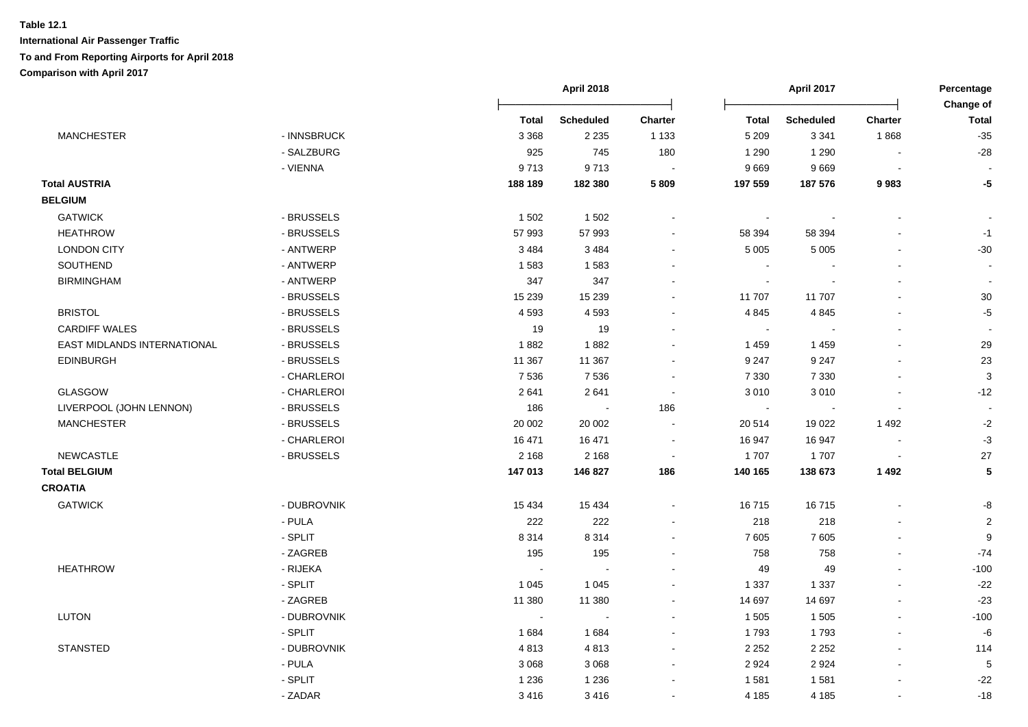**Table 12.1**

**International Air Passenger Traffic**

**To and From Reporting Airports for April 2018**

**Comparison with April 2017**

| | | April 2018 | | | April 2017 | | | Percentage Change of |
|---|---|---|---|---|---|---|---|---|
| | | Total | Scheduled | Charter | Total | Scheduled | Charter | Total |
| MANCHESTER | - INNSBRUCK | 3 368 | 2 235 | 1 133 | 5 209 | 3 341 | 1 868 | -35 |
| | - SALZBURG | 925 | 745 | 180 | 1 290 | 1 290 | - | -28 |
| | - VIENNA | 9 713 | 9 713 | - | 9 669 | 9 669 | - | - |
| **Total AUSTRIA** | | **188 189** | **182 380** | **5 809** | **197 559** | **187 576** | **9 983** | **-5** |
| **BELGIUM** | | | | | | | | |
| GATWICK | - BRUSSELS | 1 502 | 1 502 | - | - | - | - | - |
| HEATHROW | - BRUSSELS | 57 993 | 57 993 | - | 58 394 | 58 394 | - | -1 |
| LONDON CITY | - ANTWERP | 3 484 | 3 484 | - | 5 005 | 5 005 | - | -30 |
| SOUTHEND | - ANTWERP | 1 583 | 1 583 | - | - | - | - | - |
| BIRMINGHAM | - ANTWERP | 347 | 347 | - | - | - | - | - |
| | - BRUSSELS | 15 239 | 15 239 | - | 11 707 | 11 707 | - | 30 |
| BRISTOL | - BRUSSELS | 4 593 | 4 593 | - | 4 845 | 4 845 | - | -5 |
| CARDIFF WALES | - BRUSSELS | 19 | 19 | - | - | - | - | - |
| EAST MIDLANDS INTERNATIONAL | - BRUSSELS | 1 882 | 1 882 | - | 1 459 | 1 459 | - | 29 |
| EDINBURGH | - BRUSSELS | 11 367 | 11 367 | - | 9 247 | 9 247 | - | 23 |
| | - CHARLEROI | 7 536 | 7 536 | - | 7 330 | 7 330 | - | 3 |
| GLASGOW | - CHARLEROI | 2 641 | 2 641 | - | 3 010 | 3 010 | - | -12 |
| LIVERPOOL (JOHN LENNON) | - BRUSSELS | 186 | - | 186 | - | - | - | - |
| MANCHESTER | - BRUSSELS | 20 002 | 20 002 | - | 20 514 | 19 022 | 1 492 | -2 |
| | - CHARLEROI | 16 471 | 16 471 | - | 16 947 | 16 947 | - | -3 |
| NEWCASTLE | - BRUSSELS | 2 168 | 2 168 | - | 1 707 | 1 707 | - | 27 |
| **Total BELGIUM** | | **147 013** | **146 827** | **186** | **140 165** | **138 673** | **1 492** | **5** |
| **CROATIA** | | | | | | | | |
| GATWICK | - DUBROVNIK | 15 434 | 15 434 | - | 16 715 | 16 715 | - | -8 |
| | - PULA | 222 | 222 | - | 218 | 218 | - | 2 |
| | - SPLIT | 8 314 | 8 314 | - | 7 605 | 7 605 | - | 9 |
| | - ZAGREB | 195 | 195 | - | 758 | 758 | - | -74 |
| HEATHROW | - RIJEKA | - | - | - | 49 | 49 | - | -100 |
| | - SPLIT | 1 045 | 1 045 | - | 1 337 | 1 337 | - | -22 |
| | - ZAGREB | 11 380 | 11 380 | - | 14 697 | 14 697 | - | -23 |
| LUTON | - DUBROVNIK | - | - | - | 1 505 | 1 505 | - | -100 |
| | - SPLIT | 1 684 | 1 684 | - | 1 793 | 1 793 | - | -6 |
| STANSTED | - DUBROVNIK | 4 813 | 4 813 | - | 2 252 | 2 252 | - | 114 |
| | - PULA | 3 068 | 3 068 | - | 2 924 | 2 924 | - | 5 |
| | - SPLIT | 1 236 | 1 236 | - | 1 581 | 1 581 | - | -22 |
| | - ZADAR | 3 416 | 3 416 | - | 4 185 | 4 185 | - | -18 |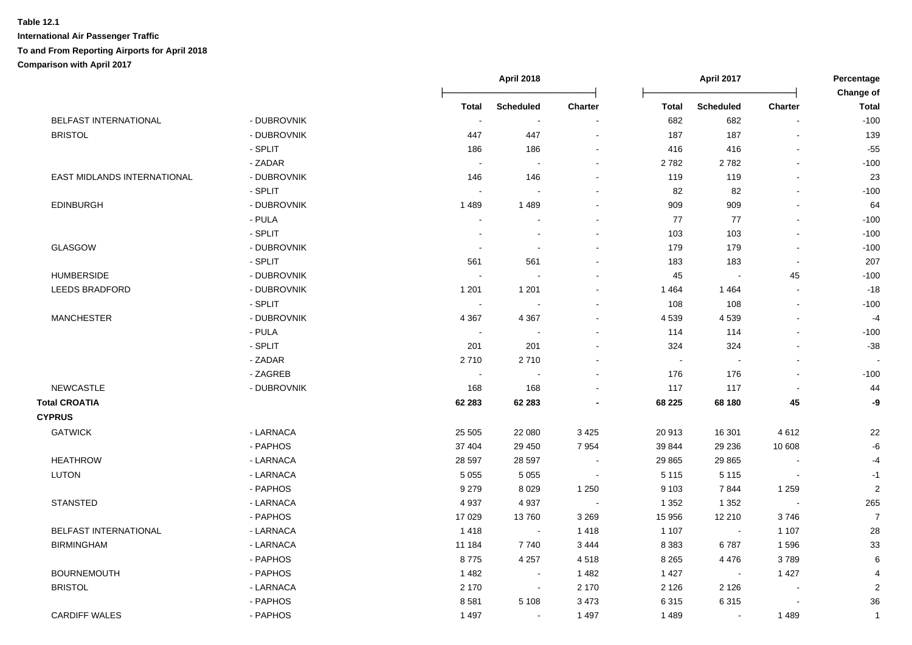**Table 12.1**
**International Air Passenger Traffic**
**To and From Reporting Airports for April 2018**
**Comparison with April 2017**

| | | April 2018 | | | April 2017 | | | Percentage Change of |
|---|---|---|---|---|---|---|---|---|
| | | Total | Scheduled | Charter | Total | Scheduled | Charter | Total |
| BELFAST INTERNATIONAL | - DUBROVNIK | - | - | - | 682 | 682 | - | -100 |
| BRISTOL | - DUBROVNIK | 447 | 447 | - | 187 | 187 | - | 139 |
| | - SPLIT | 186 | 186 | - | 416 | 416 | - | -55 |
| | - ZADAR | - | - | - | 2 782 | 2 782 | - | -100 |
| EAST MIDLANDS INTERNATIONAL | - DUBROVNIK | 146 | 146 | - | 119 | 119 | - | 23 |
| | - SPLIT | - | - | - | 82 | 82 | - | -100 |
| EDINBURGH | - DUBROVNIK | 1 489 | 1 489 | - | 909 | 909 | - | 64 |
| | - PULA | - | - | - | 77 | 77 | - | -100 |
| | - SPLIT | - | - | - | 103 | 103 | - | -100 |
| GLASGOW | - DUBROVNIK | - | - | - | 179 | 179 | - | -100 |
| | - SPLIT | 561 | 561 | - | 183 | 183 | - | 207 |
| HUMBERSIDE | - DUBROVNIK | - | - | - | 45 | - | 45 | -100 |
| LEEDS BRADFORD | - DUBROVNIK | 1 201 | 1 201 | - | 1 464 | 1 464 | - | -18 |
| | - SPLIT | - | - | - | 108 | 108 | - | -100 |
| MANCHESTER | - DUBROVNIK | 4 367 | 4 367 | - | 4 539 | 4 539 | - | -4 |
| | - PULA | - | - | - | 114 | 114 | - | -100 |
| | - SPLIT | 201 | 201 | - | 324 | 324 | - | -38 |
| | - ZADAR | 2 710 | 2 710 | - | - | - | - | - |
| | - ZAGREB | - | - | - | 176 | 176 | - | -100 |
| NEWCASTLE | - DUBROVNIK | 168 | 168 | - | 117 | 117 | - | 44 |
| **Total CROATIA** | | **62 283** | **62 283** | **-** | **68 225** | **68 180** | **45** | **-9** |
| **CYPRUS** | | | | | | | | |
| GATWICK | - LARNACA | 25 505 | 22 080 | 3 425 | 20 913 | 16 301 | 4 612 | 22 |
| | - PAPHOS | 37 404 | 29 450 | 7 954 | 39 844 | 29 236 | 10 608 | -6 |
| HEATHROW | - LARNACA | 28 597 | 28 597 | - | 29 865 | 29 865 | - | -4 |
| LUTON | - LARNACA | 5 055 | 5 055 | - | 5 115 | 5 115 | - | -1 |
| | - PAPHOS | 9 279 | 8 029 | 1 250 | 9 103 | 7 844 | 1 259 | 2 |
| STANSTED | - LARNACA | 4 937 | 4 937 | - | 1 352 | 1 352 | - | 265 |
| | - PAPHOS | 17 029 | 13 760 | 3 269 | 15 956 | 12 210 | 3 746 | 7 |
| BELFAST INTERNATIONAL | - LARNACA | 1 418 | - | 1 418 | 1 107 | - | 1 107 | 28 |
| BIRMINGHAM | - LARNACA | 11 184 | 7 740 | 3 444 | 8 383 | 6 787 | 1 596 | 33 |
| | - PAPHOS | 8 775 | 4 257 | 4 518 | 8 265 | 4 476 | 3 789 | 6 |
| BOURNEMOUTH | - PAPHOS | 1 482 | - | 1 482 | 1 427 | - | 1 427 | 4 |
| BRISTOL | - LARNACA | 2 170 | - | 2 170 | 2 126 | 2 126 | - | 2 |
| | - PAPHOS | 8 581 | 5 108 | 3 473 | 6 315 | 6 315 | - | 36 |
| CARDIFF WALES | - PAPHOS | 1 497 | - | 1 497 | 1 489 | - | 1 489 | 1 |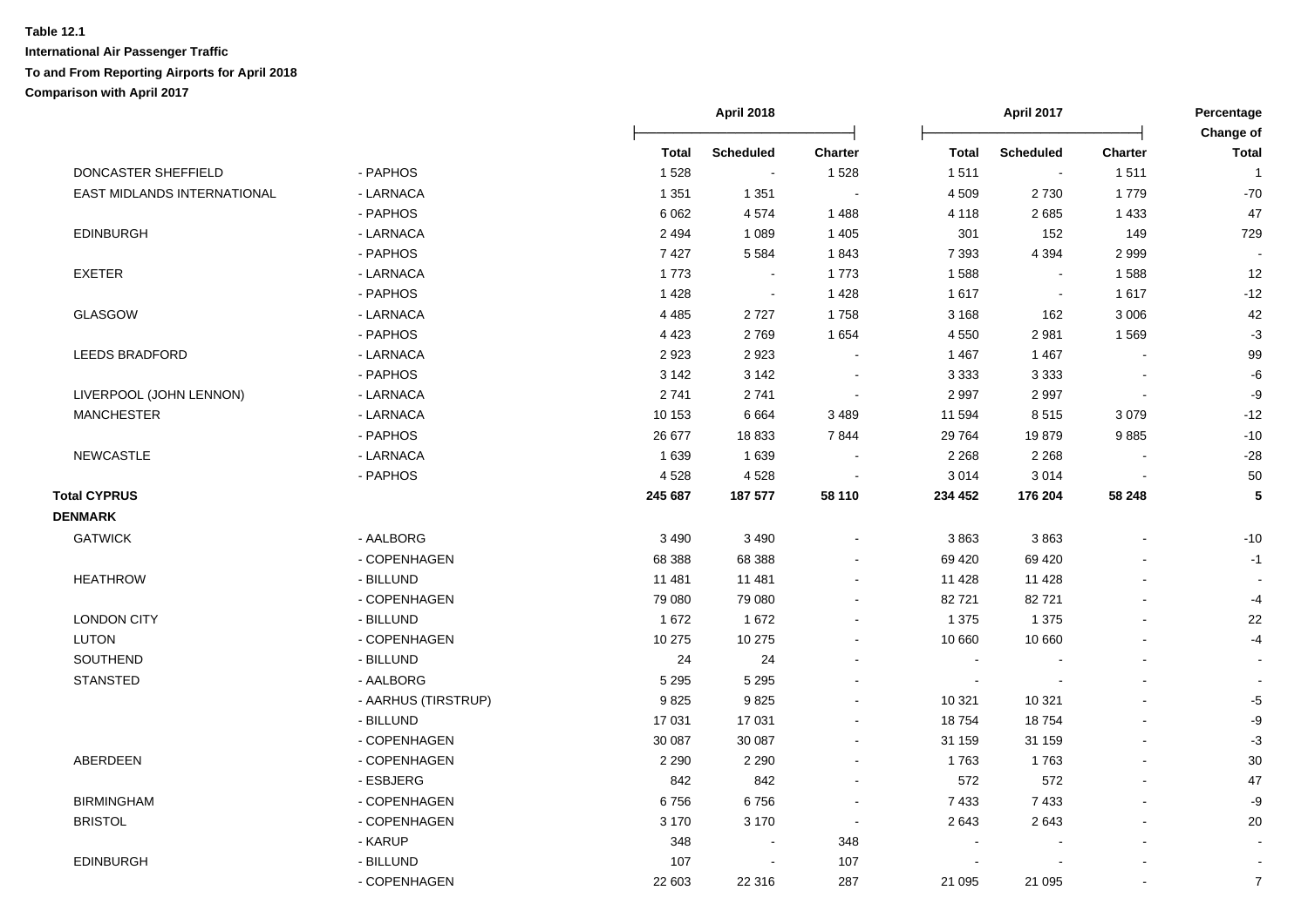**Table 12.1**
**International Air Passenger Traffic**
**To and From Reporting Airports for April 2018**
**Comparison with April 2017**

| | | April 2018 | | | April 2017 | | | Percentage Change of |
|---|---|---|---|---|---|---|---|---|
| | | **Total** | **Scheduled** | **Charter** | **Total** | **Scheduled** | **Charter** | **Total** |
| DONCASTER SHEFFIELD | - PAPHOS | 1 528 | - | 1 528 | 1 511 | - | 1 511 | 1 |
| EAST MIDLANDS INTERNATIONAL | - LARNACA | 1 351 | 1 351 | - | 4 509 | 2 730 | 1 779 | -70 |
| | - PAPHOS | 6 062 | 4 574 | 1 488 | 4 118 | 2 685 | 1 433 | 47 |
| EDINBURGH | - LARNACA | 2 494 | 1 089 | 1 405 | 301 | 152 | 149 | 729 |
| | - PAPHOS | 7 427 | 5 584 | 1 843 | 7 393 | 4 394 | 2 999 | - |
| EXETER | - LARNACA | 1 773 | - | 1 773 | 1 588 | - | 1 588 | 12 |
| | - PAPHOS | 1 428 | - | 1 428 | 1 617 | - | 1 617 | -12 |
| GLASGOW | - LARNACA | 4 485 | 2 727 | 1 758 | 3 168 | 162 | 3 006 | 42 |
| | - PAPHOS | 4 423 | 2 769 | 1 654 | 4 550 | 2 981 | 1 569 | -3 |
| LEEDS BRADFORD | - LARNACA | 2 923 | 2 923 | - | 1 467 | 1 467 | - | 99 |
| | - PAPHOS | 3 142 | 3 142 | - | 3 333 | 3 333 | - | -6 |
| LIVERPOOL (JOHN LENNON) | - LARNACA | 2 741 | 2 741 | - | 2 997 | 2 997 | - | -9 |
| MANCHESTER | - LARNACA | 10 153 | 6 664 | 3 489 | 11 594 | 8 515 | 3 079 | -12 |
| | - PAPHOS | 26 677 | 18 833 | 7 844 | 29 764 | 19 879 | 9 885 | -10 |
| NEWCASTLE | - LARNACA | 1 639 | 1 639 | - | 2 268 | 2 268 | - | -28 |
| | - PAPHOS | 4 528 | 4 528 | - | 3 014 | 3 014 | - | 50 |
| **Total CYPRUS** | | **245 687** | **187 577** | **58 110** | **234 452** | **176 204** | **58 248** | **5** |
| **DENMARK** | | | | | | | | |
| GATWICK | - AALBORG | 3 490 | 3 490 | - | 3 863 | 3 863 | - | -10 |
| | - COPENHAGEN | 68 388 | 68 388 | - | 69 420 | 69 420 | - | -1 |
| HEATHROW | - BILLUND | 11 481 | 11 481 | - | 11 428 | 11 428 | - | - |
| | - COPENHAGEN | 79 080 | 79 080 | - | 82 721 | 82 721 | - | -4 |
| LONDON CITY | - BILLUND | 1 672 | 1 672 | - | 1 375 | 1 375 | - | 22 |
| LUTON | - COPENHAGEN | 10 275 | 10 275 | - | 10 660 | 10 660 | - | -4 |
| SOUTHEND | - BILLUND | 24 | 24 | - | - | - | - | - |
| STANSTED | - AALBORG | 5 295 | 5 295 | - | - | - | - | - |
| | - AARHUS (TIRSTRUP) | 9 825 | 9 825 | - | 10 321 | 10 321 | - | -5 |
| | - BILLUND | 17 031 | 17 031 | - | 18 754 | 18 754 | - | -9 |
| | - COPENHAGEN | 30 087 | 30 087 | - | 31 159 | 31 159 | - | -3 |
| ABERDEEN | - COPENHAGEN | 2 290 | 2 290 | - | 1 763 | 1 763 | - | 30 |
| | - ESBJERG | 842 | 842 | - | 572 | 572 | - | 47 |
| BIRMINGHAM | - COPENHAGEN | 6 756 | 6 756 | - | 7 433 | 7 433 | - | -9 |
| BRISTOL | - COPENHAGEN | 3 170 | 3 170 | - | 2 643 | 2 643 | - | 20 |
| | - KARUP | 348 | - | 348 | - | - | - | - |
| EDINBURGH | - BILLUND | 107 | - | 107 | - | - | - | - |
| | - COPENHAGEN | 22 603 | 22 316 | 287 | 21 095 | 21 095 | - | 7 |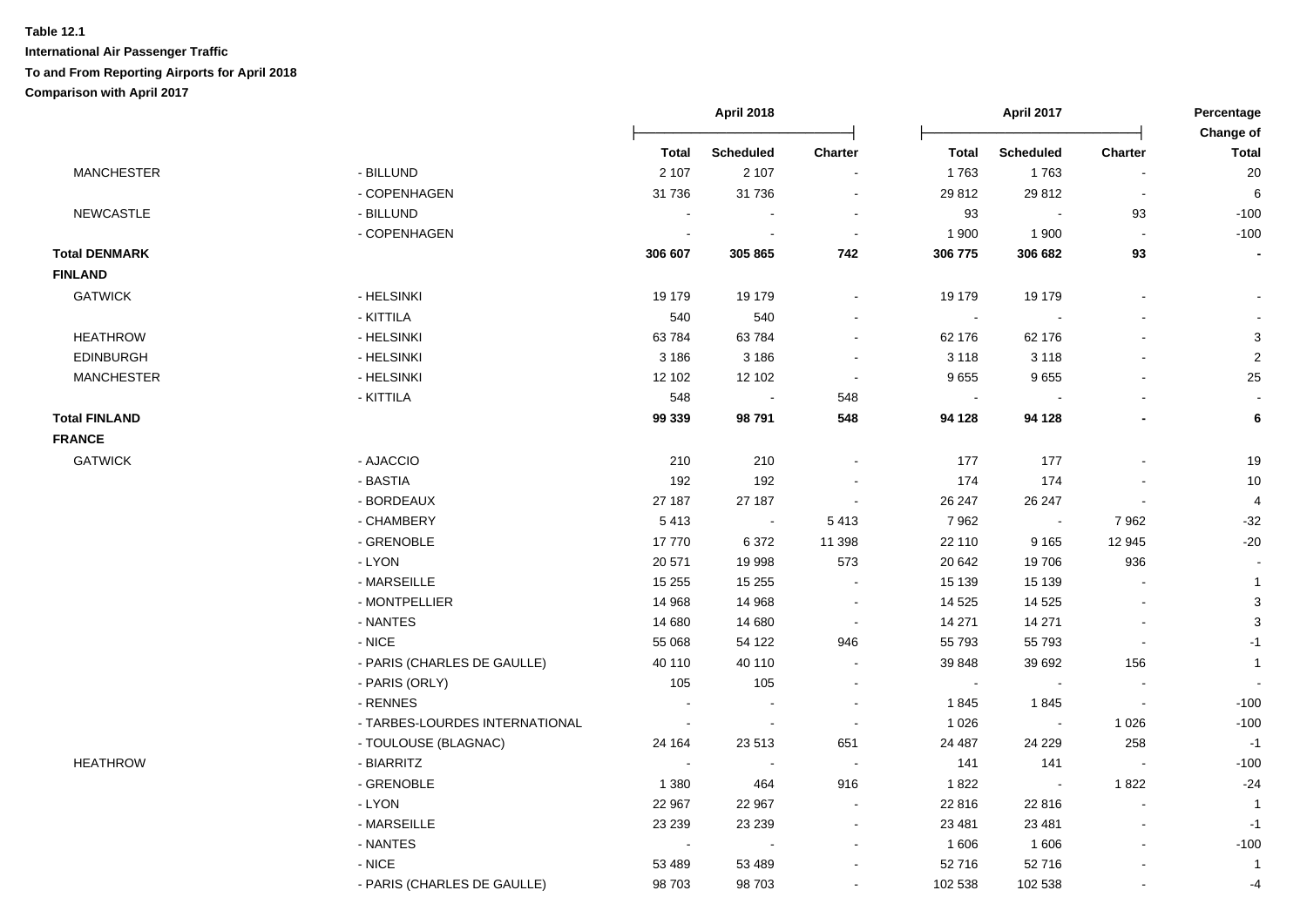**Table 12.1**

**International Air Passenger Traffic**

**To and From Reporting Airports for April 2018**

**Comparison with April 2017**

| | | April 2018 | | | April 2017 | | | Percentage Change of |
|---|---|---|---|---|---|---|---|---|
| | | Total | Scheduled | Charter | Total | Scheduled | Charter | Total |
| MANCHESTER | - BILLUND | 2 107 | 2 107 | - | 1 763 | 1 763 | - | 20 |
| | - COPENHAGEN | 31 736 | 31 736 | - | 29 812 | 29 812 | - | 6 |
| NEWCASTLE | - BILLUND | - | - | - | 93 | - | 93 | -100 |
| | - COPENHAGEN | - | - | - | 1 900 | 1 900 | - | -100 |
| **Total DENMARK** | | **306 607** | **305 865** | **742** | **306 775** | **306 682** | **93** | **-** |
| **FINLAND** | | | | | | | | |
| GATWICK | - HELSINKI | 19 179 | 19 179 | - | 19 179 | 19 179 | - | - |
| | - KITTILA | 540 | 540 | - | - | - | - | - |
| HEATHROW | - HELSINKI | 63 784 | 63 784 | - | 62 176 | 62 176 | - | 3 |
| EDINBURGH | - HELSINKI | 3 186 | 3 186 | - | 3 118 | 3 118 | - | 2 |
| MANCHESTER | - HELSINKI | 12 102 | 12 102 | - | 9 655 | 9 655 | - | 25 |
| | - KITTILA | 548 | - | 548 | - | - | - | - |
| **Total FINLAND** | | **99 339** | **98 791** | **548** | **94 128** | **94 128** | **-** | **6** |
| **FRANCE** | | | | | | | | |
| GATWICK | - AJACCIO | 210 | 210 | - | 177 | 177 | - | 19 |
| | - BASTIA | 192 | 192 | - | 174 | 174 | - | 10 |
| | - BORDEAUX | 27 187 | 27 187 | - | 26 247 | 26 247 | - | 4 |
| | - CHAMBERY | 5 413 | - | 5 413 | 7 962 | - | 7 962 | -32 |
| | - GRENOBLE | 17 770 | 6 372 | 11 398 | 22 110 | 9 165 | 12 945 | -20 |
| | - LYON | 20 571 | 19 998 | 573 | 20 642 | 19 706 | 936 | - |
| | - MARSEILLE | 15 255 | 15 255 | - | 15 139 | 15 139 | - | 1 |
| | - MONTPELLIER | 14 968 | 14 968 | - | 14 525 | 14 525 | - | 3 |
| | - NANTES | 14 680 | 14 680 | - | 14 271 | 14 271 | - | 3 |
| | - NICE | 55 068 | 54 122 | 946 | 55 793 | 55 793 | - | -1 |
| | - PARIS (CHARLES DE GAULLE) | 40 110 | 40 110 | - | 39 848 | 39 692 | 156 | 1 |
| | - PARIS (ORLY) | 105 | 105 | - | - | - | - | - |
| | - RENNES | - | - | - | 1 845 | 1 845 | - | -100 |
| | - TARBES-LOURDES INTERNATIONAL | - | - | - | 1 026 | - | 1 026 | -100 |
| | - TOULOUSE (BLAGNAC) | 24 164 | 23 513 | 651 | 24 487 | 24 229 | 258 | -1 |
| HEATHROW | - BIARRITZ | - | - | - | 141 | 141 | - | -100 |
| | - GRENOBLE | 1 380 | 464 | 916 | 1 822 | - | 1 822 | -24 |
| | - LYON | 22 967 | 22 967 | - | 22 816 | 22 816 | - | 1 |
| | - MARSEILLE | 23 239 | 23 239 | - | 23 481 | 23 481 | - | -1 |
| | - NANTES | - | - | - | 1 606 | 1 606 | - | -100 |
| | - NICE | 53 489 | 53 489 | - | 52 716 | 52 716 | - | 1 |
| | - PARIS (CHARLES DE GAULLE) | 98 703 | 98 703 | - | 102 538 | 102 538 | - | -4 |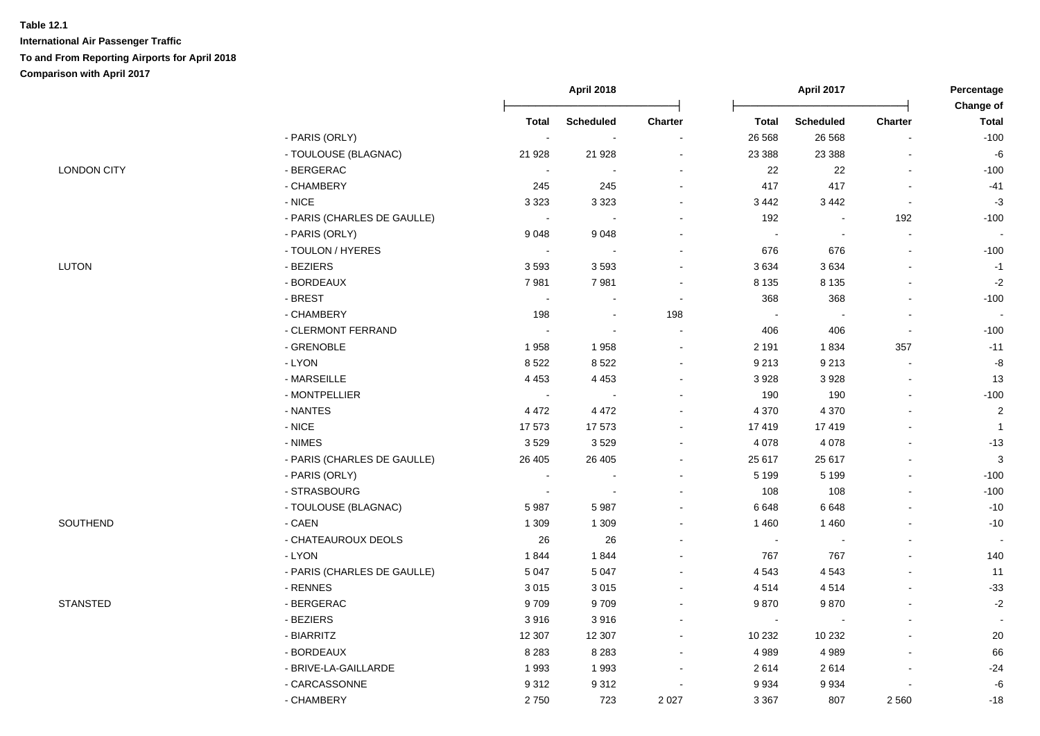**Table 12.1**

**International Air Passenger Traffic**

**To and From Reporting Airports for April 2018**

**Comparison with April 2017**

| | | April 2018 | | | April 2017 | | | Percentage Change of |
|---|---|---|---|---|---|---|---|---|
| | | Total | Scheduled | Charter | Total | Scheduled | Charter | Total |
| | - PARIS (ORLY) | - | - | - | 26 568 | 26 568 | - | -100 |
| | - TOULOUSE (BLAGNAC) | 21 928 | 21 928 | - | 23 388 | 23 388 | - | -6 |
| LONDON CITY | - BERGERAC | - | - | - | 22 | 22 | - | -100 |
| | - CHAMBERY | 245 | 245 | - | 417 | 417 | - | -41 |
| | - NICE | 3 323 | 3 323 | - | 3 442 | 3 442 | - | -3 |
| | - PARIS (CHARLES DE GAULLE) | - | - | - | 192 | - | 192 | -100 |
| | - PARIS (ORLY) | 9 048 | 9 048 | - | - | - | - | - |
| | - TOULON / HYERES | - | - | - | 676 | 676 | - | -100 |
| LUTON | - BEZIERS | 3 593 | 3 593 | - | 3 634 | 3 634 | - | -1 |
| | - BORDEAUX | 7 981 | 7 981 | - | 8 135 | 8 135 | - | -2 |
| | - BREST | - | - | - | 368 | 368 | - | -100 |
| | - CHAMBERY | 198 | - | 198 | - | - | - | - |
| | - CLERMONT FERRAND | - | - | - | 406 | 406 | - | -100 |
| | - GRENOBLE | 1 958 | 1 958 | - | 2 191 | 1 834 | 357 | -11 |
| | - LYON | 8 522 | 8 522 | - | 9 213 | 9 213 | - | -8 |
| | - MARSEILLE | 4 453 | 4 453 | - | 3 928 | 3 928 | - | 13 |
| | - MONTPELLIER | - | - | - | 190 | 190 | - | -100 |
| | - NANTES | 4 472 | 4 472 | - | 4 370 | 4 370 | - | 2 |
| | - NICE | 17 573 | 17 573 | - | 17 419 | 17 419 | - | 1 |
| | - NIMES | 3 529 | 3 529 | - | 4 078 | 4 078 | - | -13 |
| | - PARIS (CHARLES DE GAULLE) | 26 405 | 26 405 | - | 25 617 | 25 617 | - | 3 |
| | - PARIS (ORLY) | - | - | - | 5 199 | 5 199 | - | -100 |
| | - STRASBOURG | - | - | - | 108 | 108 | - | -100 |
| | - TOULOUSE (BLAGNAC) | 5 987 | 5 987 | - | 6 648 | 6 648 | - | -10 |
| SOUTHEND | - CAEN | 1 309 | 1 309 | - | 1 460 | 1 460 | - | -10 |
| | - CHATEAUROUX DEOLS | 26 | 26 | - | - | - | - | - |
| | - LYON | 1 844 | 1 844 | - | 767 | 767 | - | 140 |
| | - PARIS (CHARLES DE GAULLE) | 5 047 | 5 047 | - | 4 543 | 4 543 | - | 11 |
| | - RENNES | 3 015 | 3 015 | - | 4 514 | 4 514 | - | -33 |
| STANSTED | - BERGERAC | 9 709 | 9 709 | - | 9 870 | 9 870 | - | -2 |
| | - BEZIERS | 3 916 | 3 916 | - | - | - | - | - |
| | - BIARRITZ | 12 307 | 12 307 | - | 10 232 | 10 232 | - | 20 |
| | - BORDEAUX | 8 283 | 8 283 | - | 4 989 | 4 989 | - | 66 |
| | - BRIVE-LA-GAILLARDE | 1 993 | 1 993 | - | 2 614 | 2 614 | - | -24 |
| | - CARCASSONNE | 9 312 | 9 312 | - | 9 934 | 9 934 | - | -6 |
| | - CHAMBERY | 2 750 | 723 | 2 027 | 3 367 | 807 | 2 560 | -18 |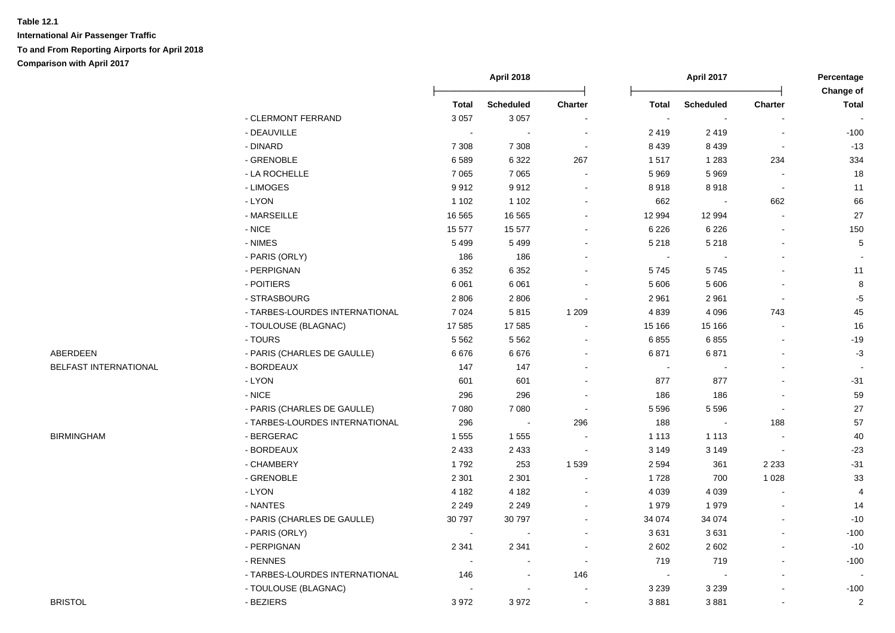**Table 12.1**
**International Air Passenger Traffic**
**To and From Reporting Airports for April 2018**
**Comparison with April 2017**

| | | April 2018 | | | April 2017 | | | Percentage Change of |
|---|---|---|---|---|---|---|---|---|
| | | Total | Scheduled | Charter | Total | Scheduled | Charter | Total |
| | - CLERMONT FERRAND | 3 057 | 3 057 | - | - | - | - | - |
| | - DEAUVILLE | - | - | - | 2 419 | 2 419 | - | -100 |
| | - DINARD | 7 308 | 7 308 | - | 8 439 | 8 439 | - | -13 |
| | - GRENOBLE | 6 589 | 6 322 | 267 | 1 517 | 1 283 | 234 | 334 |
| | - LA ROCHELLE | 7 065 | 7 065 | - | 5 969 | 5 969 | - | 18 |
| | - LIMOGES | 9 912 | 9 912 | - | 8 918 | 8 918 | - | 11 |
| | - LYON | 1 102 | 1 102 | - | 662 | - | 662 | 66 |
| | - MARSEILLE | 16 565 | 16 565 | - | 12 994 | 12 994 | - | 27 |
| | - NICE | 15 577 | 15 577 | - | 6 226 | 6 226 | - | 150 |
| | - NIMES | 5 499 | 5 499 | - | 5 218 | 5 218 | - | 5 |
| | - PARIS (ORLY) | 186 | 186 | - | - | - | - | - |
| | - PERPIGNAN | 6 352 | 6 352 | - | 5 745 | 5 745 | - | 11 |
| | - POITIERS | 6 061 | 6 061 | - | 5 606 | 5 606 | - | 8 |
| | - STRASBOURG | 2 806 | 2 806 | - | 2 961 | 2 961 | - | -5 |
| | - TARBES-LOURDES INTERNATIONAL | 7 024 | 5 815 | 1 209 | 4 839 | 4 096 | 743 | 45 |
| | - TOULOUSE (BLAGNAC) | 17 585 | 17 585 | - | 15 166 | 15 166 | - | 16 |
| | - TOURS | 5 562 | 5 562 | - | 6 855 | 6 855 | - | -19 |
| ABERDEEN | - PARIS (CHARLES DE GAULLE) | 6 676 | 6 676 | - | 6 871 | 6 871 | - | -3 |
| BELFAST INTERNATIONAL | - BORDEAUX | 147 | 147 | - | - | - | - | - |
| | - LYON | 601 | 601 | - | 877 | 877 | - | -31 |
| | - NICE | 296 | 296 | - | 186 | 186 | - | 59 |
| | - PARIS (CHARLES DE GAULLE) | 7 080 | 7 080 | - | 5 596 | 5 596 | - | 27 |
| | - TARBES-LOURDES INTERNATIONAL | 296 | - | 296 | 188 | - | 188 | 57 |
| BIRMINGHAM | - BERGERAC | 1 555 | 1 555 | - | 1 113 | 1 113 | - | 40 |
| | - BORDEAUX | 2 433 | 2 433 | - | 3 149 | 3 149 | - | -23 |
| | - CHAMBERY | 1 792 | 253 | 1 539 | 2 594 | 361 | 2 233 | -31 |
| | - GRENOBLE | 2 301 | 2 301 | - | 1 728 | 700 | 1 028 | 33 |
| | - LYON | 4 182 | 4 182 | - | 4 039 | 4 039 | - | 4 |
| | - NANTES | 2 249 | 2 249 | - | 1 979 | 1 979 | - | 14 |
| | - PARIS (CHARLES DE GAULLE) | 30 797 | 30 797 | - | 34 074 | 34 074 | - | -10 |
| | - PARIS (ORLY) | - | - | - | 3 631 | 3 631 | - | -100 |
| | - PERPIGNAN | 2 341 | 2 341 | - | 2 602 | 2 602 | - | -10 |
| | - RENNES | - | - | - | 719 | 719 | - | -100 |
| | - TARBES-LOURDES INTERNATIONAL | 146 | - | 146 | - | - | - | - |
| | - TOULOUSE (BLAGNAC) | - | - | - | 3 239 | 3 239 | - | -100 |
| BRISTOL | - BEZIERS | 3 972 | 3 972 | - | 3 881 | 3 881 | - | 2 |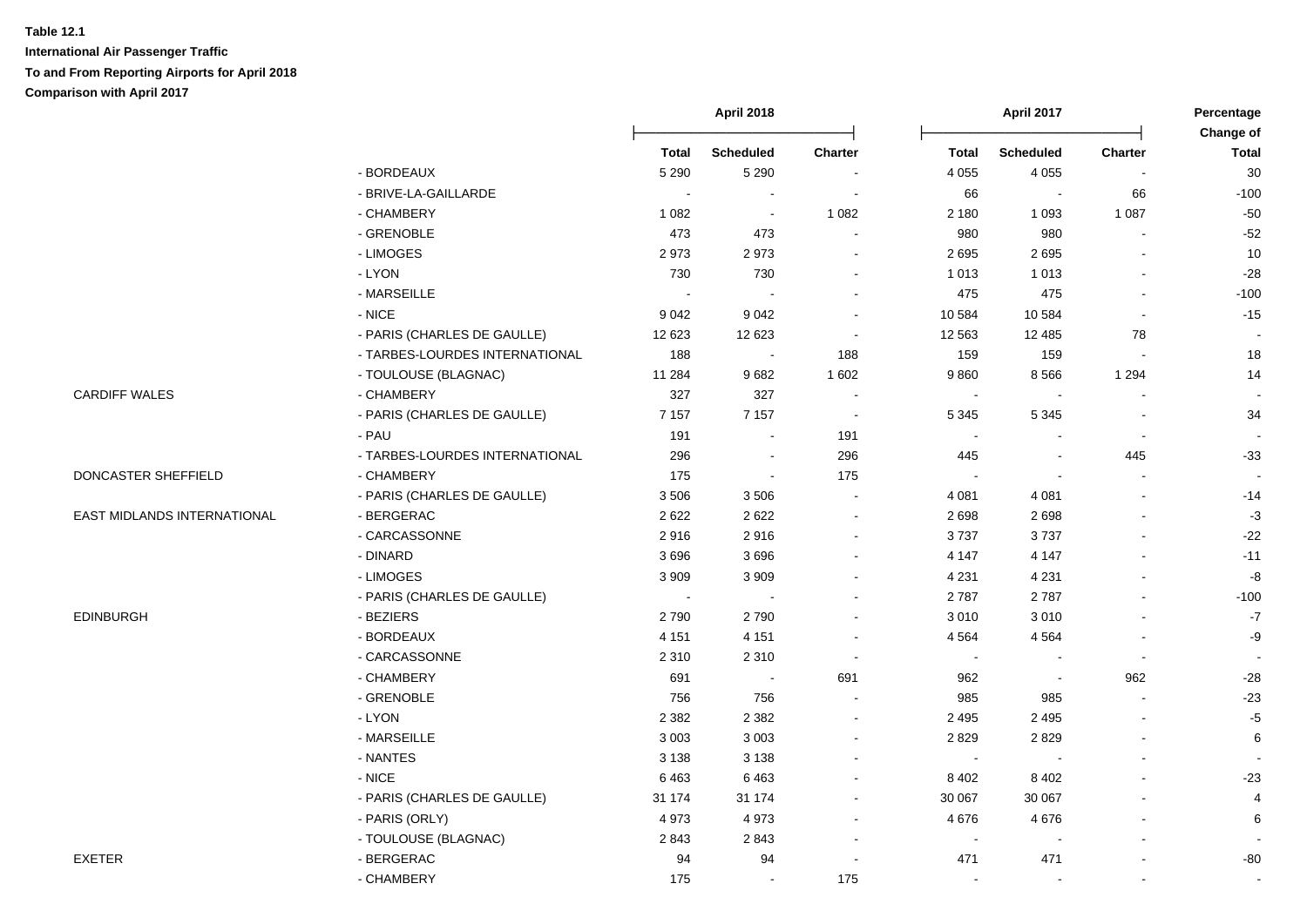**Table 12.1**

**International Air Passenger Traffic**

**To and From Reporting Airports for April 2018**

**Comparison with April 2017**

| | | April 2018 | | | April 2017 | | | Percentage Change of |
|---|---|---|---|---|---|---|---|---|
| | | Total | Scheduled | Charter | Total | Scheduled | Charter | Total |
| | - BORDEAUX | 5 290 | 5 290 | - | 4 055 | 4 055 | - | 30 |
| | - BRIVE-LA-GAILLARDE | - | - | - | 66 | - | 66 | -100 |
| | - CHAMBERY | 1 082 | - | 1 082 | 2 180 | 1 093 | 1 087 | -50 |
| | - GRENOBLE | 473 | 473 | - | 980 | 980 | - | -52 |
| | - LIMOGES | 2 973 | 2 973 | - | 2 695 | 2 695 | - | 10 |
| | - LYON | 730 | 730 | - | 1 013 | 1 013 | - | -28 |
| | - MARSEILLE | - | - | - | 475 | 475 | - | -100 |
| | - NICE | 9 042 | 9 042 | - | 10 584 | 10 584 | - | -15 |
| | - PARIS (CHARLES DE GAULLE) | 12 623 | 12 623 | - | 12 563 | 12 485 | 78 | - |
| | - TARBES-LOURDES INTERNATIONAL | 188 | - | 188 | 159 | 159 | - | 18 |
| | - TOULOUSE (BLAGNAC) | 11 284 | 9 682 | 1 602 | 9 860 | 8 566 | 1 294 | 14 |
| CARDIFF WALES | - CHAMBERY | 327 | 327 | - | - | - | - | - |
| | - PARIS (CHARLES DE GAULLE) | 7 157 | 7 157 | - | 5 345 | 5 345 | - | 34 |
| | - PAU | 191 | - | 191 | - | - | - | - |
| | - TARBES-LOURDES INTERNATIONAL | 296 | - | 296 | 445 | - | 445 | -33 |
| DONCASTER SHEFFIELD | - CHAMBERY | 175 | - | 175 | - | - | - | - |
| | - PARIS (CHARLES DE GAULLE) | 3 506 | 3 506 | - | 4 081 | 4 081 | - | -14 |
| EAST MIDLANDS INTERNATIONAL | - BERGERAC | 2 622 | 2 622 | - | 2 698 | 2 698 | - | -3 |
| | - CARCASSONNE | 2 916 | 2 916 | - | 3 737 | 3 737 | - | -22 |
| | - DINARD | 3 696 | 3 696 | - | 4 147 | 4 147 | - | -11 |
| | - LIMOGES | 3 909 | 3 909 | - | 4 231 | 4 231 | - | -8 |
| | - PARIS (CHARLES DE GAULLE) | - | - | - | 2 787 | 2 787 | - | -100 |
| EDINBURGH | - BEZIERS | 2 790 | 2 790 | - | 3 010 | 3 010 | - | -7 |
| | - BORDEAUX | 4 151 | 4 151 | - | 4 564 | 4 564 | - | -9 |
| | - CARCASSONNE | 2 310 | 2 310 | - | - | - | - | - |
| | - CHAMBERY | 691 | - | 691 | 962 | - | 962 | -28 |
| | - GRENOBLE | 756 | 756 | - | 985 | 985 | - | -23 |
| | - LYON | 2 382 | 2 382 | - | 2 495 | 2 495 | - | -5 |
| | - MARSEILLE | 3 003 | 3 003 | - | 2 829 | 2 829 | - | 6 |
| | - NANTES | 3 138 | 3 138 | - | - | - | - | - |
| | - NICE | 6 463 | 6 463 | - | 8 402 | 8 402 | - | -23 |
| | - PARIS (CHARLES DE GAULLE) | 31 174 | 31 174 | - | 30 067 | 30 067 | - | 4 |
| | - PARIS (ORLY) | 4 973 | 4 973 | - | 4 676 | 4 676 | - | 6 |
| | - TOULOUSE (BLAGNAC) | 2 843 | 2 843 | - | - | - | - | - |
| EXETER | - BERGERAC | 94 | 94 | - | 471 | 471 | - | -80 |
| | - CHAMBERY | 175 | - | 175 | - | - | - | - |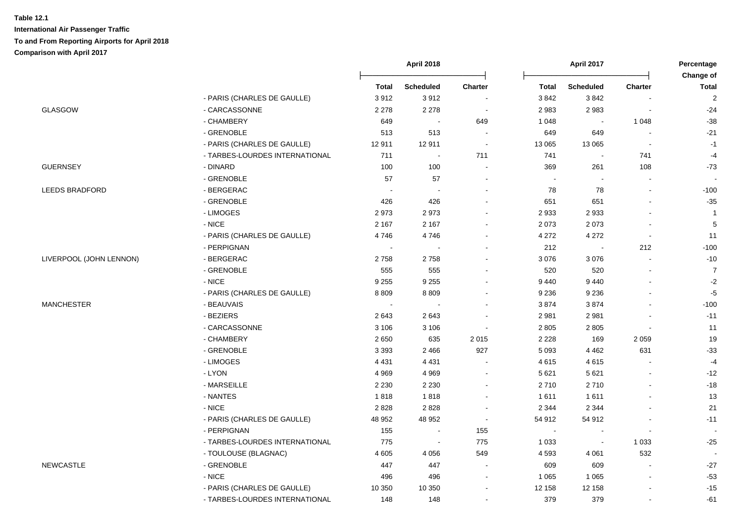**Table 12.1**

**International Air Passenger Traffic**

**To and From Reporting Airports for April 2018**

**Comparison with April 2017**

| | | April 2018 | | | April 2017 | | | Percentage Change of |
|---|---|---|---|---|---|---|---|---|
| | | Total | Scheduled | Charter | Total | Scheduled | Charter | Total |
| | - PARIS (CHARLES DE GAULLE) | 3 912 | 3 912 | - | 3 842 | 3 842 | - | 2 |
| GLASGOW | - CARCASSONNE | 2 278 | 2 278 | - | 2 983 | 2 983 | - | -24 |
| | - CHAMBERY | 649 | - | 649 | 1 048 | - | 1 048 | -38 |
| | - GRENOBLE | 513 | 513 | - | 649 | 649 | - | -21 |
| | - PARIS (CHARLES DE GAULLE) | 12 911 | 12 911 | - | 13 065 | 13 065 | - | -1 |
| | - TARBES-LOURDES INTERNATIONAL | 711 | - | 711 | 741 | - | 741 | -4 |
| GUERNSEY | - DINARD | 100 | 100 | - | 369 | 261 | 108 | -73 |
| | - GRENOBLE | 57 | 57 | - | - | - | - | - |
| LEEDS BRADFORD | - BERGERAC | - | - | - | 78 | 78 | - | -100 |
| | - GRENOBLE | 426 | 426 | - | 651 | 651 | - | -35 |
| | - LIMOGES | 2 973 | 2 973 | - | 2 933 | 2 933 | - | 1 |
| | - NICE | 2 167 | 2 167 | - | 2 073 | 2 073 | - | 5 |
| | - PARIS (CHARLES DE GAULLE) | 4 746 | 4 746 | - | 4 272 | 4 272 | - | 11 |
| | - PERPIGNAN | - | - | - | 212 | - | 212 | -100 |
| LIVERPOOL (JOHN LENNON) | - BERGERAC | 2 758 | 2 758 | - | 3 076 | 3 076 | - | -10 |
| | - GRENOBLE | 555 | 555 | - | 520 | 520 | - | 7 |
| | - NICE | 9 255 | 9 255 | - | 9 440 | 9 440 | - | -2 |
| | - PARIS (CHARLES DE GAULLE) | 8 809 | 8 809 | - | 9 236 | 9 236 | - | -5 |
| MANCHESTER | - BEAUVAIS | - | - | - | 3 874 | 3 874 | - | -100 |
| | - BEZIERS | 2 643 | 2 643 | - | 2 981 | 2 981 | - | -11 |
| | - CARCASSONNE | 3 106 | 3 106 | - | 2 805 | 2 805 | - | 11 |
| | - CHAMBERY | 2 650 | 635 | 2 015 | 2 228 | 169 | 2 059 | 19 |
| | - GRENOBLE | 3 393 | 2 466 | 927 | 5 093 | 4 462 | 631 | -33 |
| | - LIMOGES | 4 431 | 4 431 | - | 4 615 | 4 615 | - | -4 |
| | - LYON | 4 969 | 4 969 | - | 5 621 | 5 621 | - | -12 |
| | - MARSEILLE | 2 230 | 2 230 | - | 2 710 | 2 710 | - | -18 |
| | - NANTES | 1 818 | 1 818 | - | 1 611 | 1 611 | - | 13 |
| | - NICE | 2 828 | 2 828 | - | 2 344 | 2 344 | - | 21 |
| | - PARIS (CHARLES DE GAULLE) | 48 952 | 48 952 | - | 54 912 | 54 912 | - | -11 |
| | - PERPIGNAN | 155 | - | 155 | - | - | - | - |
| | - TARBES-LOURDES INTERNATIONAL | 775 | - | 775 | 1 033 | - | 1 033 | -25 |
| | - TOULOUSE (BLAGNAC) | 4 605 | 4 056 | 549 | 4 593 | 4 061 | 532 | - |
| NEWCASTLE | - GRENOBLE | 447 | 447 | - | 609 | 609 | - | -27 |
| | - NICE | 496 | 496 | - | 1 065 | 1 065 | - | -53 |
| | - PARIS (CHARLES DE GAULLE) | 10 350 | 10 350 | - | 12 158 | 12 158 | - | -15 |
| | - TARBES-LOURDES INTERNATIONAL | 148 | 148 | - | 379 | 379 | - | -61 |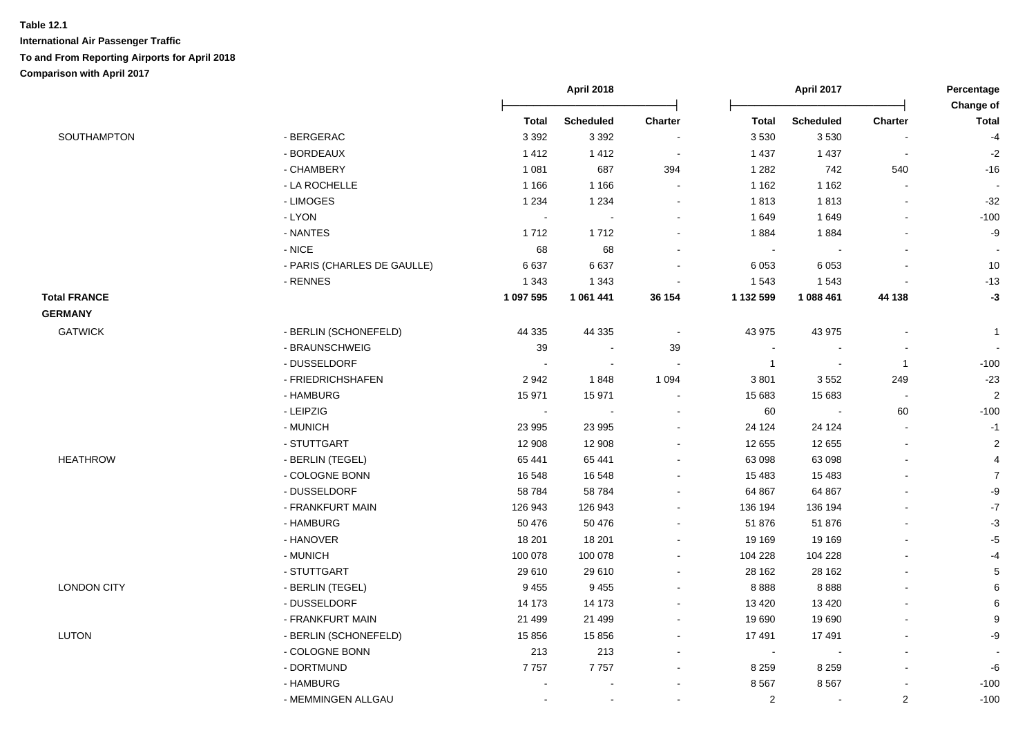**Table 12.1**

**International Air Passenger Traffic**

**To and From Reporting Airports for April 2018**

**Comparison with April 2017**

| | | April 2018 | | | April 2017 | | | Percentage Change of |
|---|---|---|---|---|---|---|---|---|
| | | Total | Scheduled | Charter | Total | Scheduled | Charter | Total |
| SOUTHAMPTON | - BERGERAC | 3 392 | 3 392 | - | 3 530 | 3 530 | - | -4 |
| | - BORDEAUX | 1 412 | 1 412 | - | 1 437 | 1 437 | - | -2 |
| | - CHAMBERY | 1 081 | 687 | 394 | 1 282 | 742 | 540 | -16 |
| | - LA ROCHELLE | 1 166 | 1 166 | - | 1 162 | 1 162 | - | - |
| | - LIMOGES | 1 234 | 1 234 | - | 1 813 | 1 813 | - | -32 |
| | - LYON | - | - | - | 1 649 | 1 649 | - | -100 |
| | - NANTES | 1 712 | 1 712 | - | 1 884 | 1 884 | - | -9 |
| | - NICE | 68 | 68 | - | - | - | - | - |
| | - PARIS (CHARLES DE GAULLE) | 6 637 | 6 637 | - | 6 053 | 6 053 | - | 10 |
| | - RENNES | 1 343 | 1 343 | - | 1 543 | 1 543 | - | -13 |
| **Total FRANCE** | | **1 097 595** | **1 061 441** | **36 154** | **1 132 599** | **1 088 461** | **44 138** | **-3** |
| **GERMANY** | | | | | | | | |
| GATWICK | - BERLIN (SCHONEFELD) | 44 335 | 44 335 | - | 43 975 | 43 975 | - | 1 |
| | - BRAUNSCHWEIG | 39 | - | 39 | - | - | - | - |
| | - DUSSELDORF | - | - | - | 1 | - | 1 | -100 |
| | - FRIEDRICHSHAFEN | 2 942 | 1 848 | 1 094 | 3 801 | 3 552 | 249 | -23 |
| | - HAMBURG | 15 971 | 15 971 | - | 15 683 | 15 683 | - | 2 |
| | - LEIPZIG | - | - | - | 60 | - | 60 | -100 |
| | - MUNICH | 23 995 | 23 995 | - | 24 124 | 24 124 | - | -1 |
| | - STUTTGART | 12 908 | 12 908 | - | 12 655 | 12 655 | - | 2 |
| HEATHROW | - BERLIN (TEGEL) | 65 441 | 65 441 | - | 63 098 | 63 098 | - | 4 |
| | - COLOGNE BONN | 16 548 | 16 548 | - | 15 483 | 15 483 | - | 7 |
| | - DUSSELDORF | 58 784 | 58 784 | - | 64 867 | 64 867 | - | -9 |
| | - FRANKFURT MAIN | 126 943 | 126 943 | - | 136 194 | 136 194 | - | -7 |
| | - HAMBURG | 50 476 | 50 476 | - | 51 876 | 51 876 | - | -3 |
| | - HANOVER | 18 201 | 18 201 | - | 19 169 | 19 169 | - | -5 |
| | - MUNICH | 100 078 | 100 078 | - | 104 228 | 104 228 | - | -4 |
| | - STUTTGART | 29 610 | 29 610 | - | 28 162 | 28 162 | - | 5 |
| LONDON CITY | - BERLIN (TEGEL) | 9 455 | 9 455 | - | 8 888 | 8 888 | - | 6 |
| | - DUSSELDORF | 14 173 | 14 173 | - | 13 420 | 13 420 | - | 6 |
| | - FRANKFURT MAIN | 21 499 | 21 499 | - | 19 690 | 19 690 | - | 9 |
| LUTON | - BERLIN (SCHONEFELD) | 15 856 | 15 856 | - | 17 491 | 17 491 | - | -9 |
| | - COLOGNE BONN | 213 | 213 | - | - | - | - | - |
| | - DORTMUND | 7 757 | 7 757 | - | 8 259 | 8 259 | - | -6 |
| | - HAMBURG | - | - | - | 8 567 | 8 567 | - | -100 |
| | - MEMMINGEN ALLGAU | - | - | - | 2 | - | 2 | -100 |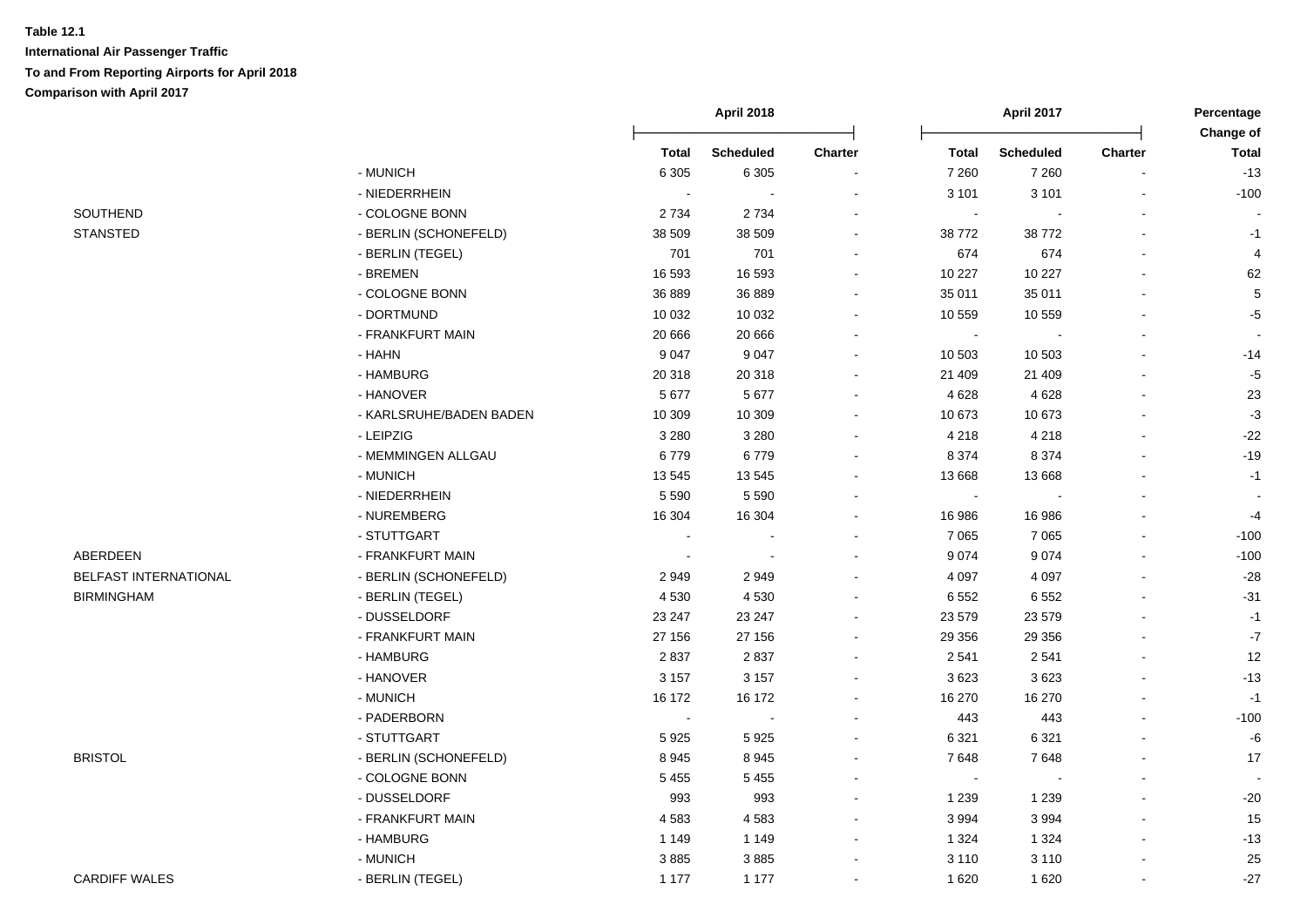**Table 12.1**

**International Air Passenger Traffic**

**To and From Reporting Airports for April 2018**

**Comparison with April 2017**

| | | April 2018 | | | April 2017 | | | Percentage Change of |
|---|---|---|---|---|---|---|---|---|
| | | Total | Scheduled | Charter | Total | Scheduled | Charter | Total |
| | - MUNICH | 6 305 | 6 305 | - | 7 260 | 7 260 | - | -13 |
| | - NIEDERRHEIN | - | - | - | 3 101 | 3 101 | - | -100 |
| SOUTHEND | - COLOGNE BONN | 2 734 | 2 734 | - | - | - | - | - |
| STANSTED | - BERLIN (SCHONEFELD) | 38 509 | 38 509 | - | 38 772 | 38 772 | - | -1 |
| | - BERLIN (TEGEL) | 701 | 701 | - | 674 | 674 | - | 4 |
| | - BREMEN | 16 593 | 16 593 | - | 10 227 | 10 227 | - | 62 |
| | - COLOGNE BONN | 36 889 | 36 889 | - | 35 011 | 35 011 | - | 5 |
| | - DORTMUND | 10 032 | 10 032 | - | 10 559 | 10 559 | - | -5 |
| | - FRANKFURT MAIN | 20 666 | 20 666 | - | - | - | - | - |
| | - HAHN | 9 047 | 9 047 | - | 10 503 | 10 503 | - | -14 |
| | - HAMBURG | 20 318 | 20 318 | - | 21 409 | 21 409 | - | -5 |
| | - HANOVER | 5 677 | 5 677 | - | 4 628 | 4 628 | - | 23 |
| | - KARLSRUHE/BADEN BADEN | 10 309 | 10 309 | - | 10 673 | 10 673 | - | -3 |
| | - LEIPZIG | 3 280 | 3 280 | - | 4 218 | 4 218 | - | -22 |
| | - MEMMINGEN ALLGAU | 6 779 | 6 779 | - | 8 374 | 8 374 | - | -19 |
| | - MUNICH | 13 545 | 13 545 | - | 13 668 | 13 668 | - | -1 |
| | - NIEDERRHEIN | 5 590 | 5 590 | - | - | - | - | - |
| | - NUREMBERG | 16 304 | 16 304 | - | 16 986 | 16 986 | - | -4 |
| | - STUTTGART | - | - | - | 7 065 | 7 065 | - | -100 |
| ABERDEEN | - FRANKFURT MAIN | - | - | - | 9 074 | 9 074 | - | -100 |
| BELFAST INTERNATIONAL | - BERLIN (SCHONEFELD) | 2 949 | 2 949 | - | 4 097 | 4 097 | - | -28 |
| BIRMINGHAM | - BERLIN (TEGEL) | 4 530 | 4 530 | - | 6 552 | 6 552 | - | -31 |
| | - DUSSELDORF | 23 247 | 23 247 | - | 23 579 | 23 579 | - | -1 |
| | - FRANKFURT MAIN | 27 156 | 27 156 | - | 29 356 | 29 356 | - | -7 |
| | - HAMBURG | 2 837 | 2 837 | - | 2 541 | 2 541 | - | 12 |
| | - HANOVER | 3 157 | 3 157 | - | 3 623 | 3 623 | - | -13 |
| | - MUNICH | 16 172 | 16 172 | - | 16 270 | 16 270 | - | -1 |
| | - PADERBORN | - | - | - | 443 | 443 | - | -100 |
| | - STUTTGART | 5 925 | 5 925 | - | 6 321 | 6 321 | - | -6 |
| BRISTOL | - BERLIN (SCHONEFELD) | 8 945 | 8 945 | - | 7 648 | 7 648 | - | 17 |
| | - COLOGNE BONN | 5 455 | 5 455 | - | - | - | - | - |
| | - DUSSELDORF | 993 | 993 | - | 1 239 | 1 239 | - | -20 |
| | - FRANKFURT MAIN | 4 583 | 4 583 | - | 3 994 | 3 994 | - | 15 |
| | - HAMBURG | 1 149 | 1 149 | - | 1 324 | 1 324 | - | -13 |
| | - MUNICH | 3 885 | 3 885 | - | 3 110 | 3 110 | - | 25 |
| CARDIFF WALES | - BERLIN (TEGEL) | 1 177 | 1 177 | - | 1 620 | 1 620 | - | -27 |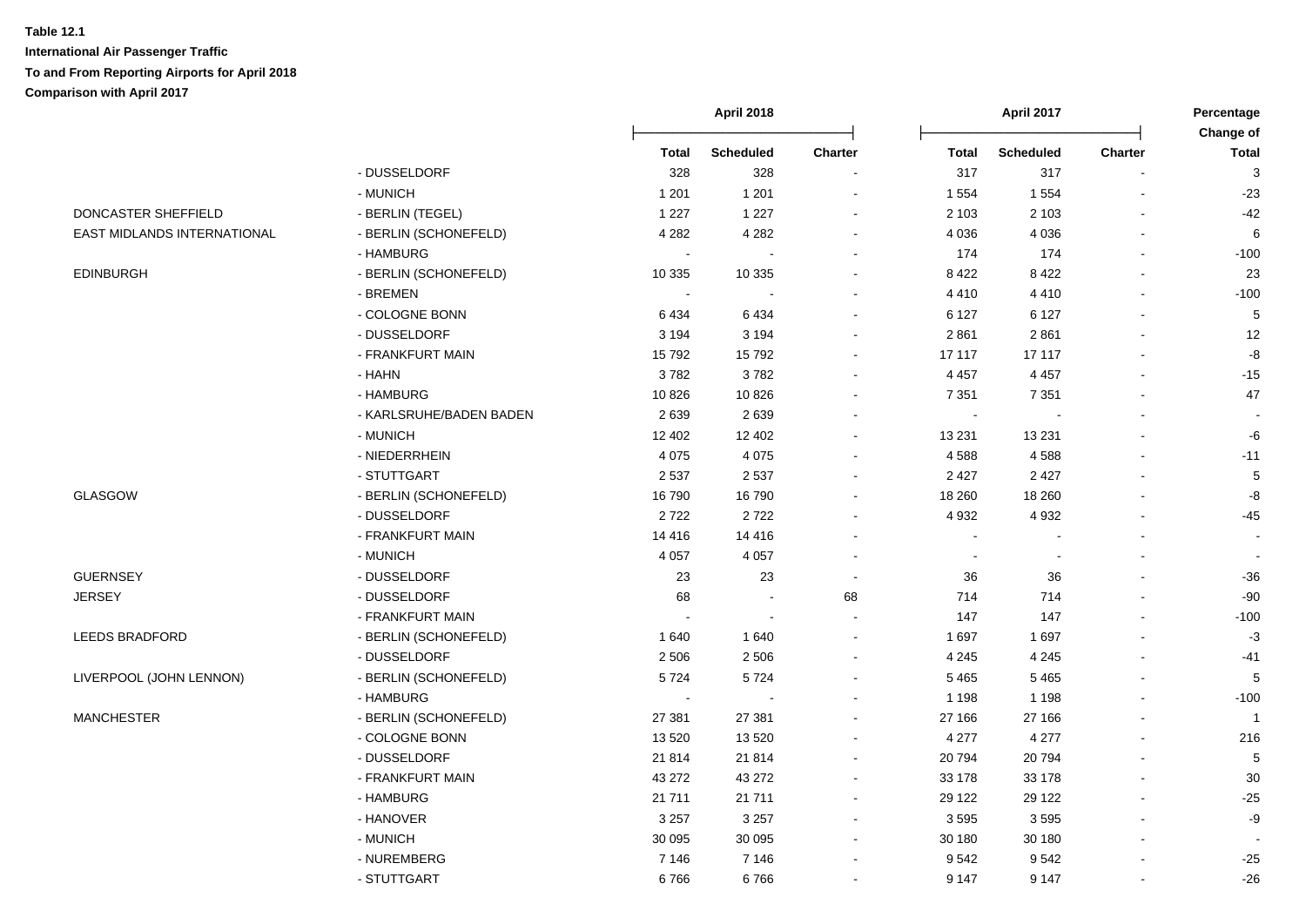**Table 12.1**

**International Air Passenger Traffic**

**To and From Reporting Airports for April 2018**

**Comparison with April 2017**

| | | April 2018 | | | April 2017 | | | Percentage Change of |
|---|---|---|---|---|---|---|---|---|
| | | Total | Scheduled | Charter | Total | Scheduled | Charter | Total |
| | - DUSSELDORF | 328 | 328 | - | 317 | 317 | - | 3 |
| | - MUNICH | 1 201 | 1 201 | - | 1 554 | 1 554 | - | -23 |
| DONCASTER SHEFFIELD | - BERLIN (TEGEL) | 1 227 | 1 227 | - | 2 103 | 2 103 | - | -42 |
| EAST MIDLANDS INTERNATIONAL | - BERLIN (SCHONEFELD) | 4 282 | 4 282 | - | 4 036 | 4 036 | - | 6 |
| | - HAMBURG | - | - | - | 174 | 174 | - | -100 |
| EDINBURGH | - BERLIN (SCHONEFELD) | 10 335 | 10 335 | - | 8 422 | 8 422 | - | 23 |
| | - BREMEN | - | - | - | 4 410 | 4 410 | - | -100 |
| | - COLOGNE BONN | 6 434 | 6 434 | - | 6 127 | 6 127 | - | 5 |
| | - DUSSELDORF | 3 194 | 3 194 | - | 2 861 | 2 861 | - | 12 |
| | - FRANKFURT MAIN | 15 792 | 15 792 | - | 17 117 | 17 117 | - | -8 |
| | - HAHN | 3 782 | 3 782 | - | 4 457 | 4 457 | - | -15 |
| | - HAMBURG | 10 826 | 10 826 | - | 7 351 | 7 351 | - | 47 |
| | - KARLSRUHE/BADEN BADEN | 2 639 | 2 639 | - | - | - | - | - |
| | - MUNICH | 12 402 | 12 402 | - | 13 231 | 13 231 | - | -6 |
| | - NIEDERRHEIN | 4 075 | 4 075 | - | 4 588 | 4 588 | - | -11 |
| | - STUTTGART | 2 537 | 2 537 | - | 2 427 | 2 427 | - | 5 |
| GLASGOW | - BERLIN (SCHONEFELD) | 16 790 | 16 790 | - | 18 260 | 18 260 | - | -8 |
| | - DUSSELDORF | 2 722 | 2 722 | - | 4 932 | 4 932 | - | -45 |
| | - FRANKFURT MAIN | 14 416 | 14 416 | - | - | - | - | - |
| | - MUNICH | 4 057 | 4 057 | - | - | - | - | - |
| GUERNSEY | - DUSSELDORF | 23 | 23 | - | 36 | 36 | - | -36 |
| JERSEY | - DUSSELDORF | 68 | - | 68 | 714 | 714 | - | -90 |
| | - FRANKFURT MAIN | - | - | - | 147 | 147 | - | -100 |
| LEEDS BRADFORD | - BERLIN (SCHONEFELD) | 1 640 | 1 640 | - | 1 697 | 1 697 | - | -3 |
| | - DUSSELDORF | 2 506 | 2 506 | - | 4 245 | 4 245 | - | -41 |
| LIVERPOOL (JOHN LENNON) | - BERLIN (SCHONEFELD) | 5 724 | 5 724 | - | 5 465 | 5 465 | - | 5 |
| | - HAMBURG | - | - | - | 1 198 | 1 198 | - | -100 |
| MANCHESTER | - BERLIN (SCHONEFELD) | 27 381 | 27 381 | - | 27 166 | 27 166 | - | 1 |
| | - COLOGNE BONN | 13 520 | 13 520 | - | 4 277 | 4 277 | - | 216 |
| | - DUSSELDORF | 21 814 | 21 814 | - | 20 794 | 20 794 | - | 5 |
| | - FRANKFURT MAIN | 43 272 | 43 272 | - | 33 178 | 33 178 | - | 30 |
| | - HAMBURG | 21 711 | 21 711 | - | 29 122 | 29 122 | - | -25 |
| | - HANOVER | 3 257 | 3 257 | - | 3 595 | 3 595 | - | -9 |
| | - MUNICH | 30 095 | 30 095 | - | 30 180 | 30 180 | - | - |
| | - NUREMBERG | 7 146 | 7 146 | - | 9 542 | 9 542 | - | -25 |
| | - STUTTGART | 6 766 | 6 766 | - | 9 147 | 9 147 | - | -26 |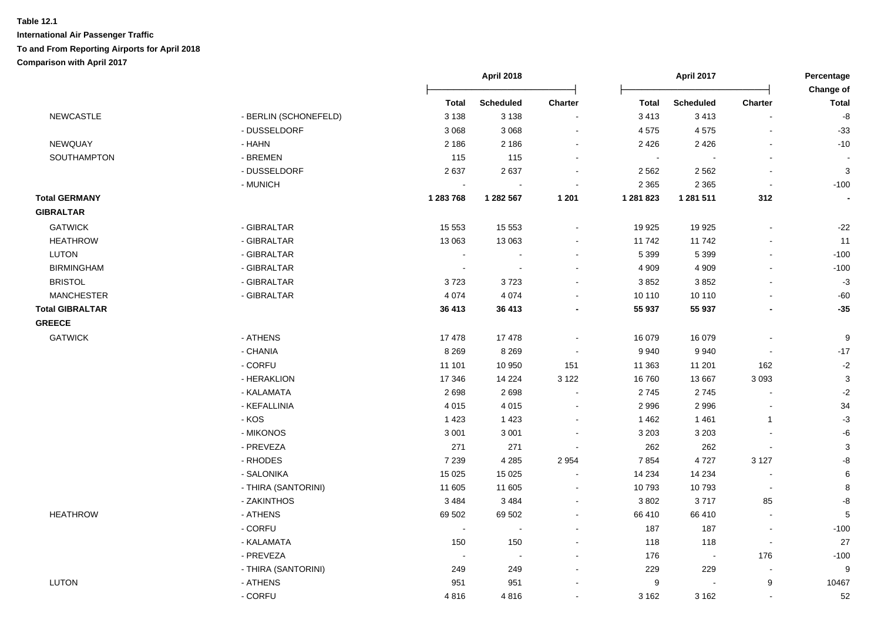**Table 12.1**
**International Air Passenger Traffic**
**To and From Reporting Airports for April 2018**
**Comparison with April 2017**

| | | April 2018 | | | April 2017 | | | Percentage Change of |
|---|---|---|---|---|---|---|---|---|
| | | Total | Scheduled | Charter | Total | Scheduled | Charter | Total |
| NEWCASTLE | - BERLIN (SCHONEFELD) | 3 138 | 3 138 | - | 3 413 | 3 413 | - | -8 |
| | - DUSSELDORF | 3 068 | 3 068 | - | 4 575 | 4 575 | - | -33 |
| NEWQUAY | - HAHN | 2 186 | 2 186 | - | 2 426 | 2 426 | - | -10 |
| SOUTHAMPTON | - BREMEN | 115 | 115 | - | - | - | - | - |
| | - DUSSELDORF | 2 637 | 2 637 | - | 2 562 | 2 562 | - | 3 |
| | - MUNICH | - | - | - | 2 365 | 2 365 | - | -100 |
| **Total GERMANY** | | **1 283 768** | **1 282 567** | **1 201** | **1 281 823** | **1 281 511** | **312** | **-** |
| **GIBRALTAR** | | | | | | | | |
| GATWICK | - GIBRALTAR | 15 553 | 15 553 | - | 19 925 | 19 925 | - | -22 |
| HEATHROW | - GIBRALTAR | 13 063 | 13 063 | - | 11 742 | 11 742 | - | 11 |
| LUTON | - GIBRALTAR | - | - | - | 5 399 | 5 399 | - | -100 |
| BIRMINGHAM | - GIBRALTAR | - | - | - | 4 909 | 4 909 | - | -100 |
| BRISTOL | - GIBRALTAR | 3 723 | 3 723 | - | 3 852 | 3 852 | - | -3 |
| MANCHESTER | - GIBRALTAR | 4 074 | 4 074 | - | 10 110 | 10 110 | - | -60 |
| **Total GIBRALTAR** | | **36 413** | **36 413** | **-** | **55 937** | **55 937** | **-** | **-35** |
| **GREECE** | | | | | | | | |
| GATWICK | - ATHENS | 17 478 | 17 478 | - | 16 079 | 16 079 | - | 9 |
| | - CHANIA | 8 269 | 8 269 | - | 9 940 | 9 940 | - | -17 |
| | - CORFU | 11 101 | 10 950 | 151 | 11 363 | 11 201 | 162 | -2 |
| | - HERAKLION | 17 346 | 14 224 | 3 122 | 16 760 | 13 667 | 3 093 | 3 |
| | - KALAMATA | 2 698 | 2 698 | - | 2 745 | 2 745 | - | -2 |
| | - KEFALLINIA | 4 015 | 4 015 | - | 2 996 | 2 996 | - | 34 |
| | - KOS | 1 423 | 1 423 | - | 1 462 | 1 461 | 1 | -3 |
| | - MIKONOS | 3 001 | 3 001 | - | 3 203 | 3 203 | - | -6 |
| | - PREVEZA | 271 | 271 | - | 262 | 262 | - | 3 |
| | - RHODES | 7 239 | 4 285 | 2 954 | 7 854 | 4 727 | 3 127 | -8 |
| | - SALONIKA | 15 025 | 15 025 | - | 14 234 | 14 234 | - | 6 |
| | - THIRA (SANTORINI) | 11 605 | 11 605 | - | 10 793 | 10 793 | - | 8 |
| | - ZAKINTHOS | 3 484 | 3 484 | - | 3 802 | 3 717 | 85 | -8 |
| HEATHROW | - ATHENS | 69 502 | 69 502 | - | 66 410 | 66 410 | - | 5 |
| | - CORFU | - | - | - | 187 | 187 | - | -100 |
| | - KALAMATA | 150 | 150 | - | 118 | 118 | - | 27 |
| | - PREVEZA | - | - | - | 176 | - | 176 | -100 |
| | - THIRA (SANTORINI) | 249 | 249 | - | 229 | 229 | - | 9 |
| LUTON | - ATHENS | 951 | 951 | - | 9 | - | 9 | 10467 |
| | - CORFU | 4 816 | 4 816 | - | 3 162 | 3 162 | - | 52 |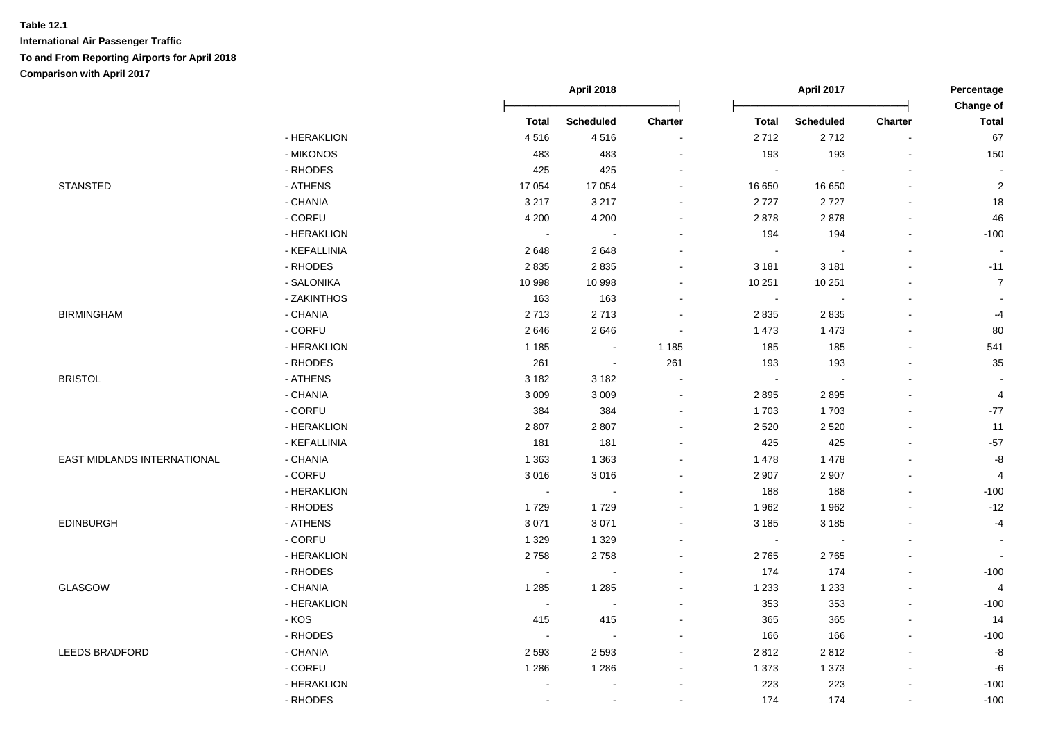**Table 12.1**
**International Air Passenger Traffic**
**To and From Reporting Airports for April 2018**
**Comparison with April 2017**

| | | April 2018 | | | April 2017 | | | Percentage Change of |
|---|---|---|---|---|---|---|---|---|
| | | Total | Scheduled | Charter | Total | Scheduled | Charter | Total |
| | - HERAKLION | 4 516 | 4 516 | - | 2 712 | 2 712 | - | 67 |
| | - MIKONOS | 483 | 483 | - | 193 | 193 | - | 150 |
| | - RHODES | 425 | 425 | - | - | - | - | - |
| STANSTED | - ATHENS | 17 054 | 17 054 | - | 16 650 | 16 650 | - | 2 |
| | - CHANIA | 3 217 | 3 217 | - | 2 727 | 2 727 | - | 18 |
| | - CORFU | 4 200 | 4 200 | - | 2 878 | 2 878 | - | 46 |
| | - HERAKLION | - | - | - | 194 | 194 | - | -100 |
| | - KEFALLINIA | 2 648 | 2 648 | - | - | - | - | - |
| | - RHODES | 2 835 | 2 835 | - | 3 181 | 3 181 | - | -11 |
| | - SALONIKA | 10 998 | 10 998 | - | 10 251 | 10 251 | - | 7 |
| | - ZAKINTHOS | 163 | 163 | - | - | - | - | - |
| BIRMINGHAM | - CHANIA | 2 713 | 2 713 | - | 2 835 | 2 835 | - | -4 |
| | - CORFU | 2 646 | 2 646 | - | 1 473 | 1 473 | - | 80 |
| | - HERAKLION | 1 185 | - | 1 185 | 185 | 185 | - | 541 |
| | - RHODES | 261 | - | 261 | 193 | 193 | - | 35 |
| BRISTOL | - ATHENS | 3 182 | 3 182 | - | - | - | - | - |
| | - CHANIA | 3 009 | 3 009 | - | 2 895 | 2 895 | - | 4 |
| | - CORFU | 384 | 384 | - | 1 703 | 1 703 | - | -77 |
| | - HERAKLION | 2 807 | 2 807 | - | 2 520 | 2 520 | - | 11 |
| | - KEFALLINIA | 181 | 181 | - | 425 | 425 | - | -57 |
| EAST MIDLANDS INTERNATIONAL | - CHANIA | 1 363 | 1 363 | - | 1 478 | 1 478 | - | -8 |
| | - CORFU | 3 016 | 3 016 | - | 2 907 | 2 907 | - | 4 |
| | - HERAKLION | - | - | - | 188 | 188 | - | -100 |
| | - RHODES | 1 729 | 1 729 | - | 1 962 | 1 962 | - | -12 |
| EDINBURGH | - ATHENS | 3 071 | 3 071 | - | 3 185 | 3 185 | - | -4 |
| | - CORFU | 1 329 | 1 329 | - | - | - | - | - |
| | - HERAKLION | 2 758 | 2 758 | - | 2 765 | 2 765 | - | - |
| | - RHODES | - | - | - | 174 | 174 | - | -100 |
| GLASGOW | - CHANIA | 1 285 | 1 285 | - | 1 233 | 1 233 | - | 4 |
| | - HERAKLION | - | - | - | 353 | 353 | - | -100 |
| | - KOS | 415 | 415 | - | 365 | 365 | - | 14 |
| | - RHODES | - | - | - | 166 | 166 | - | -100 |
| LEEDS BRADFORD | - CHANIA | 2 593 | 2 593 | - | 2 812 | 2 812 | - | -8 |
| | - CORFU | 1 286 | 1 286 | - | 1 373 | 1 373 | - | -6 |
| | - HERAKLION | - | - | - | 223 | 223 | - | -100 |
| | - RHODES | - | - | - | 174 | 174 | - | -100 |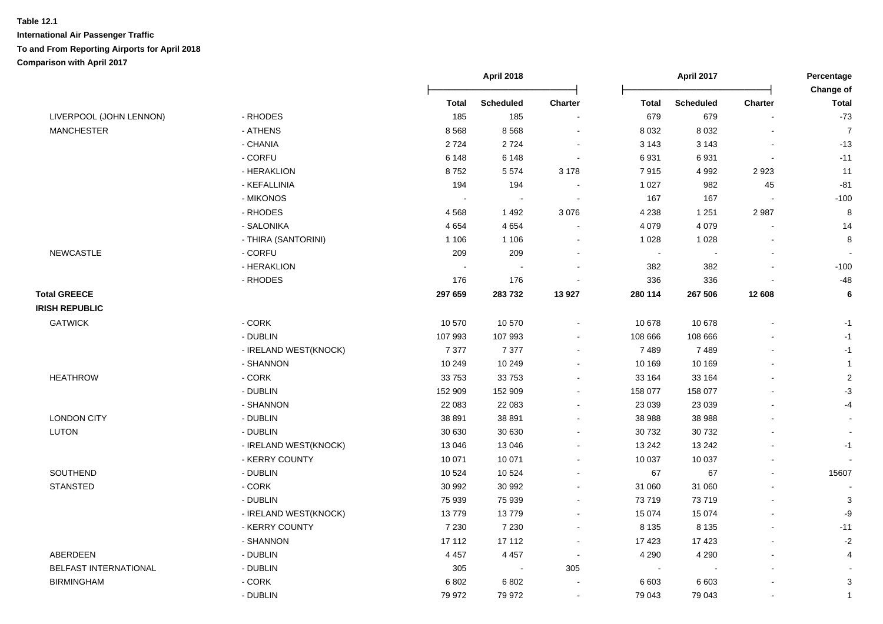**Table 12.1**

**International Air Passenger Traffic**

**To and From Reporting Airports for April 2018**

**Comparison with April 2017**

| | | April 2018 | | | April 2017 | | | Percentage Change of |
|---|---|---|---|---|---|---|---|---|
| | | **Total** | **Scheduled** | **Charter** | **Total** | **Scheduled** | **Charter** | **Total** |
| LIVERPOOL (JOHN LENNON) | - RHODES | 185 | 185 | - | 679 | 679 | - | -73 |
| MANCHESTER | - ATHENS | 8 568 | 8 568 | - | 8 032 | 8 032 | - | 7 |
| | - CHANIA | 2 724 | 2 724 | - | 3 143 | 3 143 | - | -13 |
| | - CORFU | 6 148 | 6 148 | - | 6 931 | 6 931 | - | -11 |
| | - HERAKLION | 8 752 | 5 574 | 3 178 | 7 915 | 4 992 | 2 923 | 11 |
| | - KEFALLINIA | 194 | 194 | - | 1 027 | 982 | 45 | -81 |
| | - MIKONOS | - | - | - | 167 | 167 | - | -100 |
| | - RHODES | 4 568 | 1 492 | 3 076 | 4 238 | 1 251 | 2 987 | 8 |
| | - SALONIKA | 4 654 | 4 654 | - | 4 079 | 4 079 | - | 14 |
| | - THIRA (SANTORINI) | 1 106 | 1 106 | - | 1 028 | 1 028 | - | 8 |
| NEWCASTLE | - CORFU | 209 | 209 | - | - | - | - | - |
| | - HERAKLION | - | - | - | 382 | 382 | - | -100 |
| | - RHODES | 176 | 176 | - | 336 | 336 | - | -48 |
| **Total GREECE** | | **297 659** | **283 732** | **13 927** | **280 114** | **267 506** | **12 608** | **6** |
| **IRISH REPUBLIC** | | | | | | | | |
| GATWICK | - CORK | 10 570 | 10 570 | - | 10 678 | 10 678 | - | -1 |
| | - DUBLIN | 107 993 | 107 993 | - | 108 666 | 108 666 | - | -1 |
| | - IRELAND WEST(KNOCK) | 7 377 | 7 377 | - | 7 489 | 7 489 | - | -1 |
| | - SHANNON | 10 249 | 10 249 | - | 10 169 | 10 169 | - | 1 |
| HEATHROW | - CORK | 33 753 | 33 753 | - | 33 164 | 33 164 | - | 2 |
| | - DUBLIN | 152 909 | 152 909 | - | 158 077 | 158 077 | - | -3 |
| | - SHANNON | 22 083 | 22 083 | - | 23 039 | 23 039 | - | -4 |
| LONDON CITY | - DUBLIN | 38 891 | 38 891 | - | 38 988 | 38 988 | - | - |
| LUTON | - DUBLIN | 30 630 | 30 630 | - | 30 732 | 30 732 | - | - |
| | - IRELAND WEST(KNOCK) | 13 046 | 13 046 | - | 13 242 | 13 242 | - | -1 |
| | - KERRY COUNTY | 10 071 | 10 071 | - | 10 037 | 10 037 | - | - |
| SOUTHEND | - DUBLIN | 10 524 | 10 524 | - | 67 | 67 | - | 15607 |
| STANSTED | - CORK | 30 992 | 30 992 | - | 31 060 | 31 060 | - | - |
| | - DUBLIN | 75 939 | 75 939 | - | 73 719 | 73 719 | - | 3 |
| | - IRELAND WEST(KNOCK) | 13 779 | 13 779 | - | 15 074 | 15 074 | - | -9 |
| | - KERRY COUNTY | 7 230 | 7 230 | - | 8 135 | 8 135 | - | -11 |
| | - SHANNON | 17 112 | 17 112 | - | 17 423 | 17 423 | - | -2 |
| ABERDEEN | - DUBLIN | 4 457 | 4 457 | - | 4 290 | 4 290 | - | 4 |
| BELFAST INTERNATIONAL | - DUBLIN | 305 | - | 305 | - | - | - | - |
| BIRMINGHAM | - CORK | 6 802 | 6 802 | - | 6 603 | 6 603 | - | 3 |
| | - DUBLIN | 79 972 | 79 972 | - | 79 043 | 79 043 | - | 1 |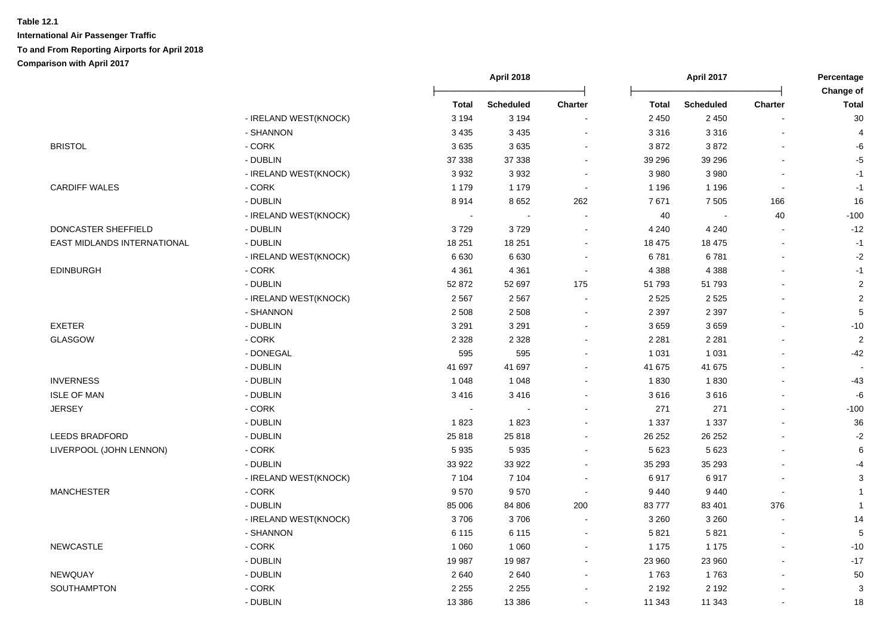**Table 12.1**

**International Air Passenger Traffic**

**To and From Reporting Airports for April 2018**

**Comparison with April 2017**

| | | April 2018 | | | April 2017 | | | Percentage Change of |
|---|---|---|---|---|---|---|---|---|
| | | Total | Scheduled | Charter | Total | Scheduled | Charter | Total |
| | - IRELAND WEST(KNOCK) | 3 194 | 3 194 | - | 2 450 | 2 450 | - | 30 |
| | - SHANNON | 3 435 | 3 435 | - | 3 316 | 3 316 | - | 4 |
| BRISTOL | - CORK | 3 635 | 3 635 | - | 3 872 | 3 872 | - | -6 |
| | - DUBLIN | 37 338 | 37 338 | - | 39 296 | 39 296 | - | -5 |
| | - IRELAND WEST(KNOCK) | 3 932 | 3 932 | - | 3 980 | 3 980 | - | -1 |
| CARDIFF WALES | - CORK | 1 179 | 1 179 | - | 1 196 | 1 196 | - | -1 |
| | - DUBLIN | 8 914 | 8 652 | 262 | 7 671 | 7 505 | 166 | 16 |
| | - IRELAND WEST(KNOCK) | - | - | - | 40 | - | 40 | -100 |
| DONCASTER SHEFFIELD | - DUBLIN | 3 729 | 3 729 | - | 4 240 | 4 240 | - | -12 |
| EAST MIDLANDS INTERNATIONAL | - DUBLIN | 18 251 | 18 251 | - | 18 475 | 18 475 | - | -1 |
| | - IRELAND WEST(KNOCK) | 6 630 | 6 630 | - | 6 781 | 6 781 | - | -2 |
| EDINBURGH | - CORK | 4 361 | 4 361 | - | 4 388 | 4 388 | - | -1 |
| | - DUBLIN | 52 872 | 52 697 | 175 | 51 793 | 51 793 | - | 2 |
| | - IRELAND WEST(KNOCK) | 2 567 | 2 567 | - | 2 525 | 2 525 | - | 2 |
| | - SHANNON | 2 508 | 2 508 | - | 2 397 | 2 397 | - | 5 |
| EXETER | - DUBLIN | 3 291 | 3 291 | - | 3 659 | 3 659 | - | -10 |
| GLASGOW | - CORK | 2 328 | 2 328 | - | 2 281 | 2 281 | - | 2 |
| | - DONEGAL | 595 | 595 | - | 1 031 | 1 031 | - | -42 |
| | - DUBLIN | 41 697 | 41 697 | - | 41 675 | 41 675 | - | - |
| INVERNESS | - DUBLIN | 1 048 | 1 048 | - | 1 830 | 1 830 | - | -43 |
| ISLE OF MAN | - DUBLIN | 3 416 | 3 416 | - | 3 616 | 3 616 | - | -6 |
| JERSEY | - CORK | - | - | - | 271 | 271 | - | -100 |
| | - DUBLIN | 1 823 | 1 823 | - | 1 337 | 1 337 | - | 36 |
| LEEDS BRADFORD | - DUBLIN | 25 818 | 25 818 | - | 26 252 | 26 252 | - | -2 |
| LIVERPOOL (JOHN LENNON) | - CORK | 5 935 | 5 935 | - | 5 623 | 5 623 | - | 6 |
| | - DUBLIN | 33 922 | 33 922 | - | 35 293 | 35 293 | - | -4 |
| | - IRELAND WEST(KNOCK) | 7 104 | 7 104 | - | 6 917 | 6 917 | - | 3 |
| MANCHESTER | - CORK | 9 570 | 9 570 | - | 9 440 | 9 440 | - | 1 |
| | - DUBLIN | 85 006 | 84 806 | 200 | 83 777 | 83 401 | 376 | 1 |
| | - IRELAND WEST(KNOCK) | 3 706 | 3 706 | - | 3 260 | 3 260 | - | 14 |
| | - SHANNON | 6 115 | 6 115 | - | 5 821 | 5 821 | - | 5 |
| NEWCASTLE | - CORK | 1 060 | 1 060 | - | 1 175 | 1 175 | - | -10 |
| | - DUBLIN | 19 987 | 19 987 | - | 23 960 | 23 960 | - | -17 |
| NEWQUAY | - DUBLIN | 2 640 | 2 640 | - | 1 763 | 1 763 | - | 50 |
| SOUTHAMPTON | - CORK | 2 255 | 2 255 | - | 2 192 | 2 192 | - | 3 |
| | - DUBLIN | 13 386 | 13 386 | - | 11 343 | 11 343 | - | 18 |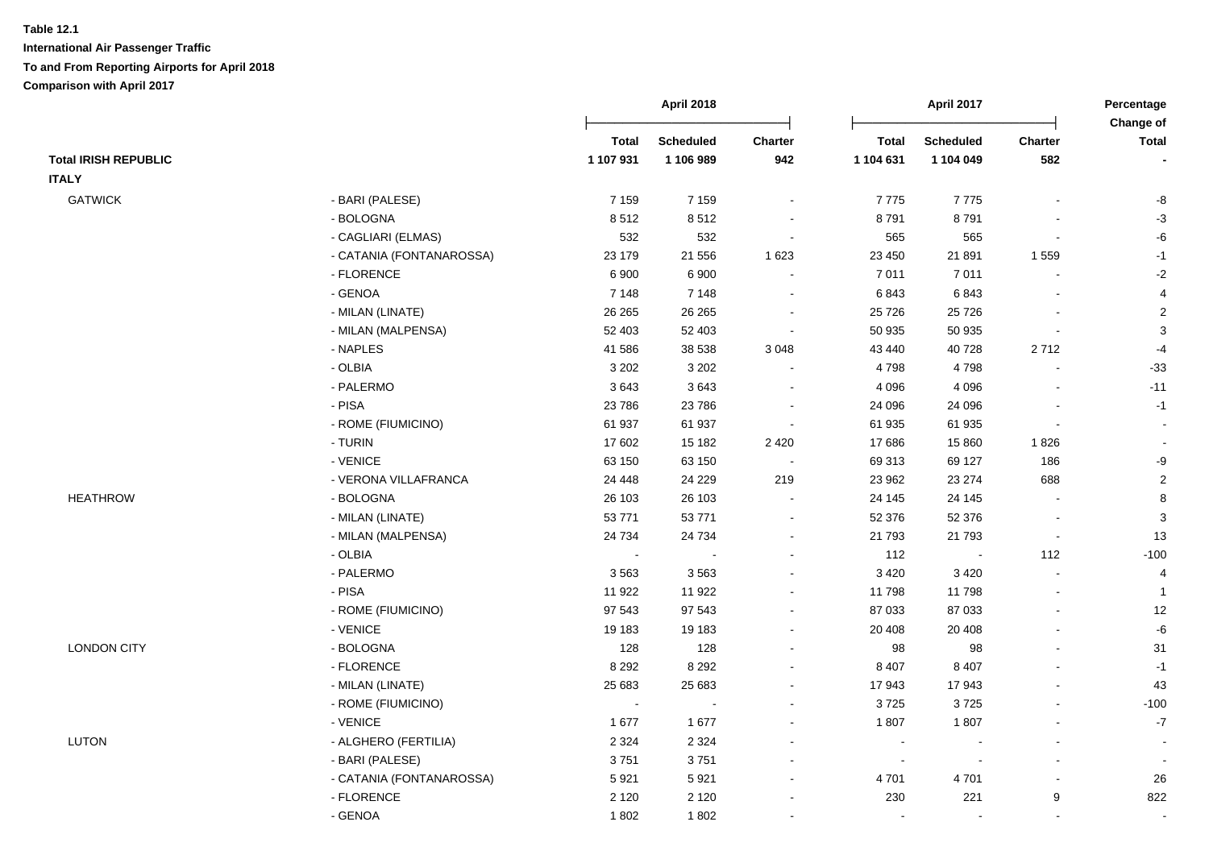**Table 12.1**

**International Air Passenger Traffic**

**To and From Reporting Airports for April 2018**

**Comparison with April 2017**

| | | April 2018 | | | April 2017 | | | Percentage Change of |
|---|---|---|---|---|---|---|---|---|
| | | Total | Scheduled | Charter | Total | Scheduled | Charter | Total |
| **Total IRISH REPUBLIC** | | **1 107 931** | **1 106 989** | **942** | **1 104 631** | **1 104 049** | **582** | **-** |
| **ITALY** | | | | | | | | |
| GATWICK | - BARI (PALESE) | 7 159 | 7 159 | - | 7 775 | 7 775 | - | -8 |
| | - BOLOGNA | 8 512 | 8 512 | - | 8 791 | 8 791 | - | -3 |
| | - CAGLIARI (ELMAS) | 532 | 532 | - | 565 | 565 | - | -6 |
| | - CATANIA (FONTANAROSSA) | 23 179 | 21 556 | 1 623 | 23 450 | 21 891 | 1 559 | -1 |
| | - FLORENCE | 6 900 | 6 900 | - | 7 011 | 7 011 | - | -2 |
| | - GENOA | 7 148 | 7 148 | - | 6 843 | 6 843 | - | 4 |
| | - MILAN (LINATE) | 26 265 | 26 265 | - | 25 726 | 25 726 | - | 2 |
| | - MILAN (MALPENSA) | 52 403 | 52 403 | - | 50 935 | 50 935 | - | 3 |
| | - NAPLES | 41 586 | 38 538 | 3 048 | 43 440 | 40 728 | 2 712 | -4 |
| | - OLBIA | 3 202 | 3 202 | - | 4 798 | 4 798 | - | -33 |
| | - PALERMO | 3 643 | 3 643 | - | 4 096 | 4 096 | - | -11 |
| | - PISA | 23 786 | 23 786 | - | 24 096 | 24 096 | - | -1 |
| | - ROME (FIUMICINO) | 61 937 | 61 937 | - | 61 935 | 61 935 | - | - |
| | - TURIN | 17 602 | 15 182 | 2 420 | 17 686 | 15 860 | 1 826 | - |
| | - VENICE | 63 150 | 63 150 | - | 69 313 | 69 127 | 186 | -9 |
| | - VERONA VILLAFRANCA | 24 448 | 24 229 | 219 | 23 962 | 23 274 | 688 | 2 |
| HEATHROW | - BOLOGNA | 26 103 | 26 103 | - | 24 145 | 24 145 | - | 8 |
| | - MILAN (LINATE) | 53 771 | 53 771 | - | 52 376 | 52 376 | - | 3 |
| | - MILAN (MALPENSA) | 24 734 | 24 734 | - | 21 793 | 21 793 | - | 13 |
| | - OLBIA | - | - | - | 112 | - | 112 | -100 |
| | - PALERMO | 3 563 | 3 563 | - | 3 420 | 3 420 | - | 4 |
| | - PISA | 11 922 | 11 922 | - | 11 798 | 11 798 | - | 1 |
| | - ROME (FIUMICINO) | 97 543 | 97 543 | - | 87 033 | 87 033 | - | 12 |
| | - VENICE | 19 183 | 19 183 | - | 20 408 | 20 408 | - | -6 |
| LONDON CITY | - BOLOGNA | 128 | 128 | - | 98 | 98 | - | 31 |
| | - FLORENCE | 8 292 | 8 292 | - | 8 407 | 8 407 | - | -1 |
| | - MILAN (LINATE) | 25 683 | 25 683 | - | 17 943 | 17 943 | - | 43 |
| | - ROME (FIUMICINO) | - | - | - | 3 725 | 3 725 | - | -100 |
| | - VENICE | 1 677 | 1 677 | - | 1 807 | 1 807 | - | -7 |
| LUTON | - ALGHERO (FERTILIA) | 2 324 | 2 324 | - | - | - | - | - |
| | - BARI (PALESE) | 3 751 | 3 751 | - | - | - | - | - |
| | - CATANIA (FONTANAROSSA) | 5 921 | 5 921 | - | 4 701 | 4 701 | - | 26 |
| | - FLORENCE | 2 120 | 2 120 | - | 230 | 221 | 9 | 822 |
| | - GENOA | 1 802 | 1 802 | - | - | - | - | - |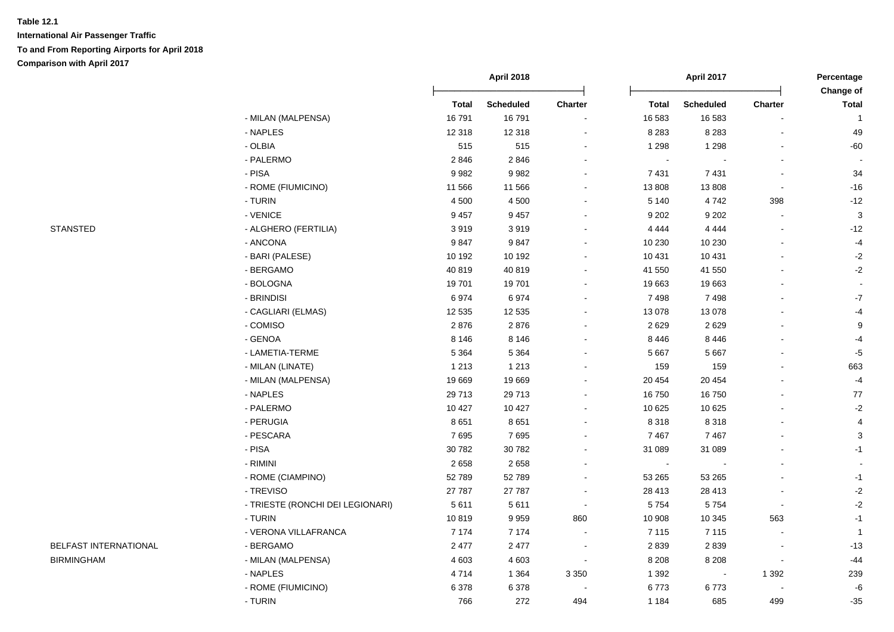**Table 12.1**

**International Air Passenger Traffic**

**To and From Reporting Airports for April 2018**

**Comparison with April 2017**

| | | April 2018 | | | April 2017 | | | Percentage Change of |
|---|---|---|---|---|---|---|---|---|
| | | Total | Scheduled | Charter | Total | Scheduled | Charter | Total |
| | - MILAN (MALPENSA) | 16 791 | 16 791 | - | 16 583 | 16 583 | - | 1 |
| | - NAPLES | 12 318 | 12 318 | - | 8 283 | 8 283 | - | 49 |
| | - OLBIA | 515 | 515 | - | 1 298 | 1 298 | - | -60 |
| | - PALERMO | 2 846 | 2 846 | - | - | - | - | - |
| | - PISA | 9 982 | 9 982 | - | 7 431 | 7 431 | - | 34 |
| | - ROME (FIUMICINO) | 11 566 | 11 566 | - | 13 808 | 13 808 | - | -16 |
| | - TURIN | 4 500 | 4 500 | - | 5 140 | 4 742 | 398 | -12 |
| | - VENICE | 9 457 | 9 457 | - | 9 202 | 9 202 | - | 3 |
| STANSTED | - ALGHERO (FERTILIA) | 3 919 | 3 919 | - | 4 444 | 4 444 | - | -12 |
| | - ANCONA | 9 847 | 9 847 | - | 10 230 | 10 230 | - | -4 |
| | - BARI (PALESE) | 10 192 | 10 192 | - | 10 431 | 10 431 | - | -2 |
| | - BERGAMO | 40 819 | 40 819 | - | 41 550 | 41 550 | - | -2 |
| | - BOLOGNA | 19 701 | 19 701 | - | 19 663 | 19 663 | - | - |
| | - BRINDISI | 6 974 | 6 974 | - | 7 498 | 7 498 | - | -7 |
| | - CAGLIARI (ELMAS) | 12 535 | 12 535 | - | 13 078 | 13 078 | - | -4 |
| | - COMISO | 2 876 | 2 876 | - | 2 629 | 2 629 | - | 9 |
| | - GENOA | 8 146 | 8 146 | - | 8 446 | 8 446 | - | -4 |
| | - LAMETIA-TERME | 5 364 | 5 364 | - | 5 667 | 5 667 | - | -5 |
| | - MILAN (LINATE) | 1 213 | 1 213 | - | 159 | 159 | - | 663 |
| | - MILAN (MALPENSA) | 19 669 | 19 669 | - | 20 454 | 20 454 | - | -4 |
| | - NAPLES | 29 713 | 29 713 | - | 16 750 | 16 750 | - | 77 |
| | - PALERMO | 10 427 | 10 427 | - | 10 625 | 10 625 | - | -2 |
| | - PERUGIA | 8 651 | 8 651 | - | 8 318 | 8 318 | - | 4 |
| | - PESCARA | 7 695 | 7 695 | - | 7 467 | 7 467 | - | 3 |
| | - PISA | 30 782 | 30 782 | - | 31 089 | 31 089 | - | -1 |
| | - RIMINI | 2 658 | 2 658 | - | - | - | - | - |
| | - ROME (CIAMPINO) | 52 789 | 52 789 | - | 53 265 | 53 265 | - | -1 |
| | - TREVISO | 27 787 | 27 787 | - | 28 413 | 28 413 | - | -2 |
| | - TRIESTE (RONCHI DEI LEGIONARI) | 5 611 | 5 611 | - | 5 754 | 5 754 | - | -2 |
| | - TURIN | 10 819 | 9 959 | 860 | 10 908 | 10 345 | 563 | -1 |
| | - VERONA VILLAFRANCA | 7 174 | 7 174 | - | 7 115 | 7 115 | - | 1 |
| BELFAST INTERNATIONAL | - BERGAMO | 2 477 | 2 477 | - | 2 839 | 2 839 | - | -13 |
| BIRMINGHAM | - MILAN (MALPENSA) | 4 603 | 4 603 | - | 8 208 | 8 208 | - | -44 |
| | - NAPLES | 4 714 | 1 364 | 3 350 | 1 392 | - | 1 392 | 239 |
| | - ROME (FIUMICINO) | 6 378 | 6 378 | - | 6 773 | 6 773 | - | -6 |
| | - TURIN | 766 | 272 | 494 | 1 184 | 685 | 499 | -35 |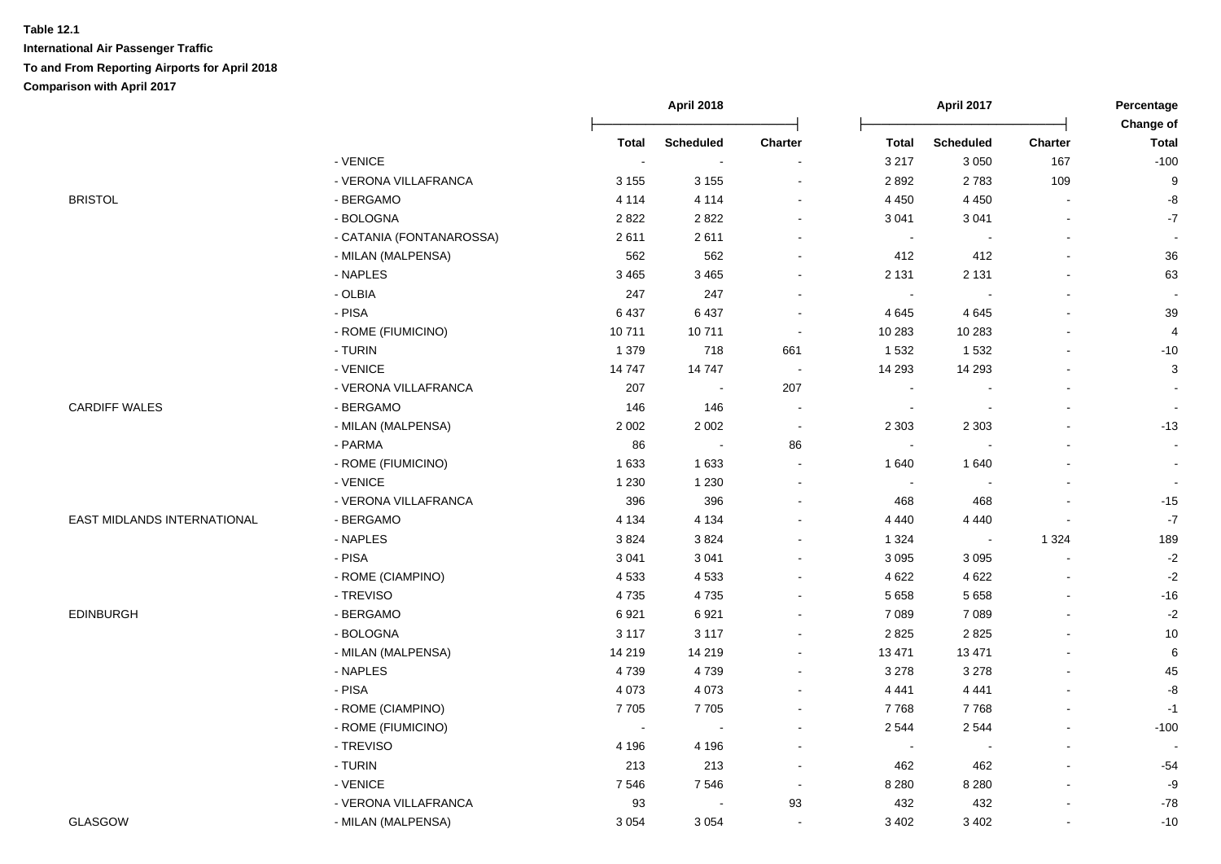**Table 12.1**
**International Air Passenger Traffic**
**To and From Reporting Airports for April 2018**
**Comparison with April 2017**

| | | April 2018 | | | April 2017 | | | Percentage Change of |
|---|---|---|---|---|---|---|---|---|
| | | Total | Scheduled | Charter | Total | Scheduled | Charter | Total |
| | - VENICE | - | - | - | 3 217 | 3 050 | 167 | -100 |
| | - VERONA VILLAFRANCA | 3 155 | 3 155 | - | 2 892 | 2 783 | 109 | 9 |
| BRISTOL | - BERGAMO | 4 114 | 4 114 | - | 4 450 | 4 450 | - | -8 |
| | - BOLOGNA | 2 822 | 2 822 | - | 3 041 | 3 041 | - | -7 |
| | - CATANIA (FONTANAROSSA) | 2 611 | 2 611 | - | - | - | - | - |
| | - MILAN (MALPENSA) | 562 | 562 | - | 412 | 412 | - | 36 |
| | - NAPLES | 3 465 | 3 465 | - | 2 131 | 2 131 | - | 63 |
| | - OLBIA | 247 | 247 | - | - | - | - | - |
| | - PISA | 6 437 | 6 437 | - | 4 645 | 4 645 | - | 39 |
| | - ROME (FIUMICINO) | 10 711 | 10 711 | - | 10 283 | 10 283 | - | 4 |
| | - TURIN | 1 379 | 718 | 661 | 1 532 | 1 532 | - | -10 |
| | - VENICE | 14 747 | 14 747 | - | 14 293 | 14 293 | - | 3 |
| | - VERONA VILLAFRANCA | 207 | - | 207 | - | - | - | - |
| CARDIFF WALES | - BERGAMO | 146 | 146 | - | - | - | - | - |
| | - MILAN (MALPENSA) | 2 002 | 2 002 | - | 2 303 | 2 303 | - | -13 |
| | - PARMA | 86 | - | 86 | - | - | - | - |
| | - ROME (FIUMICINO) | 1 633 | 1 633 | - | 1 640 | 1 640 | - | - |
| | - VENICE | 1 230 | 1 230 | - | - | - | - | - |
| | - VERONA VILLAFRANCA | 396 | 396 | - | 468 | 468 | - | -15 |
| EAST MIDLANDS INTERNATIONAL | - BERGAMO | 4 134 | 4 134 | - | 4 440 | 4 440 | - | -7 |
| | - NAPLES | 3 824 | 3 824 | - | 1 324 | - | 1 324 | 189 |
| | - PISA | 3 041 | 3 041 | - | 3 095 | 3 095 | - | -2 |
| | - ROME (CIAMPINO) | 4 533 | 4 533 | - | 4 622 | 4 622 | - | -2 |
| | - TREVISO | 4 735 | 4 735 | - | 5 658 | 5 658 | - | -16 |
| EDINBURGH | - BERGAMO | 6 921 | 6 921 | - | 7 089 | 7 089 | - | -2 |
| | - BOLOGNA | 3 117 | 3 117 | - | 2 825 | 2 825 | - | 10 |
| | - MILAN (MALPENSA) | 14 219 | 14 219 | - | 13 471 | 13 471 | - | 6 |
| | - NAPLES | 4 739 | 4 739 | - | 3 278 | 3 278 | - | 45 |
| | - PISA | 4 073 | 4 073 | - | 4 441 | 4 441 | - | -8 |
| | - ROME (CIAMPINO) | 7 705 | 7 705 | - | 7 768 | 7 768 | - | -1 |
| | - ROME (FIUMICINO) | - | - | - | 2 544 | 2 544 | - | -100 |
| | - TREVISO | 4 196 | 4 196 | - | - | - | - | - |
| | - TURIN | 213 | 213 | - | 462 | 462 | - | -54 |
| | - VENICE | 7 546 | 7 546 | - | 8 280 | 8 280 | - | -9 |
| | - VERONA VILLAFRANCA | 93 | - | 93 | 432 | 432 | - | -78 |
| GLASGOW | - MILAN (MALPENSA) | 3 054 | 3 054 | - | 3 402 | 3 402 | - | -10 |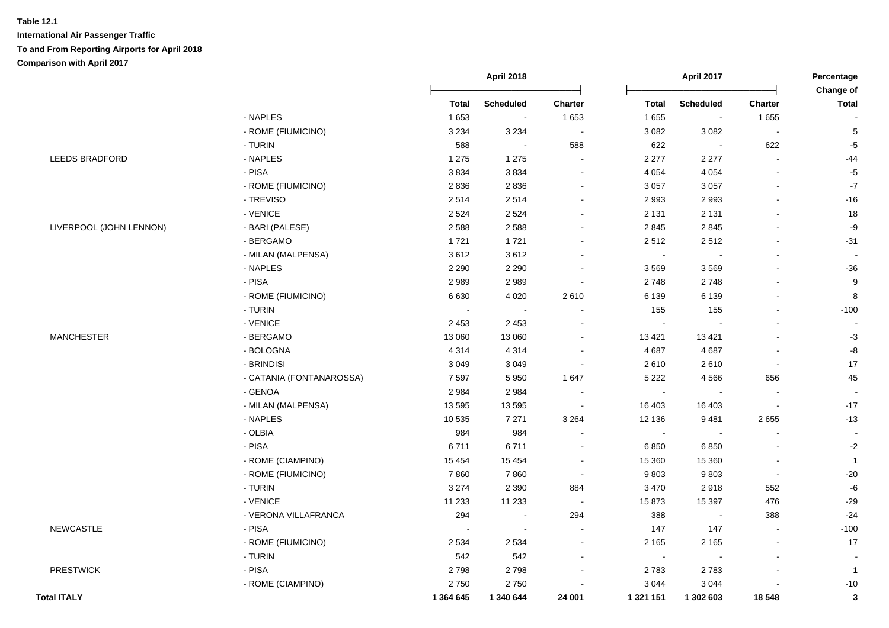**Table 12.1**

**International Air Passenger Traffic**

**To and From Reporting Airports for April 2018**

**Comparison with April 2017**

| | | April 2018 | | | April 2017 | | | Percentage Change of |
|---|---|---|---|---|---|---|---|---|
| | | **Total** | **Scheduled** | **Charter** | **Total** | **Scheduled** | **Charter** | **Total** |
| | - NAPLES | 1 653 | - | 1 653 | 1 655 | - | 1 655 | - |
| | - ROME (FIUMICINO) | 3 234 | 3 234 | - | 3 082 | 3 082 | - | 5 |
| | - TURIN | 588 | - | 588 | 622 | - | 622 | -5 |
| LEEDS BRADFORD | - NAPLES | 1 275 | 1 275 | - | 2 277 | 2 277 | - | -44 |
| | - PISA | 3 834 | 3 834 | - | 4 054 | 4 054 | - | -5 |
| | - ROME (FIUMICINO) | 2 836 | 2 836 | - | 3 057 | 3 057 | - | -7 |
| | - TREVISO | 2 514 | 2 514 | - | 2 993 | 2 993 | - | -16 |
| | - VENICE | 2 524 | 2 524 | - | 2 131 | 2 131 | - | 18 |
| LIVERPOOL (JOHN LENNON) | - BARI (PALESE) | 2 588 | 2 588 | - | 2 845 | 2 845 | - | -9 |
| | - BERGAMO | 1 721 | 1 721 | - | 2 512 | 2 512 | - | -31 |
| | - MILAN (MALPENSA) | 3 612 | 3 612 | - | - | - | - | - |
| | - NAPLES | 2 290 | 2 290 | - | 3 569 | 3 569 | - | -36 |
| | - PISA | 2 989 | 2 989 | - | 2 748 | 2 748 | - | 9 |
| | - ROME (FIUMICINO) | 6 630 | 4 020 | 2 610 | 6 139 | 6 139 | - | 8 |
| | - TURIN | - | - | - | 155 | 155 | - | -100 |
| | - VENICE | 2 453 | 2 453 | - | - | - | - | - |
| MANCHESTER | - BERGAMO | 13 060 | 13 060 | - | 13 421 | 13 421 | - | -3 |
| | - BOLOGNA | 4 314 | 4 314 | - | 4 687 | 4 687 | - | -8 |
| | - BRINDISI | 3 049 | 3 049 | - | 2 610 | 2 610 | - | 17 |
| | - CATANIA (FONTANAROSSA) | 7 597 | 5 950 | 1 647 | 5 222 | 4 566 | 656 | 45 |
| | - GENOA | 2 984 | 2 984 | - | - | - | - | - |
| | - MILAN (MALPENSA) | 13 595 | 13 595 | - | 16 403 | 16 403 | - | -17 |
| | - NAPLES | 10 535 | 7 271 | 3 264 | 12 136 | 9 481 | 2 655 | -13 |
| | - OLBIA | 984 | 984 | - | - | - | - | - |
| | - PISA | 6 711 | 6 711 | - | 6 850 | 6 850 | - | -2 |
| | - ROME (CIAMPINO) | 15 454 | 15 454 | - | 15 360 | 15 360 | - | 1 |
| | - ROME (FIUMICINO) | 7 860 | 7 860 | - | 9 803 | 9 803 | - | -20 |
| | - TURIN | 3 274 | 2 390 | 884 | 3 470 | 2 918 | 552 | -6 |
| | - VENICE | 11 233 | 11 233 | - | 15 873 | 15 397 | 476 | -29 |
| | - VERONA VILLAFRANCA | 294 | - | 294 | 388 | - | 388 | -24 |
| NEWCASTLE | - PISA | - | - | - | 147 | 147 | - | -100 |
| | - ROME (FIUMICINO) | 2 534 | 2 534 | - | 2 165 | 2 165 | - | 17 |
| | - TURIN | 542 | 542 | - | - | - | - | - |
| PRESTWICK | - PISA | 2 798 | 2 798 | - | 2 783 | 2 783 | - | 1 |
| | - ROME (CIAMPINO) | 2 750 | 2 750 | - | 3 044 | 3 044 | - | -10 |
| **Total ITALY** | | **1 364 645** | **1 340 644** | **24 001** | **1 321 151** | **1 302 603** | **18 548** | **3** |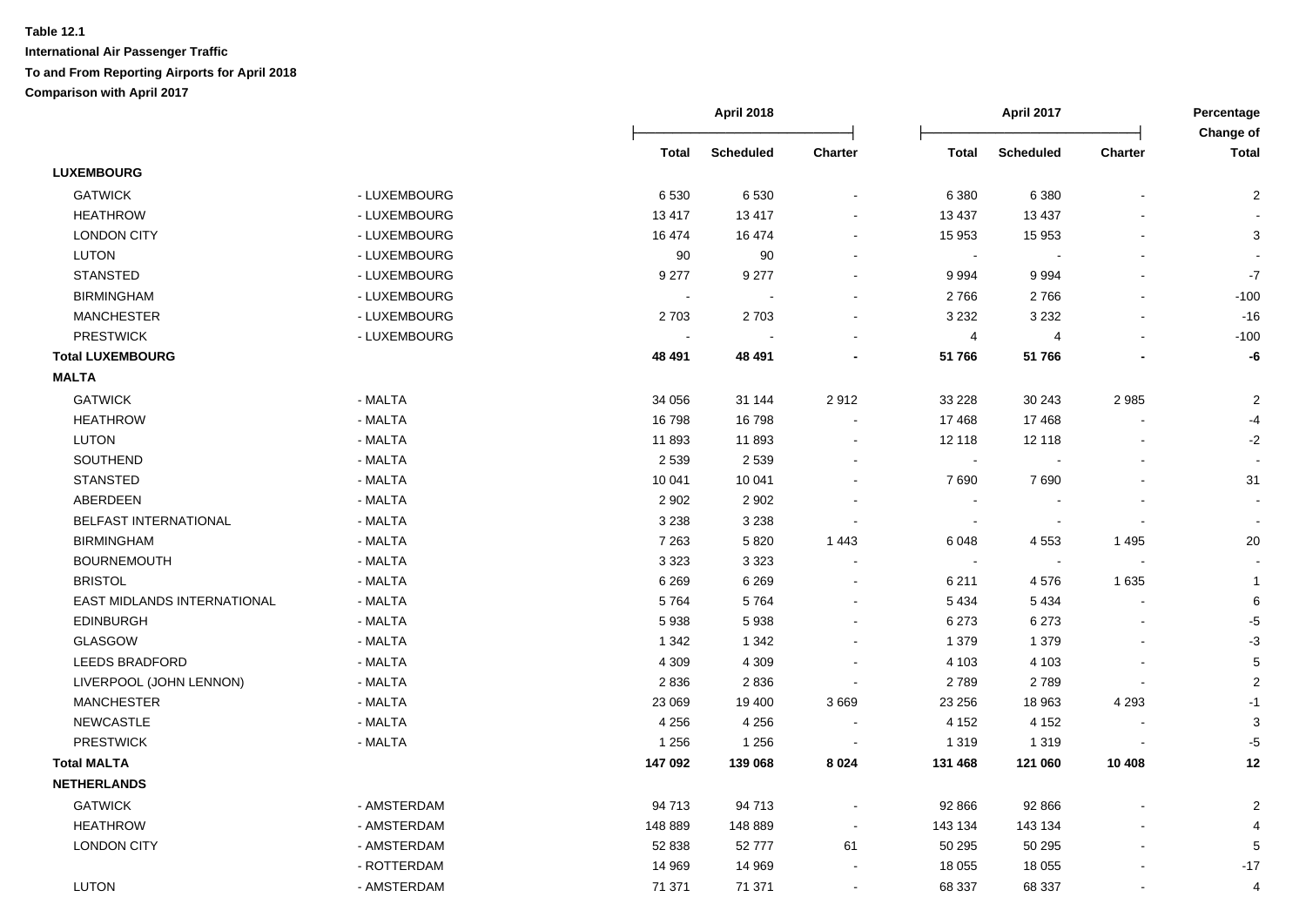**Table 12.1**

**International Air Passenger Traffic**

**To and From Reporting Airports for April 2018**

**Comparison with April 2017**

| | | April 2018 | | | April 2017 | | | Percentage Change of |
|---|---|---|---|---|---|---|---|---|
| | | **Total** | **Scheduled** | **Charter** | **Total** | **Scheduled** | **Charter** | **Total** |
| **LUXEMBOURG** | | | | | | | | |
| GATWICK | - LUXEMBOURG | 6 530 | 6 530 | - | 6 380 | 6 380 | - | 2 |
| HEATHROW | - LUXEMBOURG | 13 417 | 13 417 | - | 13 437 | 13 437 | - | - |
| LONDON CITY | - LUXEMBOURG | 16 474 | 16 474 | - | 15 953 | 15 953 | - | 3 |
| LUTON | - LUXEMBOURG | 90 | 90 | - | - | - | - | - |
| STANSTED | - LUXEMBOURG | 9 277 | 9 277 | - | 9 994 | 9 994 | - | -7 |
| BIRMINGHAM | - LUXEMBOURG | - | - | - | 2 766 | 2 766 | - | -100 |
| MANCHESTER | - LUXEMBOURG | 2 703 | 2 703 | - | 3 232 | 3 232 | - | -16 |
| PRESTWICK | - LUXEMBOURG | - | - | - | 4 | 4 | - | -100 |
| **Total LUXEMBOURG** | | **48 491** | **48 491** | **-** | **51 766** | **51 766** | **-** | **-6** |
| **MALTA** | | | | | | | | |
| GATWICK | - MALTA | 34 056 | 31 144 | 2 912 | 33 228 | 30 243 | 2 985 | 2 |
| HEATHROW | - MALTA | 16 798 | 16 798 | - | 17 468 | 17 468 | - | -4 |
| LUTON | - MALTA | 11 893 | 11 893 | - | 12 118 | 12 118 | - | -2 |
| SOUTHEND | - MALTA | 2 539 | 2 539 | - | - | - | - | - |
| STANSTED | - MALTA | 10 041 | 10 041 | - | 7 690 | 7 690 | - | 31 |
| ABERDEEN | - MALTA | 2 902 | 2 902 | - | - | - | - | - |
| BELFAST INTERNATIONAL | - MALTA | 3 238 | 3 238 | - | - | - | - | - |
| BIRMINGHAM | - MALTA | 7 263 | 5 820 | 1 443 | 6 048 | 4 553 | 1 495 | 20 |
| BOURNEMOUTH | - MALTA | 3 323 | 3 323 | - | - | - | - | - |
| BRISTOL | - MALTA | 6 269 | 6 269 | - | 6 211 | 4 576 | 1 635 | 1 |
| EAST MIDLANDS INTERNATIONAL | - MALTA | 5 764 | 5 764 | - | 5 434 | 5 434 | - | 6 |
| EDINBURGH | - MALTA | 5 938 | 5 938 | - | 6 273 | 6 273 | - | -5 |
| GLASGOW | - MALTA | 1 342 | 1 342 | - | 1 379 | 1 379 | - | -3 |
| LEEDS BRADFORD | - MALTA | 4 309 | 4 309 | - | 4 103 | 4 103 | - | 5 |
| LIVERPOOL (JOHN LENNON) | - MALTA | 2 836 | 2 836 | - | 2 789 | 2 789 | - | 2 |
| MANCHESTER | - MALTA | 23 069 | 19 400 | 3 669 | 23 256 | 18 963 | 4 293 | -1 |
| NEWCASTLE | - MALTA | 4 256 | 4 256 | - | 4 152 | 4 152 | - | 3 |
| PRESTWICK | - MALTA | 1 256 | 1 256 | - | 1 319 | 1 319 | - | -5 |
| **Total MALTA** | | **147 092** | **139 068** | **8 024** | **131 468** | **121 060** | **10 408** | **12** |
| **NETHERLANDS** | | | | | | | | |
| GATWICK | - AMSTERDAM | 94 713 | 94 713 | - | 92 866 | 92 866 | - | 2 |
| HEATHROW | - AMSTERDAM | 148 889 | 148 889 | - | 143 134 | 143 134 | - | 4 |
| LONDON CITY | - AMSTERDAM | 52 838 | 52 777 | 61 | 50 295 | 50 295 | - | 5 |
| | - ROTTERDAM | 14 969 | 14 969 | - | 18 055 | 18 055 | - | -17 |
| LUTON | - AMSTERDAM | 71 371 | 71 371 | - | 68 337 | 68 337 | - | 4 |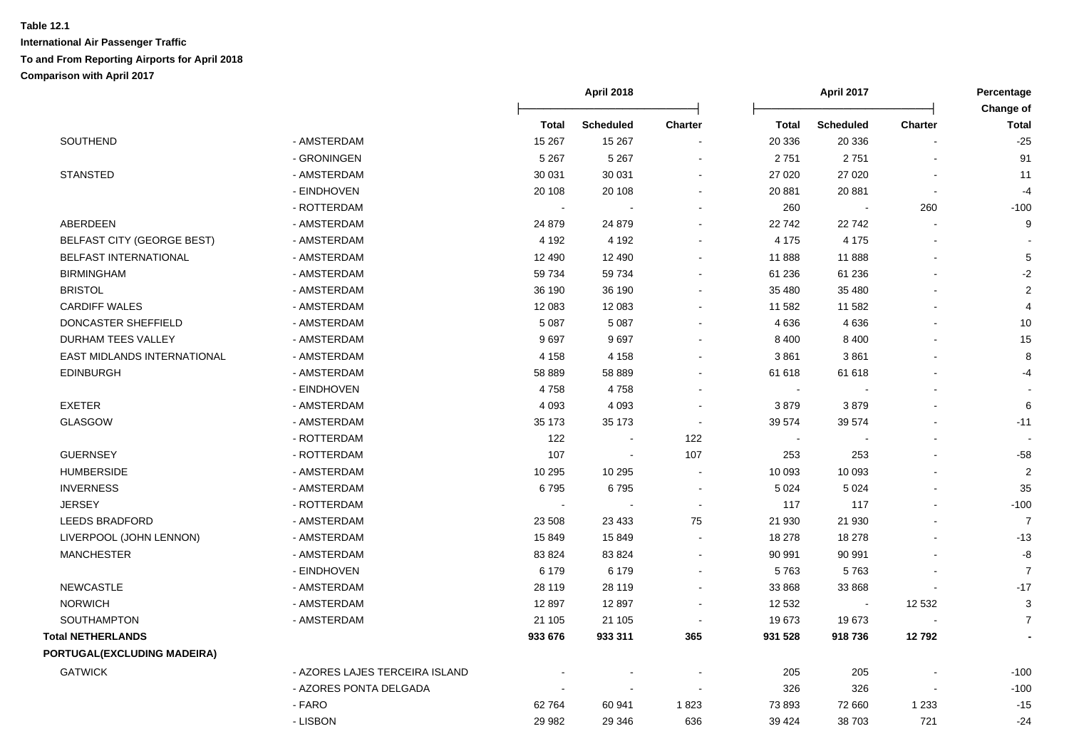**Table 12.1**

**International Air Passenger Traffic**

**To and From Reporting Airports for April 2018**

**Comparison with April 2017**

| | | April 2018 | | | April 2017 | | | Percentage Change of |
|---|---|---|---|---|---|---|---|---|
| | | **Total** | **Scheduled** | **Charter** | **Total** | **Scheduled** | **Charter** | **Total** |
| SOUTHEND | - AMSTERDAM | 15 267 | 15 267 | - | 20 336 | 20 336 | - | -25 |
| | - GRONINGEN | 5 267 | 5 267 | - | 2 751 | 2 751 | - | 91 |
| STANSTED | - AMSTERDAM | 30 031 | 30 031 | - | 27 020 | 27 020 | - | 11 |
| | - EINDHOVEN | 20 108 | 20 108 | - | 20 881 | 20 881 | - | -4 |
| | - ROTTERDAM | - | - | - | 260 | - | 260 | -100 |
| ABERDEEN | - AMSTERDAM | 24 879 | 24 879 | - | 22 742 | 22 742 | - | 9 |
| BELFAST CITY (GEORGE BEST) | - AMSTERDAM | 4 192 | 4 192 | - | 4 175 | 4 175 | - | - |
| BELFAST INTERNATIONAL | - AMSTERDAM | 12 490 | 12 490 | - | 11 888 | 11 888 | - | 5 |
| BIRMINGHAM | - AMSTERDAM | 59 734 | 59 734 | - | 61 236 | 61 236 | - | -2 |
| BRISTOL | - AMSTERDAM | 36 190 | 36 190 | - | 35 480 | 35 480 | - | 2 |
| CARDIFF WALES | - AMSTERDAM | 12 083 | 12 083 | - | 11 582 | 11 582 | - | 4 |
| DONCASTER SHEFFIELD | - AMSTERDAM | 5 087 | 5 087 | - | 4 636 | 4 636 | - | 10 |
| DURHAM TEES VALLEY | - AMSTERDAM | 9 697 | 9 697 | - | 8 400 | 8 400 | - | 15 |
| EAST MIDLANDS INTERNATIONAL | - AMSTERDAM | 4 158 | 4 158 | - | 3 861 | 3 861 | - | 8 |
| EDINBURGH | - AMSTERDAM | 58 889 | 58 889 | - | 61 618 | 61 618 | - | -4 |
| | - EINDHOVEN | 4 758 | 4 758 | - | - | - | - | - |
| EXETER | - AMSTERDAM | 4 093 | 4 093 | - | 3 879 | 3 879 | - | 6 |
| GLASGOW | - AMSTERDAM | 35 173 | 35 173 | - | 39 574 | 39 574 | - | -11 |
| | - ROTTERDAM | 122 | - | 122 | - | - | - | - |
| GUERNSEY | - ROTTERDAM | 107 | - | 107 | 253 | 253 | - | -58 |
| HUMBERSIDE | - AMSTERDAM | 10 295 | 10 295 | - | 10 093 | 10 093 | - | 2 |
| INVERNESS | - AMSTERDAM | 6 795 | 6 795 | - | 5 024 | 5 024 | - | 35 |
| JERSEY | - ROTTERDAM | - | - | - | 117 | 117 | - | -100 |
| LEEDS BRADFORD | - AMSTERDAM | 23 508 | 23 433 | 75 | 21 930 | 21 930 | - | 7 |
| LIVERPOOL (JOHN LENNON) | - AMSTERDAM | 15 849 | 15 849 | - | 18 278 | 18 278 | - | -13 |
| MANCHESTER | - AMSTERDAM | 83 824 | 83 824 | - | 90 991 | 90 991 | - | -8 |
| | - EINDHOVEN | 6 179 | 6 179 | - | 5 763 | 5 763 | - | 7 |
| NEWCASTLE | - AMSTERDAM | 28 119 | 28 119 | - | 33 868 | 33 868 | - | -17 |
| NORWICH | - AMSTERDAM | 12 897 | 12 897 | - | 12 532 | - | 12 532 | 3 |
| SOUTHAMPTON | - AMSTERDAM | 21 105 | 21 105 | - | 19 673 | 19 673 | - | 7 |
| **Total NETHERLANDS** | | **933 676** | **933 311** | **365** | **931 528** | **918 736** | **12 792** | **-** |
| **PORTUGAL(EXCLUDING MADEIRA)** | | | | | | | | |
| GATWICK | - AZORES LAJES TERCEIRA ISLAND | - | - | - | 205 | 205 | - | -100 |
| | - AZORES PONTA DELGADA | - | - | - | 326 | 326 | - | -100 |
| | - FARO | 62 764 | 60 941 | 1 823 | 73 893 | 72 660 | 1 233 | -15 |
| | - LISBON | 29 982 | 29 346 | 636 | 39 424 | 38 703 | 721 | -24 |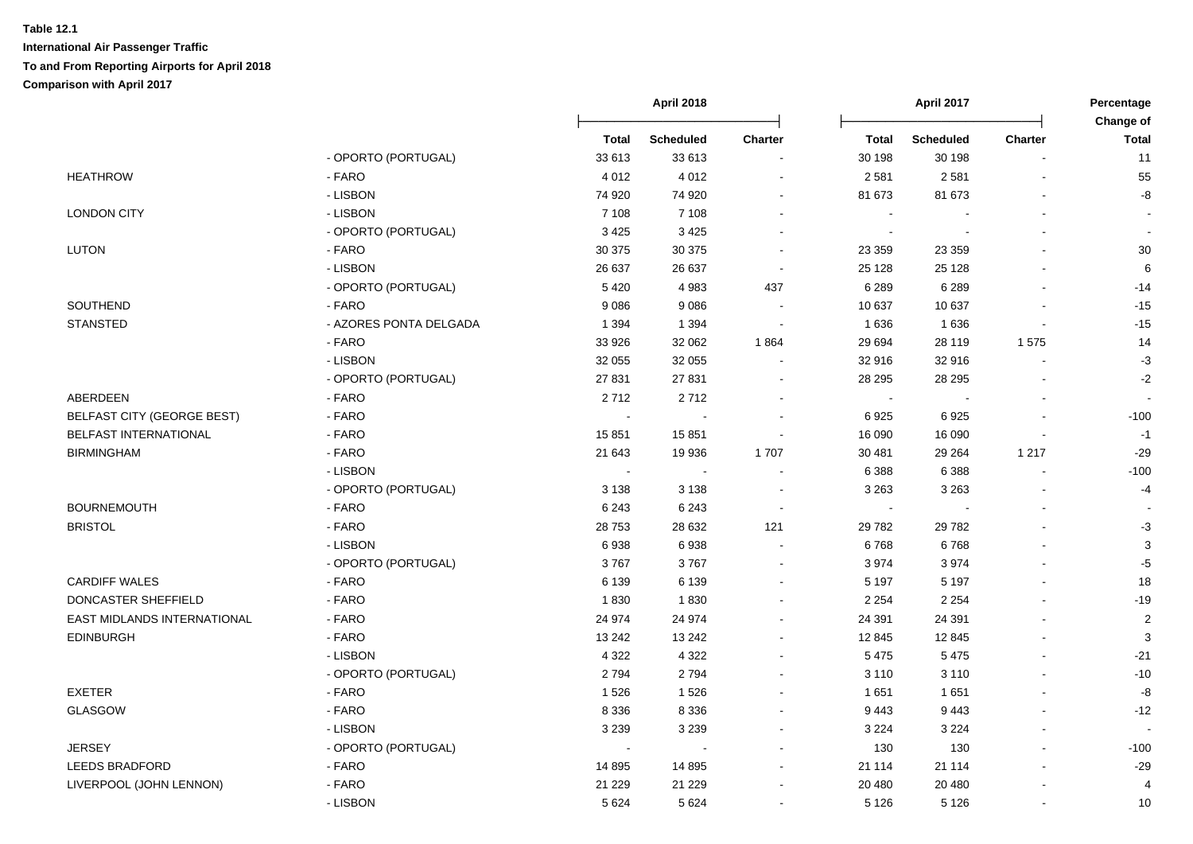**Table 12.1**
**International Air Passenger Traffic**
**To and From Reporting Airports for April 2018**
**Comparison with April 2017**

| | | April 2018 | | | April 2017 | | | Percentage Change of |
|---|---|---|---|---|---|---|---|---|
| | | Total | Scheduled | Charter | Total | Scheduled | Charter | Total |
| | - OPORTO (PORTUGAL) | 33 613 | 33 613 | - | 30 198 | 30 198 | - | 11 |
| HEATHROW | - FARO | 4 012 | 4 012 | - | 2 581 | 2 581 | - | 55 |
| | - LISBON | 74 920 | 74 920 | - | 81 673 | 81 673 | - | -8 |
| LONDON CITY | - LISBON | 7 108 | 7 108 | - | - | - | - | - |
| | - OPORTO (PORTUGAL) | 3 425 | 3 425 | - | - | - | - | - |
| LUTON | - FARO | 30 375 | 30 375 | - | 23 359 | 23 359 | - | 30 |
| | - LISBON | 26 637 | 26 637 | - | 25 128 | 25 128 | - | 6 |
| | - OPORTO (PORTUGAL) | 5 420 | 4 983 | 437 | 6 289 | 6 289 | - | -14 |
| SOUTHEND | - FARO | 9 086 | 9 086 | - | 10 637 | 10 637 | - | -15 |
| STANSTED | - AZORES PONTA DELGADA | 1 394 | 1 394 | - | 1 636 | 1 636 | - | -15 |
| | - FARO | 33 926 | 32 062 | 1 864 | 29 694 | 28 119 | 1 575 | 14 |
| | - LISBON | 32 055 | 32 055 | - | 32 916 | 32 916 | - | -3 |
| | - OPORTO (PORTUGAL) | 27 831 | 27 831 | - | 28 295 | 28 295 | - | -2 |
| ABERDEEN | - FARO | 2 712 | 2 712 | - | - | - | - | - |
| BELFAST CITY (GEORGE BEST) | - FARO | - | - | - | 6 925 | 6 925 | - | -100 |
| BELFAST INTERNATIONAL | - FARO | 15 851 | 15 851 | - | 16 090 | 16 090 | - | -1 |
| BIRMINGHAM | - FARO | 21 643 | 19 936 | 1 707 | 30 481 | 29 264 | 1 217 | -29 |
| | - LISBON | - | - | - | 6 388 | 6 388 | - | -100 |
| | - OPORTO (PORTUGAL) | 3 138 | 3 138 | - | 3 263 | 3 263 | - | -4 |
| BOURNEMOUTH | - FARO | 6 243 | 6 243 | - | - | - | - | - |
| BRISTOL | - FARO | 28 753 | 28 632 | 121 | 29 782 | 29 782 | - | -3 |
| | - LISBON | 6 938 | 6 938 | - | 6 768 | 6 768 | - | 3 |
| | - OPORTO (PORTUGAL) | 3 767 | 3 767 | - | 3 974 | 3 974 | - | -5 |
| CARDIFF WALES | - FARO | 6 139 | 6 139 | - | 5 197 | 5 197 | - | 18 |
| DONCASTER SHEFFIELD | - FARO | 1 830 | 1 830 | - | 2 254 | 2 254 | - | -19 |
| EAST MIDLANDS INTERNATIONAL | - FARO | 24 974 | 24 974 | - | 24 391 | 24 391 | - | 2 |
| EDINBURGH | - FARO | 13 242 | 13 242 | - | 12 845 | 12 845 | - | 3 |
| | - LISBON | 4 322 | 4 322 | - | 5 475 | 5 475 | - | -21 |
| | - OPORTO (PORTUGAL) | 2 794 | 2 794 | - | 3 110 | 3 110 | - | -10 |
| EXETER | - FARO | 1 526 | 1 526 | - | 1 651 | 1 651 | - | -8 |
| GLASGOW | - FARO | 8 336 | 8 336 | - | 9 443 | 9 443 | - | -12 |
| | - LISBON | 3 239 | 3 239 | - | 3 224 | 3 224 | - | - |
| JERSEY | - OPORTO (PORTUGAL) | - | - | - | 130 | 130 | - | -100 |
| LEEDS BRADFORD | - FARO | 14 895 | 14 895 | - | 21 114 | 21 114 | - | -29 |
| LIVERPOOL (JOHN LENNON) | - FARO | 21 229 | 21 229 | - | 20 480 | 20 480 | - | 4 |
| | - LISBON | 5 624 | 5 624 | - | 5 126 | 5 126 | - | 10 |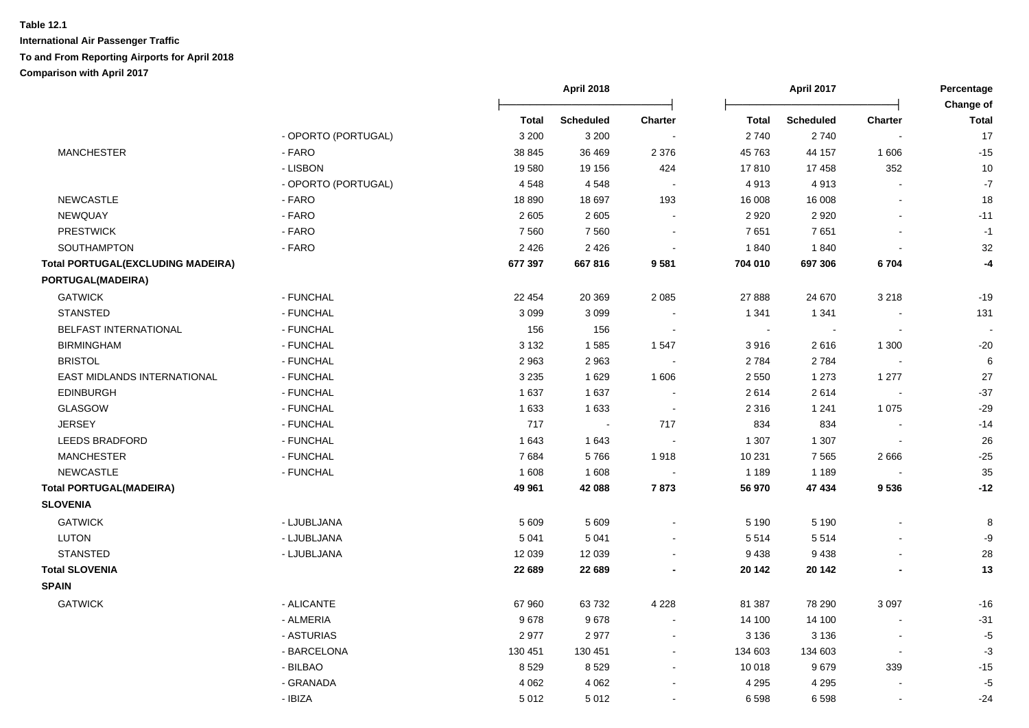**Table 12.1**

**International Air Passenger Traffic**

**To and From Reporting Airports for April 2018**

**Comparison with April 2017**

| | | April 2018 | | | April 2017 | | | Percentage Change of |
|---|---|---|---|---|---|---|---|---|
| | | **Total** | **Scheduled** | **Charter** | **Total** | **Scheduled** | **Charter** | **Total** |
| | - OPORTO (PORTUGAL) | 3 200 | 3 200 | - | 2 740 | 2 740 | - | 17 |
| MANCHESTER | - FARO | 38 845 | 36 469 | 2 376 | 45 763 | 44 157 | 1 606 | -15 |
| | - LISBON | 19 580 | 19 156 | 424 | 17 810 | 17 458 | 352 | 10 |
| | - OPORTO (PORTUGAL) | 4 548 | 4 548 | - | 4 913 | 4 913 | - | -7 |
| NEWCASTLE | - FARO | 18 890 | 18 697 | 193 | 16 008 | 16 008 | - | 18 |
| NEWQUAY | - FARO | 2 605 | 2 605 | - | 2 920 | 2 920 | - | -11 |
| PRESTWICK | - FARO | 7 560 | 7 560 | - | 7 651 | 7 651 | - | -1 |
| SOUTHAMPTON | - FARO | 2 426 | 2 426 | - | 1 840 | 1 840 | - | 32 |
| **Total PORTUGAL(EXCLUDING MADEIRA)** | | **677 397** | **667 816** | **9 581** | **704 010** | **697 306** | **6 704** | **-4** |
| **PORTUGAL(MADEIRA)** | | | | | | | | |
| GATWICK | - FUNCHAL | 22 454 | 20 369 | 2 085 | 27 888 | 24 670 | 3 218 | -19 |
| STANSTED | - FUNCHAL | 3 099 | 3 099 | - | 1 341 | 1 341 | - | 131 |
| BELFAST INTERNATIONAL | - FUNCHAL | 156 | 156 | - | - | - | - | - |
| BIRMINGHAM | - FUNCHAL | 3 132 | 1 585 | 1 547 | 3 916 | 2 616 | 1 300 | -20 |
| BRISTOL | - FUNCHAL | 2 963 | 2 963 | - | 2 784 | 2 784 | - | 6 |
| EAST MIDLANDS INTERNATIONAL | - FUNCHAL | 3 235 | 1 629 | 1 606 | 2 550 | 1 273 | 1 277 | 27 |
| EDINBURGH | - FUNCHAL | 1 637 | 1 637 | - | 2 614 | 2 614 | - | -37 |
| GLASGOW | - FUNCHAL | 1 633 | 1 633 | - | 2 316 | 1 241 | 1 075 | -29 |
| JERSEY | - FUNCHAL | 717 | - | 717 | 834 | 834 | - | -14 |
| LEEDS BRADFORD | - FUNCHAL | 1 643 | 1 643 | - | 1 307 | 1 307 | - | 26 |
| MANCHESTER | - FUNCHAL | 7 684 | 5 766 | 1 918 | 10 231 | 7 565 | 2 666 | -25 |
| NEWCASTLE | - FUNCHAL | 1 608 | 1 608 | - | 1 189 | 1 189 | - | 35 |
| **Total PORTUGAL(MADEIRA)** | | **49 961** | **42 088** | **7 873** | **56 970** | **47 434** | **9 536** | **-12** |
| **SLOVENIA** | | | | | | | | |
| GATWICK | - LJUBLJANA | 5 609 | 5 609 | - | 5 190 | 5 190 | - | 8 |
| LUTON | - LJUBLJANA | 5 041 | 5 041 | - | 5 514 | 5 514 | - | -9 |
| STANSTED | - LJUBLJANA | 12 039 | 12 039 | - | 9 438 | 9 438 | - | 28 |
| **Total SLOVENIA** | | **22 689** | **22 689** | **-** | **20 142** | **20 142** | **-** | **13** |
| **SPAIN** | | | | | | | | |
| GATWICK | - ALICANTE | 67 960 | 63 732 | 4 228 | 81 387 | 78 290 | 3 097 | -16 |
| | - ALMERIA | 9 678 | 9 678 | - | 14 100 | 14 100 | - | -31 |
| | - ASTURIAS | 2 977 | 2 977 | - | 3 136 | 3 136 | - | -5 |
| | - BARCELONA | 130 451 | 130 451 | - | 134 603 | 134 603 | - | -3 |
| | - BILBAO | 8 529 | 8 529 | - | 10 018 | 9 679 | 339 | -15 |
| | - GRANADA | 4 062 | 4 062 | - | 4 295 | 4 295 | - | -5 |
| | - IBIZA | 5 012 | 5 012 | - | 6 598 | 6 598 | - | -24 |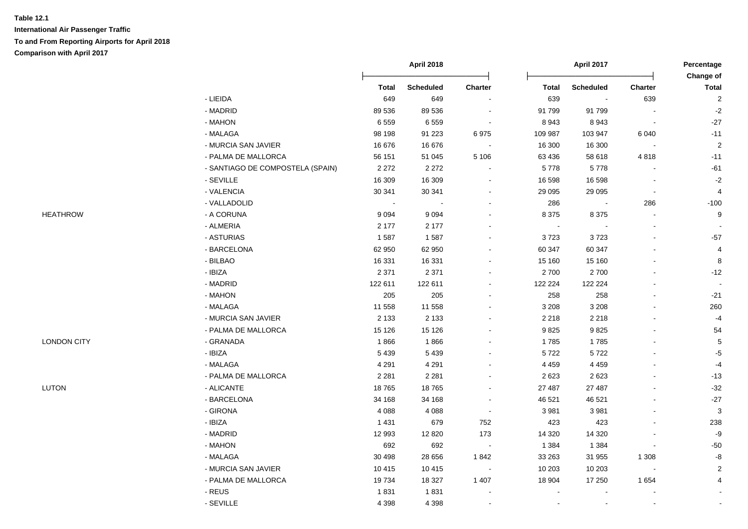**Table 12.1**

**International Air Passenger Traffic**

**To and From Reporting Airports for April 2018**

**Comparison with April 2017**

| | | April 2018 | | | April 2017 | | | Percentage Change of |
|---|---|---|---|---|---|---|---|---|
| | | Total | Scheduled | Charter | Total | Scheduled | Charter | Total |
| | - LIEIDA | 649 | 649 | - | 639 | - | 639 | 2 |
| | - MADRID | 89 536 | 89 536 | - | 91 799 | 91 799 | - | -2 |
| | - MAHON | 6 559 | 6 559 | - | 8 943 | 8 943 | - | -27 |
| | - MALAGA | 98 198 | 91 223 | 6 975 | 109 987 | 103 947 | 6 040 | -11 |
| | - MURCIA SAN JAVIER | 16 676 | 16 676 | - | 16 300 | 16 300 | - | 2 |
| | - PALMA DE MALLORCA | 56 151 | 51 045 | 5 106 | 63 436 | 58 618 | 4 818 | -11 |
| | - SANTIAGO DE COMPOSTELA (SPAIN) | 2 272 | 2 272 | - | 5 778 | 5 778 | - | -61 |
| | - SEVILLE | 16 309 | 16 309 | - | 16 598 | 16 598 | - | -2 |
| | - VALENCIA | 30 341 | 30 341 | - | 29 095 | 29 095 | - | 4 |
| | - VALLADOLID | - | - | - | 286 | - | 286 | -100 |
| HEATHROW | - A CORUNA | 9 094 | 9 094 | - | 8 375 | 8 375 | - | 9 |
| | - ALMERIA | 2 177 | 2 177 | - | - | - | - | - |
| | - ASTURIAS | 1 587 | 1 587 | - | 3 723 | 3 723 | - | -57 |
| | - BARCELONA | 62 950 | 62 950 | - | 60 347 | 60 347 | - | 4 |
| | - BILBAO | 16 331 | 16 331 | - | 15 160 | 15 160 | - | 8 |
| | - IBIZA | 2 371 | 2 371 | - | 2 700 | 2 700 | - | -12 |
| | - MADRID | 122 611 | 122 611 | - | 122 224 | 122 224 | - | - |
| | - MAHON | 205 | 205 | - | 258 | 258 | - | -21 |
| | - MALAGA | 11 558 | 11 558 | - | 3 208 | 3 208 | - | 260 |
| | - MURCIA SAN JAVIER | 2 133 | 2 133 | - | 2 218 | 2 218 | - | -4 |
| | - PALMA DE MALLORCA | 15 126 | 15 126 | - | 9 825 | 9 825 | - | 54 |
| LONDON CITY | - GRANADA | 1 866 | 1 866 | - | 1 785 | 1 785 | - | 5 |
| | - IBIZA | 5 439 | 5 439 | - | 5 722 | 5 722 | - | -5 |
| | - MALAGA | 4 291 | 4 291 | - | 4 459 | 4 459 | - | -4 |
| | - PALMA DE MALLORCA | 2 281 | 2 281 | - | 2 623 | 2 623 | - | -13 |
| LUTON | - ALICANTE | 18 765 | 18 765 | - | 27 487 | 27 487 | - | -32 |
| | - BARCELONA | 34 168 | 34 168 | - | 46 521 | 46 521 | - | -27 |
| | - GIRONA | 4 088 | 4 088 | - | 3 981 | 3 981 | - | 3 |
| | - IBIZA | 1 431 | 679 | 752 | 423 | 423 | - | 238 |
| | - MADRID | 12 993 | 12 820 | 173 | 14 320 | 14 320 | - | -9 |
| | - MAHON | 692 | 692 | - | 1 384 | 1 384 | - | -50 |
| | - MALAGA | 30 498 | 28 656 | 1 842 | 33 263 | 31 955 | 1 308 | -8 |
| | - MURCIA SAN JAVIER | 10 415 | 10 415 | - | 10 203 | 10 203 | - | 2 |
| | - PALMA DE MALLORCA | 19 734 | 18 327 | 1 407 | 18 904 | 17 250 | 1 654 | 4 |
| | - REUS | 1 831 | 1 831 | - | - | - | - | - |
| | - SEVILLE | 4 398 | 4 398 | - | - | - | - | - |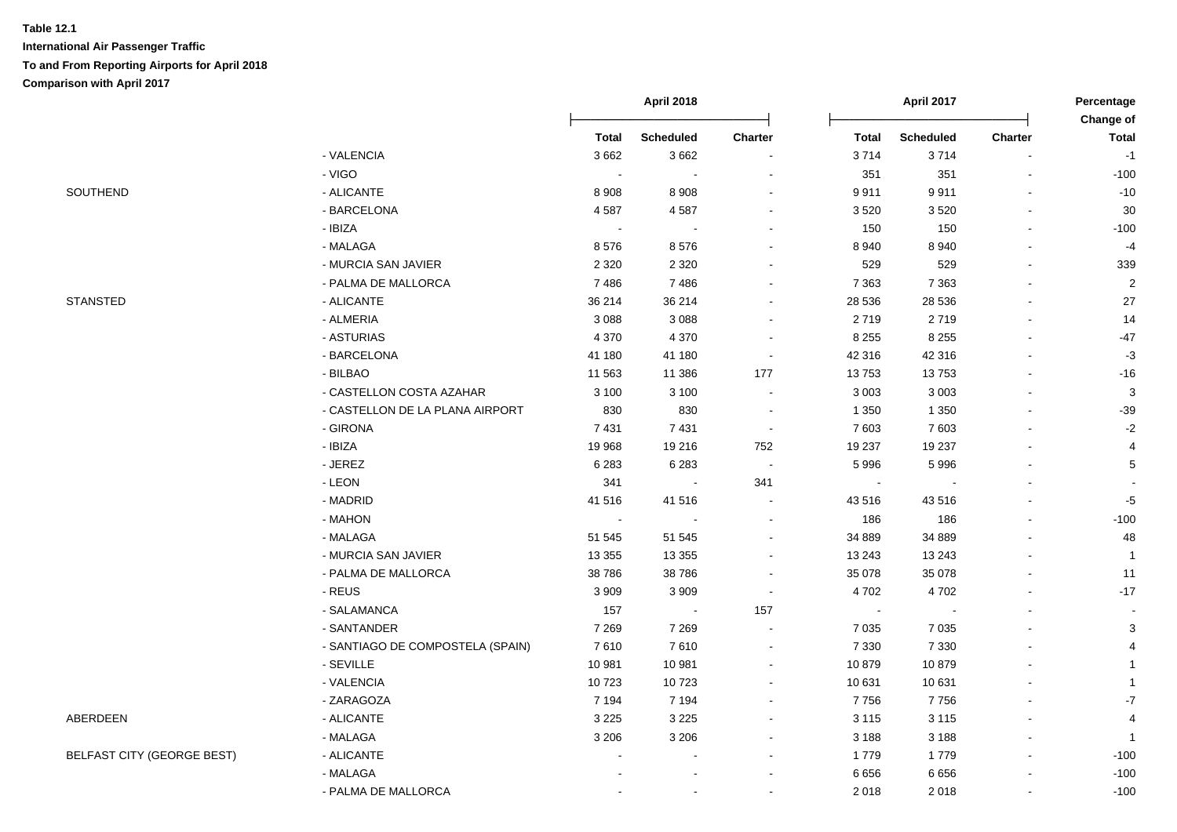**Table 12.1**

**International Air Passenger Traffic**

**To and From Reporting Airports for April 2018**

**Comparison with April 2017**

| | | April 2018 | | | April 2017 | | | Percentage Change of |
|---|---|---|---|---|---|---|---|---|
| | | Total | Scheduled | Charter | Total | Scheduled | Charter | Total |
| | - VALENCIA | 3 662 | 3 662 | - | 3 714 | 3 714 | - | -1 |
| | - VIGO | - | - | - | 351 | 351 | - | -100 |
| SOUTHEND | - ALICANTE | 8 908 | 8 908 | - | 9 911 | 9 911 | - | -10 |
| | - BARCELONA | 4 587 | 4 587 | - | 3 520 | 3 520 | - | 30 |
| | - IBIZA | - | - | - | 150 | 150 | - | -100 |
| | - MALAGA | 8 576 | 8 576 | - | 8 940 | 8 940 | - | -4 |
| | - MURCIA SAN JAVIER | 2 320 | 2 320 | - | 529 | 529 | - | 339 |
| | - PALMA DE MALLORCA | 7 486 | 7 486 | - | 7 363 | 7 363 | - | 2 |
| STANSTED | - ALICANTE | 36 214 | 36 214 | - | 28 536 | 28 536 | - | 27 |
| | - ALMERIA | 3 088 | 3 088 | - | 2 719 | 2 719 | - | 14 |
| | - ASTURIAS | 4 370 | 4 370 | - | 8 255 | 8 255 | - | -47 |
| | - BARCELONA | 41 180 | 41 180 | - | 42 316 | 42 316 | - | -3 |
| | - BILBAO | 11 563 | 11 386 | 177 | 13 753 | 13 753 | - | -16 |
| | - CASTELLON COSTA AZAHAR | 3 100 | 3 100 | - | 3 003 | 3 003 | - | 3 |
| | - CASTELLON DE LA PLANA AIRPORT | 830 | 830 | - | 1 350 | 1 350 | - | -39 |
| | - GIRONA | 7 431 | 7 431 | - | 7 603 | 7 603 | - | -2 |
| | - IBIZA | 19 968 | 19 216 | 752 | 19 237 | 19 237 | - | 4 |
| | - JEREZ | 6 283 | 6 283 | - | 5 996 | 5 996 | - | 5 |
| | - LEON | 341 | - | 341 | - | - | - | - |
| | - MADRID | 41 516 | 41 516 | - | 43 516 | 43 516 | - | -5 |
| | - MAHON | - | - | - | 186 | 186 | - | -100 |
| | - MALAGA | 51 545 | 51 545 | - | 34 889 | 34 889 | - | 48 |
| | - MURCIA SAN JAVIER | 13 355 | 13 355 | - | 13 243 | 13 243 | - | 1 |
| | - PALMA DE MALLORCA | 38 786 | 38 786 | - | 35 078 | 35 078 | - | 11 |
| | - REUS | 3 909 | 3 909 | - | 4 702 | 4 702 | - | -17 |
| | - SALAMANCA | 157 | - | 157 | - | - | - | - |
| | - SANTANDER | 7 269 | 7 269 | - | 7 035 | 7 035 | - | 3 |
| | - SANTIAGO DE COMPOSTELA (SPAIN) | 7 610 | 7 610 | - | 7 330 | 7 330 | - | 4 |
| | - SEVILLE | 10 981 | 10 981 | - | 10 879 | 10 879 | - | 1 |
| | - VALENCIA | 10 723 | 10 723 | - | 10 631 | 10 631 | - | 1 |
| | - ZARAGOZA | 7 194 | 7 194 | - | 7 756 | 7 756 | - | -7 |
| ABERDEEN | - ALICANTE | 3 225 | 3 225 | - | 3 115 | 3 115 | - | 4 |
| | - MALAGA | 3 206 | 3 206 | - | 3 188 | 3 188 | - | 1 |
| BELFAST CITY (GEORGE BEST) | - ALICANTE | - | - | - | 1 779 | 1 779 | - | -100 |
| | - MALAGA | - | - | - | 6 656 | 6 656 | - | -100 |
| | - PALMA DE MALLORCA | - | - | - | 2 018 | 2 018 | - | -100 |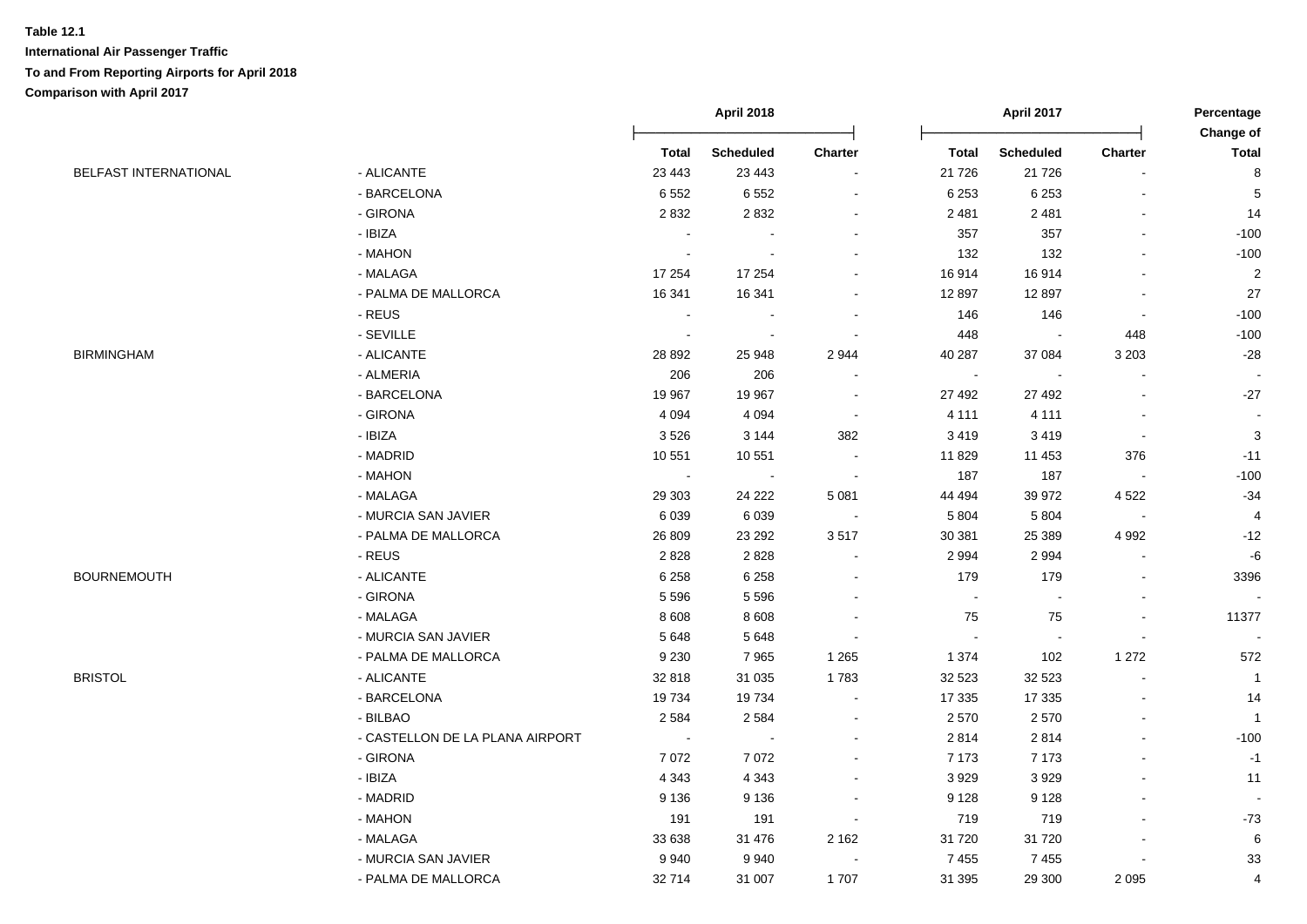**Table 12.1**

**International Air Passenger Traffic**

**To and From Reporting Airports for April 2018**

**Comparison with April 2017**

| | | April 2018 | | | April 2017 | | | Percentage Change of |
|---|---|---|---|---|---|---|---|---|
| | | Total | Scheduled | Charter | Total | Scheduled | Charter | Total |
| BELFAST INTERNATIONAL | - ALICANTE | 23 443 | 23 443 | - | 21 726 | 21 726 | - | 8 |
| | - BARCELONA | 6 552 | 6 552 | - | 6 253 | 6 253 | - | 5 |
| | - GIRONA | 2 832 | 2 832 | - | 2 481 | 2 481 | - | 14 |
| | - IBIZA | - | - | - | 357 | 357 | - | -100 |
| | - MAHON | - | - | - | 132 | 132 | - | -100 |
| | - MALAGA | 17 254 | 17 254 | - | 16 914 | 16 914 | - | 2 |
| | - PALMA DE MALLORCA | 16 341 | 16 341 | - | 12 897 | 12 897 | - | 27 |
| | - REUS | - | - | - | 146 | 146 | - | -100 |
| | - SEVILLE | - | - | - | 448 | - | 448 | -100 |
| BIRMINGHAM | - ALICANTE | 28 892 | 25 948 | 2 944 | 40 287 | 37 084 | 3 203 | -28 |
| | - ALMERIA | 206 | 206 | - | - | - | - | - |
| | - BARCELONA | 19 967 | 19 967 | - | 27 492 | 27 492 | - | -27 |
| | - GIRONA | 4 094 | 4 094 | - | 4 111 | 4 111 | - | - |
| | - IBIZA | 3 526 | 3 144 | 382 | 3 419 | 3 419 | - | 3 |
| | - MADRID | 10 551 | 10 551 | - | 11 829 | 11 453 | 376 | -11 |
| | - MAHON | - | - | - | 187 | 187 | - | -100 |
| | - MALAGA | 29 303 | 24 222 | 5 081 | 44 494 | 39 972 | 4 522 | -34 |
| | - MURCIA SAN JAVIER | 6 039 | 6 039 | - | 5 804 | 5 804 | - | 4 |
| | - PALMA DE MALLORCA | 26 809 | 23 292 | 3 517 | 30 381 | 25 389 | 4 992 | -12 |
| | - REUS | 2 828 | 2 828 | - | 2 994 | 2 994 | - | -6 |
| BOURNEMOUTH | - ALICANTE | 6 258 | 6 258 | - | 179 | 179 | - | 3396 |
| | - GIRONA | 5 596 | 5 596 | - | - | - | - | - |
| | - MALAGA | 8 608 | 8 608 | - | 75 | 75 | - | 11377 |
| | - MURCIA SAN JAVIER | 5 648 | 5 648 | - | - | - | - | - |
| | - PALMA DE MALLORCA | 9 230 | 7 965 | 1 265 | 1 374 | 102 | 1 272 | 572 |
| BRISTOL | - ALICANTE | 32 818 | 31 035 | 1 783 | 32 523 | 32 523 | - | 1 |
| | - BARCELONA | 19 734 | 19 734 | - | 17 335 | 17 335 | - | 14 |
| | - BILBAO | 2 584 | 2 584 | - | 2 570 | 2 570 | - | 1 |
| | - CASTELLON DE LA PLANA AIRPORT | - | - | - | 2 814 | 2 814 | - | -100 |
| | - GIRONA | 7 072 | 7 072 | - | 7 173 | 7 173 | - | -1 |
| | - IBIZA | 4 343 | 4 343 | - | 3 929 | 3 929 | - | 11 |
| | - MADRID | 9 136 | 9 136 | - | 9 128 | 9 128 | - | - |
| | - MAHON | 191 | 191 | - | 719 | 719 | - | -73 |
| | - MALAGA | 33 638 | 31 476 | 2 162 | 31 720 | 31 720 | - | 6 |
| | - MURCIA SAN JAVIER | 9 940 | 9 940 | - | 7 455 | 7 455 | - | 33 |
| | - PALMA DE MALLORCA | 32 714 | 31 007 | 1 707 | 31 395 | 29 300 | 2 095 | 4 |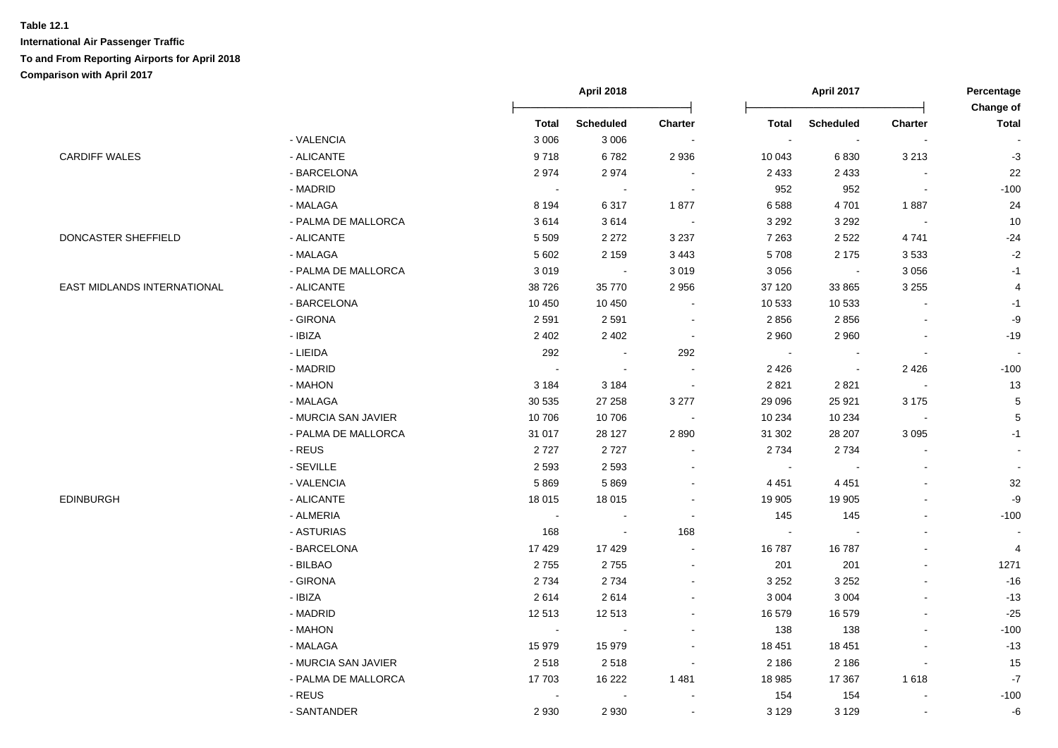**Table 12.1**

**International Air Passenger Traffic**

**To and From Reporting Airports for April 2018**

**Comparison with April 2017**

| | | April 2018 | | | April 2017 | | | Percentage Change of |
|---|---|---|---|---|---|---|---|---|
| | | Total | Scheduled | Charter | Total | Scheduled | Charter | Total |
| | - VALENCIA | 3 006 | 3 006 | - | - | - | - | - |
| CARDIFF WALES | - ALICANTE | 9 718 | 6 782 | 2 936 | 10 043 | 6 830 | 3 213 | -3 |
| | - BARCELONA | 2 974 | 2 974 | - | 2 433 | 2 433 | - | 22 |
| | - MADRID | - | - | - | 952 | 952 | - | -100 |
| | - MALAGA | 8 194 | 6 317 | 1 877 | 6 588 | 4 701 | 1 887 | 24 |
| | - PALMA DE MALLORCA | 3 614 | 3 614 | - | 3 292 | 3 292 | - | 10 |
| DONCASTER SHEFFIELD | - ALICANTE | 5 509 | 2 272 | 3 237 | 7 263 | 2 522 | 4 741 | -24 |
| | - MALAGA | 5 602 | 2 159 | 3 443 | 5 708 | 2 175 | 3 533 | -2 |
| | - PALMA DE MALLORCA | 3 019 | - | 3 019 | 3 056 | - | 3 056 | -1 |
| EAST MIDLANDS INTERNATIONAL | - ALICANTE | 38 726 | 35 770 | 2 956 | 37 120 | 33 865 | 3 255 | 4 |
| | - BARCELONA | 10 450 | 10 450 | - | 10 533 | 10 533 | - | -1 |
| | - GIRONA | 2 591 | 2 591 | - | 2 856 | 2 856 | - | -9 |
| | - IBIZA | 2 402 | 2 402 | - | 2 960 | 2 960 | - | -19 |
| | - LIEIDA | 292 | - | 292 | - | - | - | - |
| | - MADRID | - | - | - | 2 426 | - | 2 426 | -100 |
| | - MAHON | 3 184 | 3 184 | - | 2 821 | 2 821 | - | 13 |
| | - MALAGA | 30 535 | 27 258 | 3 277 | 29 096 | 25 921 | 3 175 | 5 |
| | - MURCIA SAN JAVIER | 10 706 | 10 706 | - | 10 234 | 10 234 | - | 5 |
| | - PALMA DE MALLORCA | 31 017 | 28 127 | 2 890 | 31 302 | 28 207 | 3 095 | -1 |
| | - REUS | 2 727 | 2 727 | - | 2 734 | 2 734 | - | - |
| | - SEVILLE | 2 593 | 2 593 | - | - | - | - | - |
| | - VALENCIA | 5 869 | 5 869 | - | 4 451 | 4 451 | - | 32 |
| EDINBURGH | - ALICANTE | 18 015 | 18 015 | - | 19 905 | 19 905 | - | -9 |
| | - ALMERIA | - | - | - | 145 | 145 | - | -100 |
| | - ASTURIAS | 168 | - | 168 | - | - | - | - |
| | - BARCELONA | 17 429 | 17 429 | - | 16 787 | 16 787 | - | 4 |
| | - BILBAO | 2 755 | 2 755 | - | 201 | 201 | - | 1271 |
| | - GIRONA | 2 734 | 2 734 | - | 3 252 | 3 252 | - | -16 |
| | - IBIZA | 2 614 | 2 614 | - | 3 004 | 3 004 | - | -13 |
| | - MADRID | 12 513 | 12 513 | - | 16 579 | 16 579 | - | -25 |
| | - MAHON | - | - | - | 138 | 138 | - | -100 |
| | - MALAGA | 15 979 | 15 979 | - | 18 451 | 18 451 | - | -13 |
| | - MURCIA SAN JAVIER | 2 518 | 2 518 | - | 2 186 | 2 186 | - | 15 |
| | - PALMA DE MALLORCA | 17 703 | 16 222 | 1 481 | 18 985 | 17 367 | 1 618 | -7 |
| | - REUS | - | - | - | 154 | 154 | - | -100 |
| | - SANTANDER | 2 930 | 2 930 | - | 3 129 | 3 129 | - | -6 |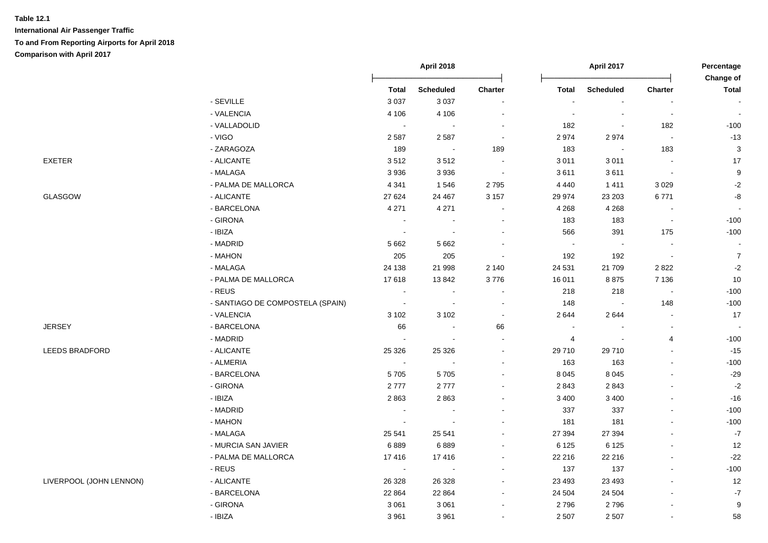**Table 12.1**

**International Air Passenger Traffic**

**To and From Reporting Airports for April 2018**

**Comparison with April 2017**

| | | April 2018 | | | April 2017 | | | Percentage Change of |
|---|---|---|---|---|---|---|---|---|
| | | Total | Scheduled | Charter | Total | Scheduled | Charter | Total |
| | - SEVILLE | 3 037 | 3 037 | - | - | - | - | - |
| | - VALENCIA | 4 106 | 4 106 | - | - | - | - | - |
| | - VALLADOLID | - | - | - | 182 | - | 182 | -100 |
| | - VIGO | 2 587 | 2 587 | - | 2 974 | 2 974 | - | -13 |
| | - ZARAGOZA | 189 | - | 189 | 183 | - | 183 | 3 |
| EXETER | - ALICANTE | 3 512 | 3 512 | - | 3 011 | 3 011 | - | 17 |
| | - MALAGA | 3 936 | 3 936 | - | 3 611 | 3 611 | - | 9 |
| | - PALMA DE MALLORCA | 4 341 | 1 546 | 2 795 | 4 440 | 1 411 | 3 029 | -2 |
| GLASGOW | - ALICANTE | 27 624 | 24 467 | 3 157 | 29 974 | 23 203 | 6 771 | -8 |
| | - BARCELONA | 4 271 | 4 271 | - | 4 268 | 4 268 | - | - |
| | - GIRONA | - | - | - | 183 | 183 | - | -100 |
| | - IBIZA | - | - | - | 566 | 391 | 175 | -100 |
| | - MADRID | 5 662 | 5 662 | - | - | - | - | - |
| | - MAHON | 205 | 205 | - | 192 | 192 | - | 7 |
| | - MALAGA | 24 138 | 21 998 | 2 140 | 24 531 | 21 709 | 2 822 | -2 |
| | - PALMA DE MALLORCA | 17 618 | 13 842 | 3 776 | 16 011 | 8 875 | 7 136 | 10 |
| | - REUS | - | - | - | 218 | 218 | - | -100 |
| | - SANTIAGO DE COMPOSTELA (SPAIN) | - | - | - | 148 | - | 148 | -100 |
| | - VALENCIA | 3 102 | 3 102 | - | 2 644 | 2 644 | - | 17 |
| JERSEY | - BARCELONA | 66 | - | 66 | - | - | - | - |
| | - MADRID | - | - | - | 4 | - | 4 | -100 |
| LEEDS BRADFORD | - ALICANTE | 25 326 | 25 326 | - | 29 710 | 29 710 | - | -15 |
| | - ALMERIA | - | - | - | 163 | 163 | - | -100 |
| | - BARCELONA | 5 705 | 5 705 | - | 8 045 | 8 045 | - | -29 |
| | - GIRONA | 2 777 | 2 777 | - | 2 843 | 2 843 | - | -2 |
| | - IBIZA | 2 863 | 2 863 | - | 3 400 | 3 400 | - | -16 |
| | - MADRID | - | - | - | 337 | 337 | - | -100 |
| | - MAHON | - | - | - | 181 | 181 | - | -100 |
| | - MALAGA | 25 541 | 25 541 | - | 27 394 | 27 394 | - | -7 |
| | - MURCIA SAN JAVIER | 6 889 | 6 889 | - | 6 125 | 6 125 | - | 12 |
| | - PALMA DE MALLORCA | 17 416 | 17 416 | - | 22 216 | 22 216 | - | -22 |
| | - REUS | - | - | - | 137 | 137 | - | -100 |
| LIVERPOOL (JOHN LENNON) | - ALICANTE | 26 328 | 26 328 | - | 23 493 | 23 493 | - | 12 |
| | - BARCELONA | 22 864 | 22 864 | - | 24 504 | 24 504 | - | -7 |
| | - GIRONA | 3 061 | 3 061 | - | 2 796 | 2 796 | - | 9 |
| | - IBIZA | 3 961 | 3 961 | - | 2 507 | 2 507 | - | 58 |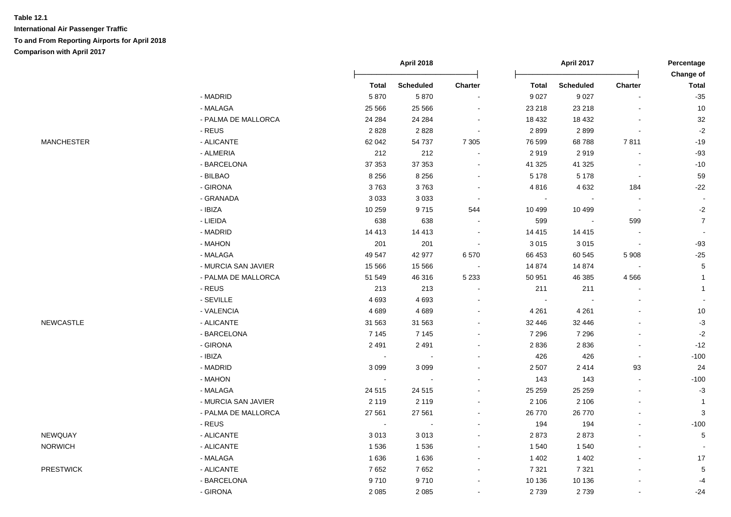**Table 12.1**

**International Air Passenger Traffic**

**To and From Reporting Airports for April 2018**

**Comparison with April 2017**

| | | April 2018 | | | April 2017 | | | Percentage Change of |
|---|---|---|---|---|---|---|---|---|
| | | Total | Scheduled | Charter | Total | Scheduled | Charter | Total |
| | - MADRID | 5 870 | 5 870 | - | 9 027 | 9 027 | - | -35 |
| | - MALAGA | 25 566 | 25 566 | - | 23 218 | 23 218 | - | 10 |
| | - PALMA DE MALLORCA | 24 284 | 24 284 | - | 18 432 | 18 432 | - | 32 |
| | - REUS | 2 828 | 2 828 | - | 2 899 | 2 899 | - | -2 |
| MANCHESTER | - ALICANTE | 62 042 | 54 737 | 7 305 | 76 599 | 68 788 | 7 811 | -19 |
| | - ALMERIA | 212 | 212 | - | 2 919 | 2 919 | - | -93 |
| | - BARCELONA | 37 353 | 37 353 | - | 41 325 | 41 325 | - | -10 |
| | - BILBAO | 8 256 | 8 256 | - | 5 178 | 5 178 | - | 59 |
| | - GIRONA | 3 763 | 3 763 | - | 4 816 | 4 632 | 184 | -22 |
| | - GRANADA | 3 033 | 3 033 | - | - | - | - | - |
| | - IBIZA | 10 259 | 9 715 | 544 | 10 499 | 10 499 | - | -2 |
| | - LIEIDA | 638 | 638 | - | 599 | - | 599 | 7 |
| | - MADRID | 14 413 | 14 413 | - | 14 415 | 14 415 | - | - |
| | - MAHON | 201 | 201 | - | 3 015 | 3 015 | - | -93 |
| | - MALAGA | 49 547 | 42 977 | 6 570 | 66 453 | 60 545 | 5 908 | -25 |
| | - MURCIA SAN JAVIER | 15 566 | 15 566 | - | 14 874 | 14 874 | - | 5 |
| | - PALMA DE MALLORCA | 51 549 | 46 316 | 5 233 | 50 951 | 46 385 | 4 566 | 1 |
| | - REUS | 213 | 213 | - | 211 | 211 | - | 1 |
| | - SEVILLE | 4 693 | 4 693 | - | - | - | - | - |
| | - VALENCIA | 4 689 | 4 689 | - | 4 261 | 4 261 | - | 10 |
| NEWCASTLE | - ALICANTE | 31 563 | 31 563 | - | 32 446 | 32 446 | - | -3 |
| | - BARCELONA | 7 145 | 7 145 | - | 7 296 | 7 296 | - | -2 |
| | - GIRONA | 2 491 | 2 491 | - | 2 836 | 2 836 | - | -12 |
| | - IBIZA | - | - | - | 426 | 426 | - | -100 |
| | - MADRID | 3 099 | 3 099 | - | 2 507 | 2 414 | 93 | 24 |
| | - MAHON | - | - | - | 143 | 143 | - | -100 |
| | - MALAGA | 24 515 | 24 515 | - | 25 259 | 25 259 | - | -3 |
| | - MURCIA SAN JAVIER | 2 119 | 2 119 | - | 2 106 | 2 106 | - | 1 |
| | - PALMA DE MALLORCA | 27 561 | 27 561 | - | 26 770 | 26 770 | - | 3 |
| | - REUS | - | - | - | 194 | 194 | - | -100 |
| NEWQUAY | - ALICANTE | 3 013 | 3 013 | - | 2 873 | 2 873 | - | 5 |
| NORWICH | - ALICANTE | 1 536 | 1 536 | - | 1 540 | 1 540 | - | - |
| | - MALAGA | 1 636 | 1 636 | - | 1 402 | 1 402 | - | 17 |
| PRESTWICK | - ALICANTE | 7 652 | 7 652 | - | 7 321 | 7 321 | - | 5 |
| | - BARCELONA | 9 710 | 9 710 | - | 10 136 | 10 136 | - | -4 |
| | - GIRONA | 2 085 | 2 085 | - | 2 739 | 2 739 | - | -24 |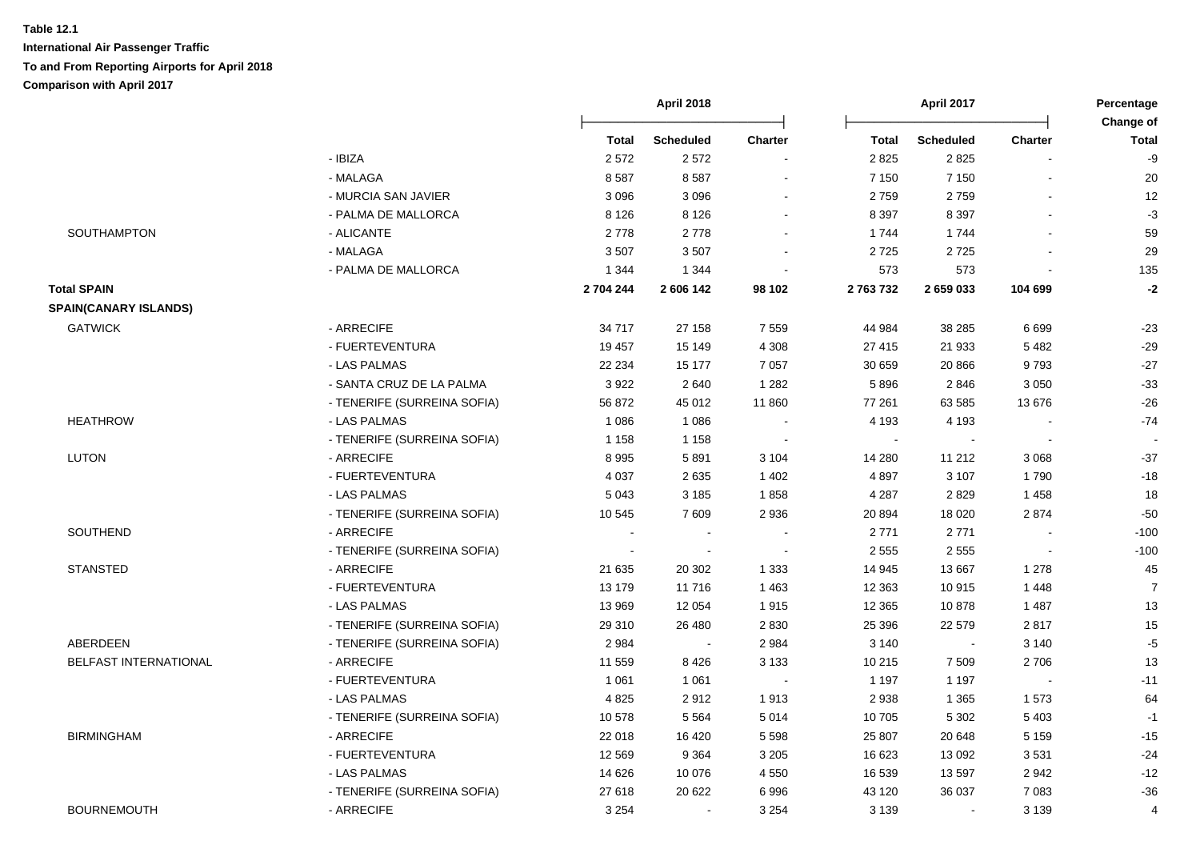**Table 12.1**

**International Air Passenger Traffic**

**To and From Reporting Airports for April 2018**

**Comparison with April 2017**

| | | April 2018 | | | April 2017 | | | Percentage Change of |
|---|---|---|---|---|---|---|---|---|
| | | **Total** | **Scheduled** | **Charter** | **Total** | **Scheduled** | **Charter** | **Total** |
| | - IBIZA | 2 572 | 2 572 | - | 2 825 | 2 825 | - | -9 |
| | - MALAGA | 8 587 | 8 587 | - | 7 150 | 7 150 | - | 20 |
| | - MURCIA SAN JAVIER | 3 096 | 3 096 | - | 2 759 | 2 759 | - | 12 |
| | - PALMA DE MALLORCA | 8 126 | 8 126 | - | 8 397 | 8 397 | - | -3 |
| SOUTHAMPTON | - ALICANTE | 2 778 | 2 778 | - | 1 744 | 1 744 | - | 59 |
| | - MALAGA | 3 507 | 3 507 | - | 2 725 | 2 725 | - | 29 |
| | - PALMA DE MALLORCA | 1 344 | 1 344 | - | 573 | 573 | - | 135 |
| **Total SPAIN** | | **2 704 244** | **2 606 142** | **98 102** | **2 763 732** | **2 659 033** | **104 699** | **-2** |
| **SPAIN(CANARY ISLANDS)** | | | | | | | | |
| GATWICK | - ARRECIFE | 34 717 | 27 158 | 7 559 | 44 984 | 38 285 | 6 699 | -23 |
| | - FUERTEVENTURA | 19 457 | 15 149 | 4 308 | 27 415 | 21 933 | 5 482 | -29 |
| | - LAS PALMAS | 22 234 | 15 177 | 7 057 | 30 659 | 20 866 | 9 793 | -27 |
| | - SANTA CRUZ DE LA PALMA | 3 922 | 2 640 | 1 282 | 5 896 | 2 846 | 3 050 | -33 |
| | - TENERIFE (SURREINA SOFIA) | 56 872 | 45 012 | 11 860 | 77 261 | 63 585 | 13 676 | -26 |
| HEATHROW | - LAS PALMAS | 1 086 | 1 086 | - | 4 193 | 4 193 | - | -74 |
| | - TENERIFE (SURREINA SOFIA) | 1 158 | 1 158 | - | - | - | - | - |
| LUTON | - ARRECIFE | 8 995 | 5 891 | 3 104 | 14 280 | 11 212 | 3 068 | -37 |
| | - FUERTEVENTURA | 4 037 | 2 635 | 1 402 | 4 897 | 3 107 | 1 790 | -18 |
| | - LAS PALMAS | 5 043 | 3 185 | 1 858 | 4 287 | 2 829 | 1 458 | 18 |
| | - TENERIFE (SURREINA SOFIA) | 10 545 | 7 609 | 2 936 | 20 894 | 18 020 | 2 874 | -50 |
| SOUTHEND | - ARRECIFE | - | - | - | 2 771 | 2 771 | - | -100 |
| | - TENERIFE (SURREINA SOFIA) | - | - | - | 2 555 | 2 555 | - | -100 |
| STANSTED | - ARRECIFE | 21 635 | 20 302 | 1 333 | 14 945 | 13 667 | 1 278 | 45 |
| | - FUERTEVENTURA | 13 179 | 11 716 | 1 463 | 12 363 | 10 915 | 1 448 | 7 |
| | - LAS PALMAS | 13 969 | 12 054 | 1 915 | 12 365 | 10 878 | 1 487 | 13 |
| | - TENERIFE (SURREINA SOFIA) | 29 310 | 26 480 | 2 830 | 25 396 | 22 579 | 2 817 | 15 |
| ABERDEEN | - TENERIFE (SURREINA SOFIA) | 2 984 | - | 2 984 | 3 140 | - | 3 140 | -5 |
| BELFAST INTERNATIONAL | - ARRECIFE | 11 559 | 8 426 | 3 133 | 10 215 | 7 509 | 2 706 | 13 |
| | - FUERTEVENTURA | 1 061 | 1 061 | - | 1 197 | 1 197 | - | -11 |
| | - LAS PALMAS | 4 825 | 2 912 | 1 913 | 2 938 | 1 365 | 1 573 | 64 |
| | - TENERIFE (SURREINA SOFIA) | 10 578 | 5 564 | 5 014 | 10 705 | 5 302 | 5 403 | -1 |
| BIRMINGHAM | - ARRECIFE | 22 018 | 16 420 | 5 598 | 25 807 | 20 648 | 5 159 | -15 |
| | - FUERTEVENTURA | 12 569 | 9 364 | 3 205 | 16 623 | 13 092 | 3 531 | -24 |
| | - LAS PALMAS | 14 626 | 10 076 | 4 550 | 16 539 | 13 597 | 2 942 | -12 |
| | - TENERIFE (SURREINA SOFIA) | 27 618 | 20 622 | 6 996 | 43 120 | 36 037 | 7 083 | -36 |
| BOURNEMOUTH | - ARRECIFE | 3 254 | - | 3 254 | 3 139 | - | 3 139 | 4 |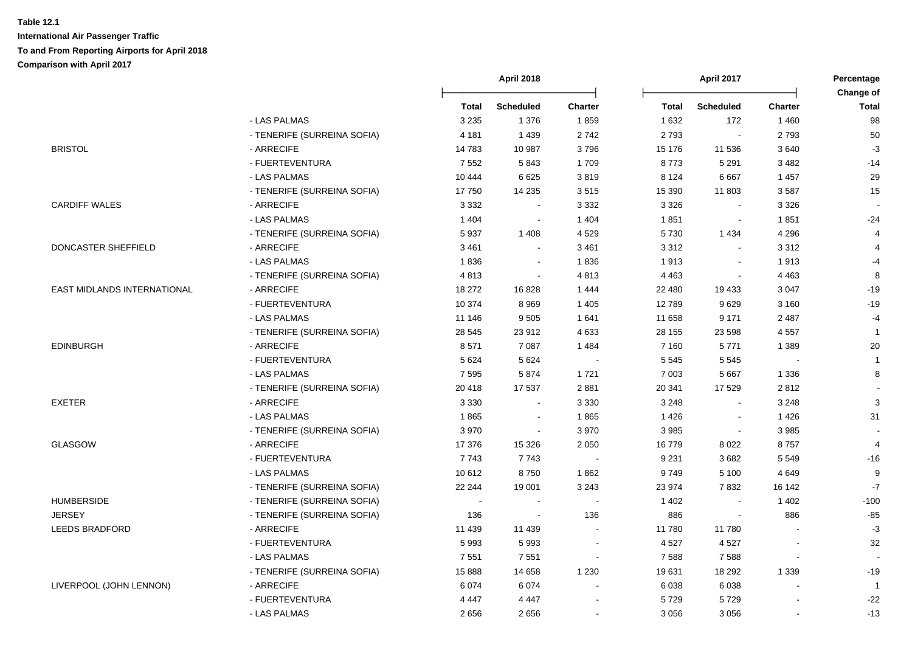**Table 12.1**

**International Air Passenger Traffic**

**To and From Reporting Airports for April 2018**

**Comparison with April 2017**

| | | April 2018 | | | April 2017 | | | Percentage Change of |
|---|---|---|---|---|---|---|---|---|
| | | Total | Scheduled | Charter | Total | Scheduled | Charter | Total |
| | - LAS PALMAS | 3 235 | 1 376 | 1 859 | 1 632 | 172 | 1 460 | 98 |
| | - TENERIFE (SURREINA SOFIA) | 4 181 | 1 439 | 2 742 | 2 793 | - | 2 793 | 50 |
| BRISTOL | - ARRECIFE | 14 783 | 10 987 | 3 796 | 15 176 | 11 536 | 3 640 | -3 |
| | - FUERTEVENTURA | 7 552 | 5 843 | 1 709 | 8 773 | 5 291 | 3 482 | -14 |
| | - LAS PALMAS | 10 444 | 6 625 | 3 819 | 8 124 | 6 667 | 1 457 | 29 |
| | - TENERIFE (SURREINA SOFIA) | 17 750 | 14 235 | 3 515 | 15 390 | 11 803 | 3 587 | 15 |
| CARDIFF WALES | - ARRECIFE | 3 332 | - | 3 332 | 3 326 | - | 3 326 | - |
| | - LAS PALMAS | 1 404 | - | 1 404 | 1 851 | - | 1 851 | -24 |
| | - TENERIFE (SURREINA SOFIA) | 5 937 | 1 408 | 4 529 | 5 730 | 1 434 | 4 296 | 4 |
| DONCASTER SHEFFIELD | - ARRECIFE | 3 461 | - | 3 461 | 3 312 | - | 3 312 | 4 |
| | - LAS PALMAS | 1 836 | - | 1 836 | 1 913 | - | 1 913 | -4 |
| | - TENERIFE (SURREINA SOFIA) | 4 813 | - | 4 813 | 4 463 | - | 4 463 | 8 |
| EAST MIDLANDS INTERNATIONAL | - ARRECIFE | 18 272 | 16 828 | 1 444 | 22 480 | 19 433 | 3 047 | -19 |
| | - FUERTEVENTURA | 10 374 | 8 969 | 1 405 | 12 789 | 9 629 | 3 160 | -19 |
| | - LAS PALMAS | 11 146 | 9 505 | 1 641 | 11 658 | 9 171 | 2 487 | -4 |
| | - TENERIFE (SURREINA SOFIA) | 28 545 | 23 912 | 4 633 | 28 155 | 23 598 | 4 557 | 1 |
| EDINBURGH | - ARRECIFE | 8 571 | 7 087 | 1 484 | 7 160 | 5 771 | 1 389 | 20 |
| | - FUERTEVENTURA | 5 624 | 5 624 | - | 5 545 | 5 545 | - | 1 |
| | - LAS PALMAS | 7 595 | 5 874 | 1 721 | 7 003 | 5 667 | 1 336 | 8 |
| | - TENERIFE (SURREINA SOFIA) | 20 418 | 17 537 | 2 881 | 20 341 | 17 529 | 2 812 | - |
| EXETER | - ARRECIFE | 3 330 | - | 3 330 | 3 248 | - | 3 248 | 3 |
| | - LAS PALMAS | 1 865 | - | 1 865 | 1 426 | - | 1 426 | 31 |
| | - TENERIFE (SURREINA SOFIA) | 3 970 | - | 3 970 | 3 985 | - | 3 985 | - |
| GLASGOW | - ARRECIFE | 17 376 | 15 326 | 2 050 | 16 779 | 8 022 | 8 757 | 4 |
| | - FUERTEVENTURA | 7 743 | 7 743 | - | 9 231 | 3 682 | 5 549 | -16 |
| | - LAS PALMAS | 10 612 | 8 750 | 1 862 | 9 749 | 5 100 | 4 649 | 9 |
| | - TENERIFE (SURREINA SOFIA) | 22 244 | 19 001 | 3 243 | 23 974 | 7 832 | 16 142 | -7 |
| HUMBERSIDE | - TENERIFE (SURREINA SOFIA) | - | - | - | 1 402 | - | 1 402 | -100 |
| JERSEY | - TENERIFE (SURREINA SOFIA) | 136 | - | 136 | 886 | - | 886 | -85 |
| LEEDS BRADFORD | - ARRECIFE | 11 439 | 11 439 | - | 11 780 | 11 780 | - | -3 |
| | - FUERTEVENTURA | 5 993 | 5 993 | - | 4 527 | 4 527 | - | 32 |
| | - LAS PALMAS | 7 551 | 7 551 | - | 7 588 | 7 588 | - | - |
| | - TENERIFE (SURREINA SOFIA) | 15 888 | 14 658 | 1 230 | 19 631 | 18 292 | 1 339 | -19 |
| LIVERPOOL (JOHN LENNON) | - ARRECIFE | 6 074 | 6 074 | - | 6 038 | 6 038 | - | 1 |
| | - FUERTEVENTURA | 4 447 | 4 447 | - | 5 729 | 5 729 | - | -22 |
| | - LAS PALMAS | 2 656 | 2 656 | - | 3 056 | 3 056 | - | -13 |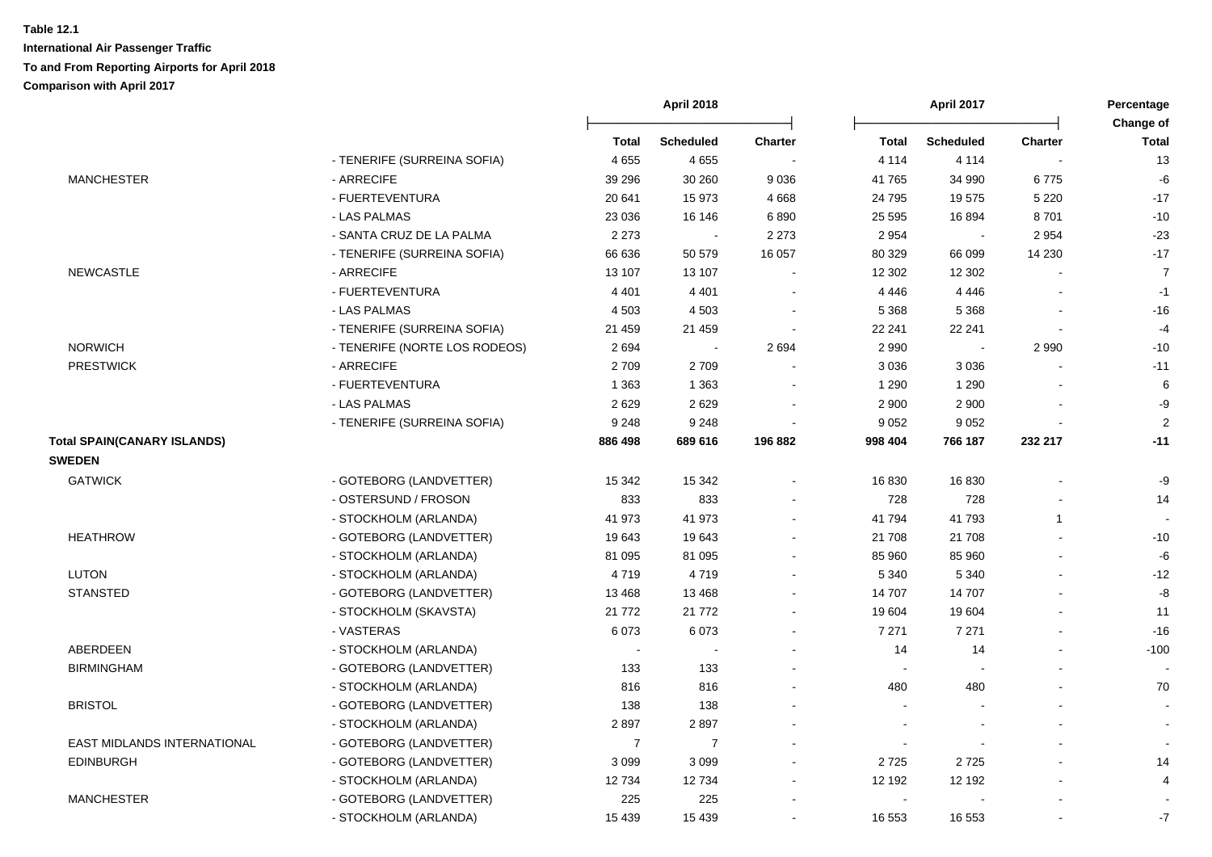**Table 12.1**

**International Air Passenger Traffic**

**To and From Reporting Airports for April 2018**

**Comparison with April 2017**

| | | April 2018 | | | April 2017 | | | Percentage Change of |
|---|---|---|---|---|---|---|---|---|
| | | Total | Scheduled | Charter | Total | Scheduled | Charter | Total |
| | - TENERIFE (SURREINA SOFIA) | 4 655 | 4 655 | - | 4 114 | 4 114 | - | 13 |
| MANCHESTER | - ARRECIFE | 39 296 | 30 260 | 9 036 | 41 765 | 34 990 | 6 775 | -6 |
| | - FUERTEVENTURA | 20 641 | 15 973 | 4 668 | 24 795 | 19 575 | 5 220 | -17 |
| | - LAS PALMAS | 23 036 | 16 146 | 6 890 | 25 595 | 16 894 | 8 701 | -10 |
| | - SANTA CRUZ DE LA PALMA | 2 273 | - | 2 273 | 2 954 | - | 2 954 | -23 |
| | - TENERIFE (SURREINA SOFIA) | 66 636 | 50 579 | 16 057 | 80 329 | 66 099 | 14 230 | -17 |
| NEWCASTLE | - ARRECIFE | 13 107 | 13 107 | - | 12 302 | 12 302 | - | 7 |
| | - FUERTEVENTURA | 4 401 | 4 401 | - | 4 446 | 4 446 | - | -1 |
| | - LAS PALMAS | 4 503 | 4 503 | - | 5 368 | 5 368 | - | -16 |
| | - TENERIFE (SURREINA SOFIA) | 21 459 | 21 459 | - | 22 241 | 22 241 | - | -4 |
| NORWICH | - TENERIFE (NORTE LOS RODEOS) | 2 694 | - | 2 694 | 2 990 | - | 2 990 | -10 |
| PRESTWICK | - ARRECIFE | 2 709 | 2 709 | - | 3 036 | 3 036 | - | -11 |
| | - FUERTEVENTURA | 1 363 | 1 363 | - | 1 290 | 1 290 | - | 6 |
| | - LAS PALMAS | 2 629 | 2 629 | - | 2 900 | 2 900 | - | -9 |
| | - TENERIFE (SURREINA SOFIA) | 9 248 | 9 248 | - | 9 052 | 9 052 | - | 2 |
| **Total SPAIN(CANARY ISLANDS)** | | **886 498** | **689 616** | **196 882** | **998 404** | **766 187** | **232 217** | **-11** |
| **SWEDEN** | | | | | | | | |
| GATWICK | - GOTEBORG (LANDVETTER) | 15 342 | 15 342 | - | 16 830 | 16 830 | - | -9 |
| | - OSTERSUND / FROSON | 833 | 833 | - | 728 | 728 | - | 14 |
| | - STOCKHOLM (ARLANDA) | 41 973 | 41 973 | - | 41 794 | 41 793 | 1 | - |
| HEATHROW | - GOTEBORG (LANDVETTER) | 19 643 | 19 643 | - | 21 708 | 21 708 | - | -10 |
| | - STOCKHOLM (ARLANDA) | 81 095 | 81 095 | - | 85 960 | 85 960 | - | -6 |
| LUTON | - STOCKHOLM (ARLANDA) | 4 719 | 4 719 | - | 5 340 | 5 340 | - | -12 |
| STANSTED | - GOTEBORG (LANDVETTER) | 13 468 | 13 468 | - | 14 707 | 14 707 | - | -8 |
| | - STOCKHOLM (SKAVSTA) | 21 772 | 21 772 | - | 19 604 | 19 604 | - | 11 |
| | - VASTERAS | 6 073 | 6 073 | - | 7 271 | 7 271 | - | -16 |
| ABERDEEN | - STOCKHOLM (ARLANDA) | - | - | - | 14 | 14 | - | -100 |
| BIRMINGHAM | - GOTEBORG (LANDVETTER) | 133 | 133 | - | - | - | - | - |
| | - STOCKHOLM (ARLANDA) | 816 | 816 | - | 480 | 480 | - | 70 |
| BRISTOL | - GOTEBORG (LANDVETTER) | 138 | 138 | - | - | - | - | - |
| | - STOCKHOLM (ARLANDA) | 2 897 | 2 897 | - | - | - | - | - |
| EAST MIDLANDS INTERNATIONAL | - GOTEBORG (LANDVETTER) | 7 | 7 | - | - | - | - | - |
| EDINBURGH | - GOTEBORG (LANDVETTER) | 3 099 | 3 099 | - | 2 725 | 2 725 | - | 14 |
| | - STOCKHOLM (ARLANDA) | 12 734 | 12 734 | - | 12 192 | 12 192 | - | 4 |
| MANCHESTER | - GOTEBORG (LANDVETTER) | 225 | 225 | - | - | - | - | - |
| | - STOCKHOLM (ARLANDA) | 15 439 | 15 439 | - | 16 553 | 16 553 | - | -7 |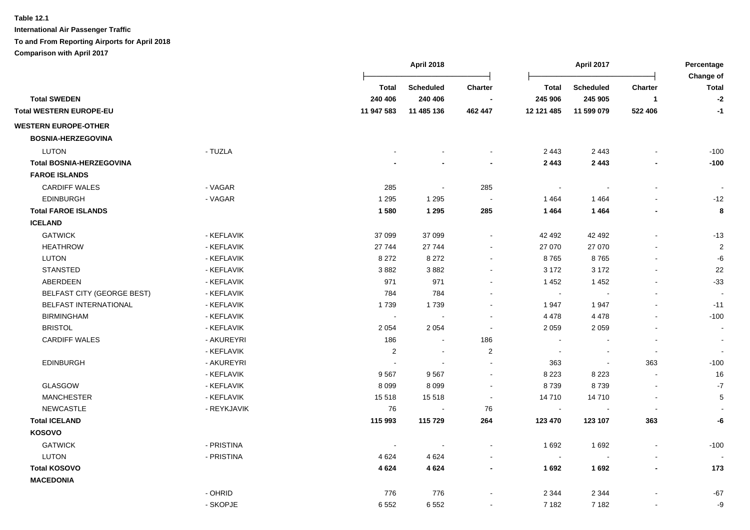**Table 12.1**

**International Air Passenger Traffic**

**To and From Reporting Airports for April 2018**

**Comparison with April 2017**

| | | April 2018 | | | April 2017 | | | Percentage Change of |
|---|---|---|---|---|---|---|---|---|
| | | **Total** | **Scheduled** | **Charter** | **Total** | **Scheduled** | **Charter** | **Total** |
| **Total SWEDEN** | | **240 406** | **240 406** | **-** | **245 906** | **245 905** | **1** | **-2** |
| **Total WESTERN EUROPE-EU** | | **11 947 583** | **11 485 136** | **462 447** | **12 121 485** | **11 599 079** | **522 406** | **-1** |
| **WESTERN EUROPE-OTHER** | | | | | | | | |
| **BOSNIA-HERZEGOVINA** | | | | | | | | |
| LUTON | - TUZLA | - | - | - | 2 443 | 2 443 | - | -100 |
| **Total BOSNIA-HERZEGOVINA** | | **-** | **-** | **-** | **2 443** | **2 443** | **-** | **-100** |
| **FAROE ISLANDS** | | | | | | | | |
| CARDIFF WALES | - VAGAR | 285 | - | 285 | - | - | - | - |
| EDINBURGH | - VAGAR | 1 295 | 1 295 | - | 1 464 | 1 464 | - | -12 |
| **Total FAROE ISLANDS** | | **1 580** | **1 295** | **285** | **1 464** | **1 464** | **-** | **8** |
| **ICELAND** | | | | | | | | |
| GATWICK | - KEFLAVIK | 37 099 | 37 099 | - | 42 492 | 42 492 | - | -13 |
| HEATHROW | - KEFLAVIK | 27 744 | 27 744 | - | 27 070 | 27 070 | - | 2 |
| LUTON | - KEFLAVIK | 8 272 | 8 272 | - | 8 765 | 8 765 | - | -6 |
| STANSTED | - KEFLAVIK | 3 882 | 3 882 | - | 3 172 | 3 172 | - | 22 |
| ABERDEEN | - KEFLAVIK | 971 | 971 | - | 1 452 | 1 452 | - | -33 |
| BELFAST CITY (GEORGE BEST) | - KEFLAVIK | 784 | 784 | - | - | - | - | - |
| BELFAST INTERNATIONAL | - KEFLAVIK | 1 739 | 1 739 | - | 1 947 | 1 947 | - | -11 |
| BIRMINGHAM | - KEFLAVIK | - | - | - | 4 478 | 4 478 | - | -100 |
| BRISTOL | - KEFLAVIK | 2 054 | 2 054 | - | 2 059 | 2 059 | - | - |
| CARDIFF WALES | - AKUREYRI | 186 | - | 186 | - | - | - | - |
| | - KEFLAVIK | 2 | - | 2 | - | - | - | - |
| EDINBURGH | - AKUREYRI | - | - | - | 363 | - | 363 | -100 |
| | - KEFLAVIK | 9 567 | 9 567 | - | 8 223 | 8 223 | - | 16 |
| GLASGOW | - KEFLAVIK | 8 099 | 8 099 | - | 8 739 | 8 739 | - | -7 |
| MANCHESTER | - KEFLAVIK | 15 518 | 15 518 | - | 14 710 | 14 710 | - | 5 |
| NEWCASTLE | - REYKJAVIK | 76 | - | 76 | - | - | - | - |
| **Total ICELAND** | | **115 993** | **115 729** | **264** | **123 470** | **123 107** | **363** | **-6** |
| **KOSOVO** | | | | | | | | |
| GATWICK | - PRISTINA | - | - | - | 1 692 | 1 692 | - | -100 |
| LUTON | - PRISTINA | 4 624 | 4 624 | - | - | - | - | - |
| **Total KOSOVO** | | **4 624** | **4 624** | **-** | **1 692** | **1 692** | **-** | **173** |
| **MACEDONIA** | | | | | | | | |
| | - OHRID | 776 | 776 | - | 2 344 | 2 344 | - | -67 |
| | - SKOPJE | 6 552 | 6 552 | - | 7 182 | 7 182 | - | -9 |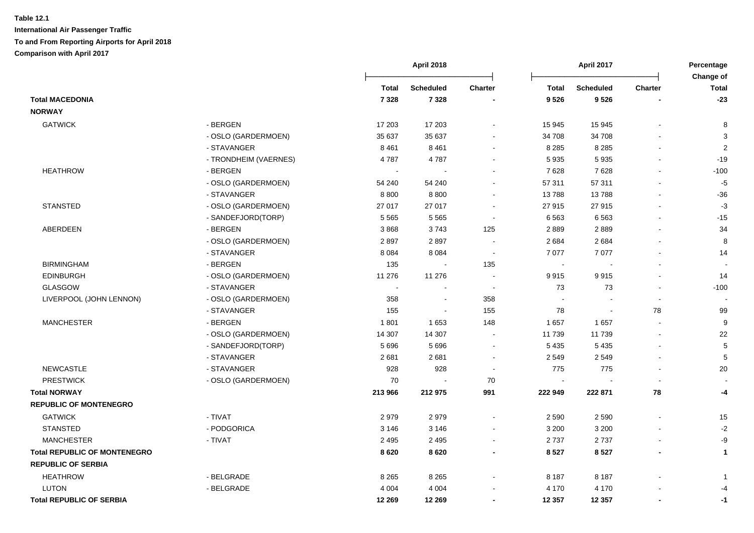**Table 12.1**

**International Air Passenger Traffic**

**To and From Reporting Airports for April 2018**

**Comparison with April 2017**

| | | April 2018 | | | April 2017 | | | Percentage Change of |
|---|---|---|---|---|---|---|---|---|
| | | Total | Scheduled | Charter | Total | Scheduled | Charter | Total |
| **Total MACEDONIA** | | **7 328** | **7 328** | **-** | **9 526** | **9 526** | **-** | **-23** |
| **NORWAY** | | | | | | | | |
| GATWICK | - BERGEN | 17 203 | 17 203 | - | 15 945 | 15 945 | - | 8 |
| | - OSLO (GARDERMOEN) | 35 637 | 35 637 | - | 34 708 | 34 708 | - | 3 |
| | - STAVANGER | 8 461 | 8 461 | - | 8 285 | 8 285 | - | 2 |
| | - TRONDHEIM (VAERNES) | 4 787 | 4 787 | - | 5 935 | 5 935 | - | -19 |
| HEATHROW | - BERGEN | - | - | - | 7 628 | 7 628 | - | -100 |
| | - OSLO (GARDERMOEN) | 54 240 | 54 240 | - | 57 311 | 57 311 | - | -5 |
| | - STAVANGER | 8 800 | 8 800 | - | 13 788 | 13 788 | - | -36 |
| STANSTED | - OSLO (GARDERMOEN) | 27 017 | 27 017 | - | 27 915 | 27 915 | - | -3 |
| | - SANDEFJORD(TORP) | 5 565 | 5 565 | - | 6 563 | 6 563 | - | -15 |
| ABERDEEN | - BERGEN | 3 868 | 3 743 | 125 | 2 889 | 2 889 | - | 34 |
| | - OSLO (GARDERMOEN) | 2 897 | 2 897 | - | 2 684 | 2 684 | - | 8 |
| | - STAVANGER | 8 084 | 8 084 | - | 7 077 | 7 077 | - | 14 |
| BIRMINGHAM | - BERGEN | 135 | - | 135 | - | - | - | - |
| EDINBURGH | - OSLO (GARDERMOEN) | 11 276 | 11 276 | - | 9 915 | 9 915 | - | 14 |
| GLASGOW | - STAVANGER | - | - | - | 73 | 73 | - | -100 |
| LIVERPOOL (JOHN LENNON) | - OSLO (GARDERMOEN) | 358 | - | 358 | - | - | - | - |
| | - STAVANGER | 155 | - | 155 | 78 | - | 78 | 99 |
| MANCHESTER | - BERGEN | 1 801 | 1 653 | 148 | 1 657 | 1 657 | - | 9 |
| | - OSLO (GARDERMOEN) | 14 307 | 14 307 | - | 11 739 | 11 739 | - | 22 |
| | - SANDEFJORD(TORP) | 5 696 | 5 696 | - | 5 435 | 5 435 | - | 5 |
| | - STAVANGER | 2 681 | 2 681 | - | 2 549 | 2 549 | - | 5 |
| NEWCASTLE | - STAVANGER | 928 | 928 | - | 775 | 775 | - | 20 |
| PRESTWICK | - OSLO (GARDERMOEN) | 70 | - | 70 | - | - | - | - |
| **Total NORWAY** | | **213 966** | **212 975** | **991** | **222 949** | **222 871** | **78** | **-4** |
| **REPUBLIC OF MONTENEGRO** | | | | | | | | |
| GATWICK | - TIVAT | 2 979 | 2 979 | - | 2 590 | 2 590 | - | 15 |
| STANSTED | - PODGORICA | 3 146 | 3 146 | - | 3 200 | 3 200 | - | -2 |
| MANCHESTER | - TIVAT | 2 495 | 2 495 | - | 2 737 | 2 737 | - | -9 |
| **Total REPUBLIC OF MONTENEGRO** | | **8 620** | **8 620** | **-** | **8 527** | **8 527** | **-** | **1** |
| **REPUBLIC OF SERBIA** | | | | | | | | |
| HEATHROW | - BELGRADE | 8 265 | 8 265 | - | 8 187 | 8 187 | - | 1 |
| LUTON | - BELGRADE | 4 004 | 4 004 | - | 4 170 | 4 170 | - | -4 |
| **Total REPUBLIC OF SERBIA** | | **12 269** | **12 269** | **-** | **12 357** | **12 357** | **-** | **-1** |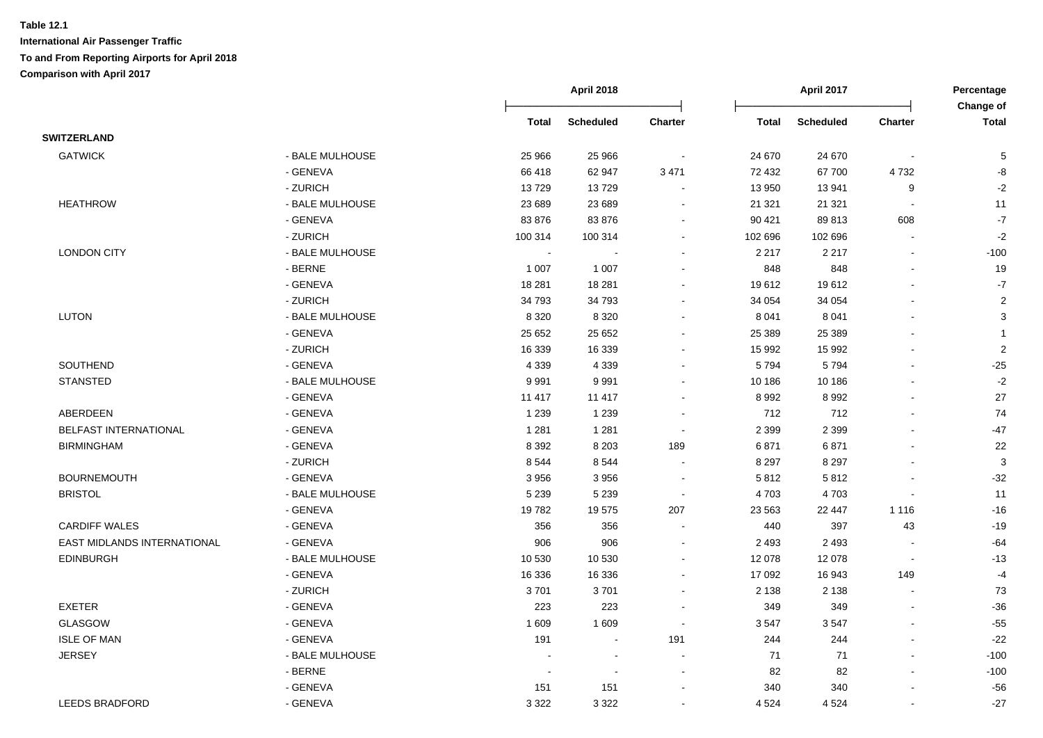**Table 12.1**
**International Air Passenger Traffic**
**To and From Reporting Airports for April 2018**
**Comparison with April 2017**

| | | April 2018 | | | April 2017 | | | Percentage Change of |
|---|---|---|---|---|---|---|---|---|
| | | Total | Scheduled | Charter | Total | Scheduled | Charter | Total |
| **SWITZERLAND** | | | | | | | | |
| GATWICK | - BALE MULHOUSE | 25 966 | 25 966 | - | 24 670 | 24 670 | - | 5 |
| | - GENEVA | 66 418 | 62 947 | 3 471 | 72 432 | 67 700 | 4 732 | -8 |
| | - ZURICH | 13 729 | 13 729 | - | 13 950 | 13 941 | 9 | -2 |
| HEATHROW | - BALE MULHOUSE | 23 689 | 23 689 | - | 21 321 | 21 321 | - | 11 |
| | - GENEVA | 83 876 | 83 876 | - | 90 421 | 89 813 | 608 | -7 |
| | - ZURICH | 100 314 | 100 314 | - | 102 696 | 102 696 | - | -2 |
| LONDON CITY | - BALE MULHOUSE | - | - | - | 2 217 | 2 217 | - | -100 |
| | - BERNE | 1 007 | 1 007 | - | 848 | 848 | - | 19 |
| | - GENEVA | 18 281 | 18 281 | - | 19 612 | 19 612 | - | -7 |
| | - ZURICH | 34 793 | 34 793 | - | 34 054 | 34 054 | - | 2 |
| LUTON | - BALE MULHOUSE | 8 320 | 8 320 | - | 8 041 | 8 041 | - | 3 |
| | - GENEVA | 25 652 | 25 652 | - | 25 389 | 25 389 | - | 1 |
| | - ZURICH | 16 339 | 16 339 | - | 15 992 | 15 992 | - | 2 |
| SOUTHEND | - GENEVA | 4 339 | 4 339 | - | 5 794 | 5 794 | - | -25 |
| STANSTED | - BALE MULHOUSE | 9 991 | 9 991 | - | 10 186 | 10 186 | - | -2 |
| | - GENEVA | 11 417 | 11 417 | - | 8 992 | 8 992 | - | 27 |
| ABERDEEN | - GENEVA | 1 239 | 1 239 | - | 712 | 712 | - | 74 |
| BELFAST INTERNATIONAL | - GENEVA | 1 281 | 1 281 | - | 2 399 | 2 399 | - | -47 |
| BIRMINGHAM | - GENEVA | 8 392 | 8 203 | 189 | 6 871 | 6 871 | - | 22 |
| | - ZURICH | 8 544 | 8 544 | - | 8 297 | 8 297 | - | 3 |
| BOURNEMOUTH | - GENEVA | 3 956 | 3 956 | - | 5 812 | 5 812 | - | -32 |
| BRISTOL | - BALE MULHOUSE | 5 239 | 5 239 | - | 4 703 | 4 703 | - | 11 |
| | - GENEVA | 19 782 | 19 575 | 207 | 23 563 | 22 447 | 1 116 | -16 |
| CARDIFF WALES | - GENEVA | 356 | 356 | - | 440 | 397 | 43 | -19 |
| EAST MIDLANDS INTERNATIONAL | - GENEVA | 906 | 906 | - | 2 493 | 2 493 | - | -64 |
| EDINBURGH | - BALE MULHOUSE | 10 530 | 10 530 | - | 12 078 | 12 078 | - | -13 |
| | - GENEVA | 16 336 | 16 336 | - | 17 092 | 16 943 | 149 | -4 |
| | - ZURICH | 3 701 | 3 701 | - | 2 138 | 2 138 | - | 73 |
| EXETER | - GENEVA | 223 | 223 | - | 349 | 349 | - | -36 |
| GLASGOW | - GENEVA | 1 609 | 1 609 | - | 3 547 | 3 547 | - | -55 |
| ISLE OF MAN | - GENEVA | 191 | - | 191 | 244 | 244 | - | -22 |
| JERSEY | - BALE MULHOUSE | - | - | - | 71 | 71 | - | -100 |
| | - BERNE | - | - | - | 82 | 82 | - | -100 |
| | - GENEVA | 151 | 151 | - | 340 | 340 | - | -56 |
| LEEDS BRADFORD | - GENEVA | 3 322 | 3 322 | - | 4 524 | 4 524 | - | -27 |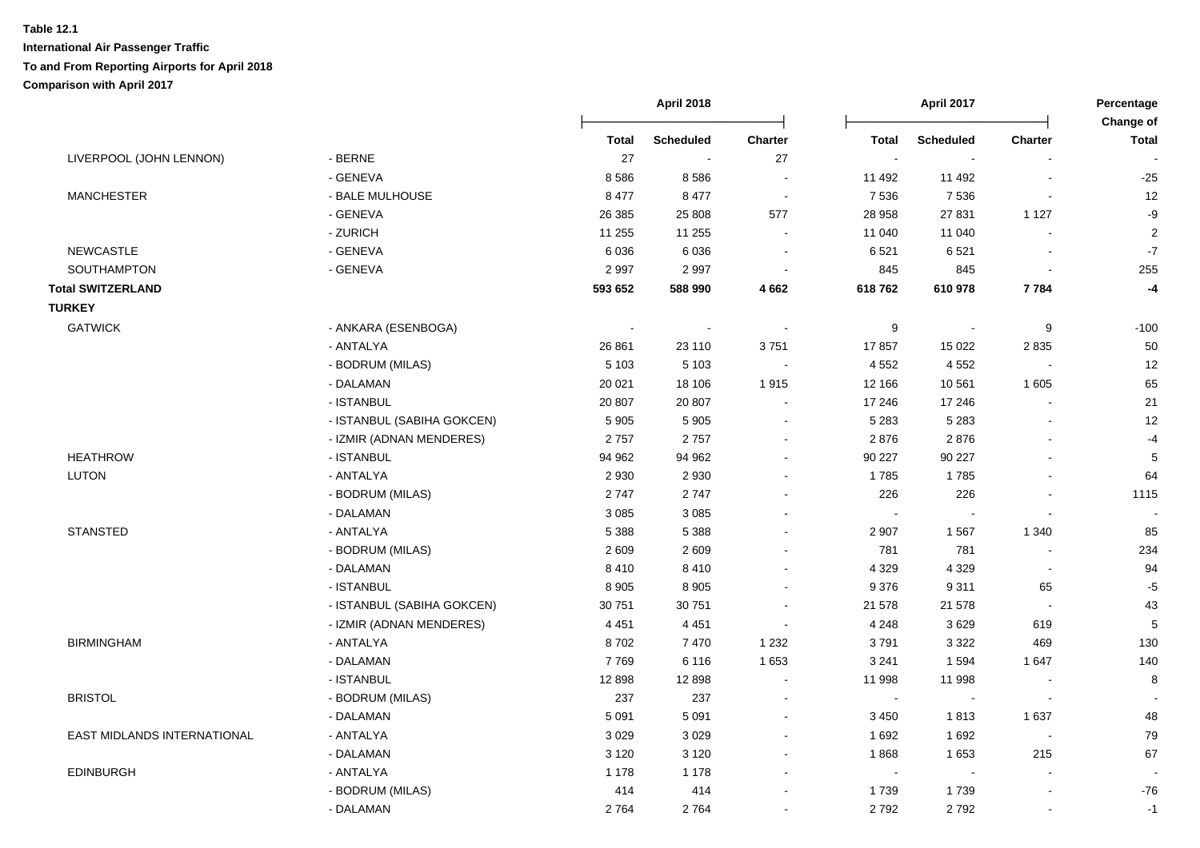**Table 12.1**

**International Air Passenger Traffic**

**To and From Reporting Airports for April 2018**

**Comparison with April 2017**

| | | April 2018 | | | April 2017 | | | Percentage Change of |
|---|---|---|---|---|---|---|---|---|
| | | **Total** | **Scheduled** | **Charter** | **Total** | **Scheduled** | **Charter** | **Total** |
| LIVERPOOL (JOHN LENNON) | - BERNE | 27 | - | 27 | - | - | - | - |
| | - GENEVA | 8 586 | 8 586 | - | 11 492 | 11 492 | - | -25 |
| MANCHESTER | - BALE MULHOUSE | 8 477 | 8 477 | - | 7 536 | 7 536 | - | 12 |
| | - GENEVA | 26 385 | 25 808 | 577 | 28 958 | 27 831 | 1 127 | -9 |
| | - ZURICH | 11 255 | 11 255 | - | 11 040 | 11 040 | - | 2 |
| NEWCASTLE | - GENEVA | 6 036 | 6 036 | - | 6 521 | 6 521 | - | -7 |
| SOUTHAMPTON | - GENEVA | 2 997 | 2 997 | - | 845 | 845 | - | 255 |
| **Total SWITZERLAND** | | **593 652** | **588 990** | **4 662** | **618 762** | **610 978** | **7 784** | **-4** |
| **TURKEY** | | | | | | | | |
| GATWICK | - ANKARA (ESENBOGA) | - | - | - | 9 | - | 9 | -100 |
| | - ANTALYA | 26 861 | 23 110 | 3 751 | 17 857 | 15 022 | 2 835 | 50 |
| | - BODRUM (MILAS) | 5 103 | 5 103 | - | 4 552 | 4 552 | - | 12 |
| | - DALAMAN | 20 021 | 18 106 | 1 915 | 12 166 | 10 561 | 1 605 | 65 |
| | - ISTANBUL | 20 807 | 20 807 | - | 17 246 | 17 246 | - | 21 |
| | - ISTANBUL (SABIHA GOKCEN) | 5 905 | 5 905 | - | 5 283 | 5 283 | - | 12 |
| | - IZMIR (ADNAN MENDERES) | 2 757 | 2 757 | - | 2 876 | 2 876 | - | -4 |
| HEATHROW | - ISTANBUL | 94 962 | 94 962 | - | 90 227 | 90 227 | - | 5 |
| LUTON | - ANTALYA | 2 930 | 2 930 | - | 1 785 | 1 785 | - | 64 |
| | - BODRUM (MILAS) | 2 747 | 2 747 | - | 226 | 226 | - | 1115 |
| | - DALAMAN | 3 085 | 3 085 | - | - | - | - | - |
| STANSTED | - ANTALYA | 5 388 | 5 388 | - | 2 907 | 1 567 | 1 340 | 85 |
| | - BODRUM (MILAS) | 2 609 | 2 609 | - | 781 | 781 | - | 234 |
| | - DALAMAN | 8 410 | 8 410 | - | 4 329 | 4 329 | - | 94 |
| | - ISTANBUL | 8 905 | 8 905 | - | 9 376 | 9 311 | 65 | -5 |
| | - ISTANBUL (SABIHA GOKCEN) | 30 751 | 30 751 | - | 21 578 | 21 578 | - | 43 |
| | - IZMIR (ADNAN MENDERES) | 4 451 | 4 451 | - | 4 248 | 3 629 | 619 | 5 |
| BIRMINGHAM | - ANTALYA | 8 702 | 7 470 | 1 232 | 3 791 | 3 322 | 469 | 130 |
| | - DALAMAN | 7 769 | 6 116 | 1 653 | 3 241 | 1 594 | 1 647 | 140 |
| | - ISTANBUL | 12 898 | 12 898 | - | 11 998 | 11 998 | - | 8 |
| BRISTOL | - BODRUM (MILAS) | 237 | 237 | - | - | - | - | - |
| | - DALAMAN | 5 091 | 5 091 | - | 3 450 | 1 813 | 1 637 | 48 |
| EAST MIDLANDS INTERNATIONAL | - ANTALYA | 3 029 | 3 029 | - | 1 692 | 1 692 | - | 79 |
| | - DALAMAN | 3 120 | 3 120 | - | 1 868 | 1 653 | 215 | 67 |
| EDINBURGH | - ANTALYA | 1 178 | 1 178 | - | - | - | - | - |
| | - BODRUM (MILAS) | 414 | 414 | - | 1 739 | 1 739 | - | -76 |
| | - DALAMAN | 2 764 | 2 764 | - | 2 792 | 2 792 | - | -1 |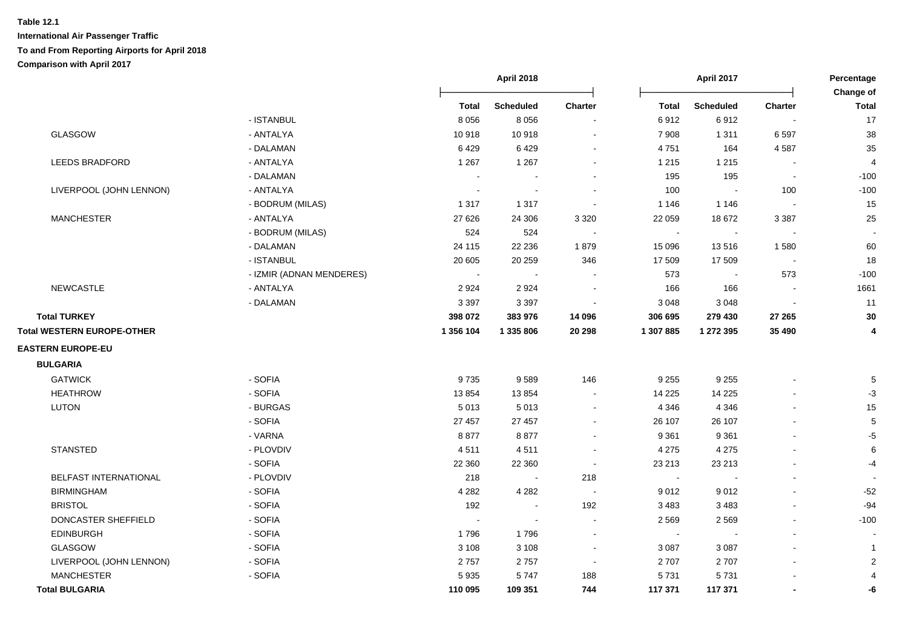**Table 12.1**

**International Air Passenger Traffic**

**To and From Reporting Airports for April 2018**

**Comparison with April 2017**

| | | April 2018 | | | April 2017 | | | Percentage Change of |
|---|---|---|---|---|---|---|---|---|
| | | **Total** | **Scheduled** | **Charter** | **Total** | **Scheduled** | **Charter** | **Total** |
| | - ISTANBUL | 8 056 | 8 056 | - | 6 912 | 6 912 | - | 17 |
| GLASGOW | - ANTALYA | 10 918 | 10 918 | - | 7 908 | 1 311 | 6 597 | 38 |
| | - DALAMAN | 6 429 | 6 429 | - | 4 751 | 164 | 4 587 | 35 |
| LEEDS BRADFORD | - ANTALYA | 1 267 | 1 267 | - | 1 215 | 1 215 | - | 4 |
| | - DALAMAN | - | - | - | 195 | 195 | - | -100 |
| LIVERPOOL (JOHN LENNON) | - ANTALYA | - | - | - | 100 | - | 100 | -100 |
| | - BODRUM (MILAS) | 1 317 | 1 317 | - | 1 146 | 1 146 | - | 15 |
| MANCHESTER | - ANTALYA | 27 626 | 24 306 | 3 320 | 22 059 | 18 672 | 3 387 | 25 |
| | - BODRUM (MILAS) | 524 | 524 | - | - | - | - | - |
| | - DALAMAN | 24 115 | 22 236 | 1 879 | 15 096 | 13 516 | 1 580 | 60 |
| | - ISTANBUL | 20 605 | 20 259 | 346 | 17 509 | 17 509 | - | 18 |
| | - IZMIR (ADNAN MENDERES) | - | - | - | 573 | - | 573 | -100 |
| NEWCASTLE | - ANTALYA | 2 924 | 2 924 | - | 166 | 166 | - | 1661 |
| | - DALAMAN | 3 397 | 3 397 | - | 3 048 | 3 048 | - | 11 |
| **Total TURKEY** | | **398 072** | **383 976** | **14 096** | **306 695** | **279 430** | **27 265** | **30** |
| **Total WESTERN EUROPE-OTHER** | | **1 356 104** | **1 335 806** | **20 298** | **1 307 885** | **1 272 395** | **35 490** | **4** |
| **EASTERN EUROPE-EU** | | | | | | | | |
| **BULGARIA** | | | | | | | | |
| GATWICK | - SOFIA | 9 735 | 9 589 | 146 | 9 255 | 9 255 | - | 5 |
| HEATHROW | - SOFIA | 13 854 | 13 854 | - | 14 225 | 14 225 | - | -3 |
| LUTON | - BURGAS | 5 013 | 5 013 | - | 4 346 | 4 346 | - | 15 |
| | - SOFIA | 27 457 | 27 457 | - | 26 107 | 26 107 | - | 5 |
| | - VARNA | 8 877 | 8 877 | - | 9 361 | 9 361 | - | -5 |
| STANSTED | - PLOVDIV | 4 511 | 4 511 | - | 4 275 | 4 275 | - | 6 |
| | - SOFIA | 22 360 | 22 360 | - | 23 213 | 23 213 | - | -4 |
| BELFAST INTERNATIONAL | - PLOVDIV | 218 | - | 218 | - | - | - | - |
| BIRMINGHAM | - SOFIA | 4 282 | 4 282 | - | 9 012 | 9 012 | - | -52 |
| BRISTOL | - SOFIA | 192 | - | 192 | 3 483 | 3 483 | - | -94 |
| DONCASTER SHEFFIELD | - SOFIA | - | - | - | 2 569 | 2 569 | - | -100 |
| EDINBURGH | - SOFIA | 1 796 | 1 796 | - | - | - | - | - |
| GLASGOW | - SOFIA | 3 108 | 3 108 | - | 3 087 | 3 087 | - | 1 |
| LIVERPOOL (JOHN LENNON) | - SOFIA | 2 757 | 2 757 | - | 2 707 | 2 707 | - | 2 |
| MANCHESTER | - SOFIA | 5 935 | 5 747 | 188 | 5 731 | 5 731 | - | 4 |
| **Total BULGARIA** | | **110 095** | **109 351** | **744** | **117 371** | **117 371** | **-** | **-6** |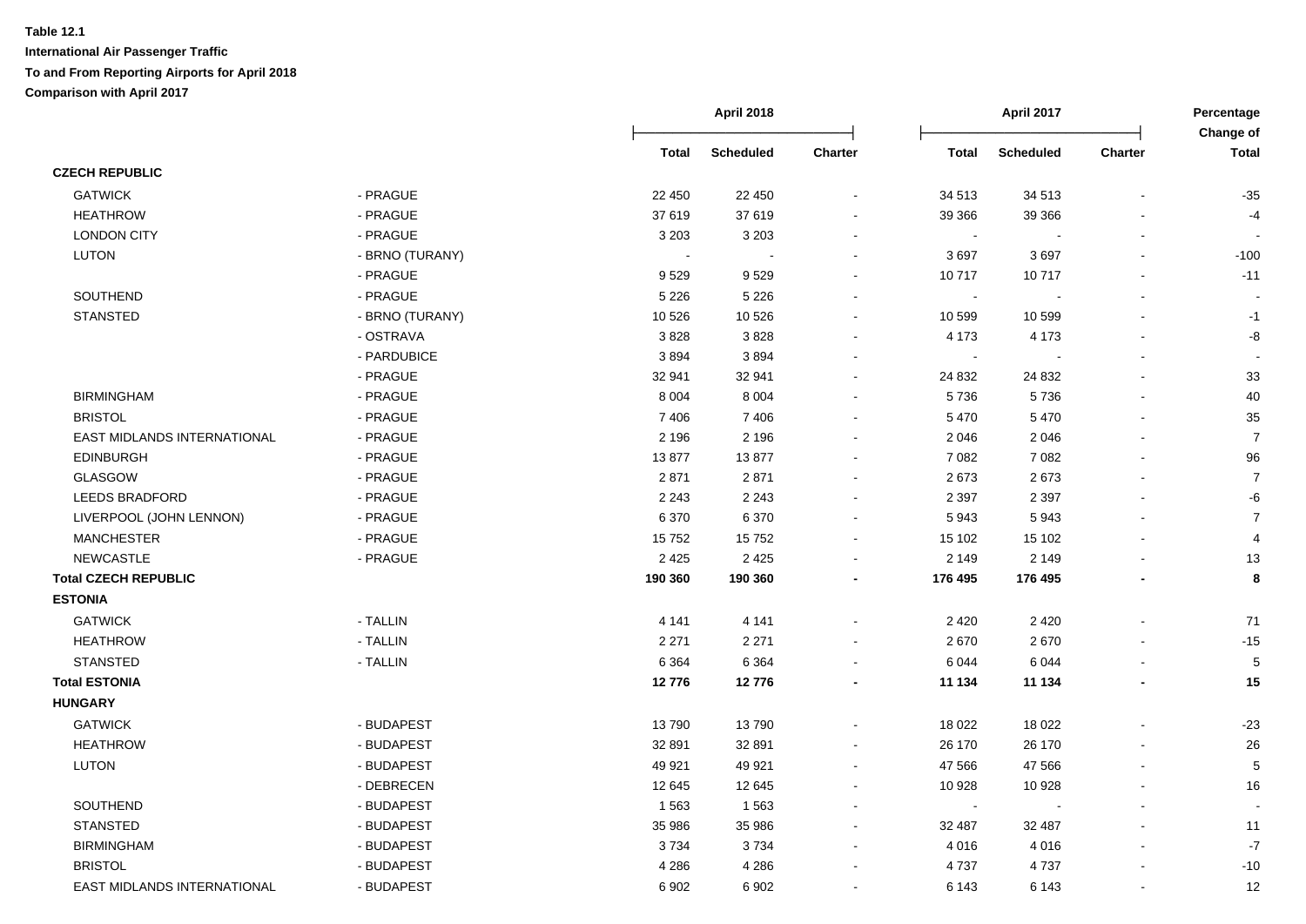**Table 12.1**

**International Air Passenger Traffic**

**To and From Reporting Airports for April 2018**

**Comparison with April 2017**

| | | April 2018 | | | April 2017 | | | Percentage Change of |
|---|---|---|---|---|---|---|---|---|
| | | Total | Scheduled | Charter | Total | Scheduled | Charter | Total |
| **CZECH REPUBLIC** | | | | | | | | |
| GATWICK | - PRAGUE | 22 450 | 22 450 | - | 34 513 | 34 513 | - | -35 |
| HEATHROW | - PRAGUE | 37 619 | 37 619 | - | 39 366 | 39 366 | - | -4 |
| LONDON CITY | - PRAGUE | 3 203 | 3 203 | - | - | - | - | - |
| LUTON | - BRNO (TURANY) | - | - | - | 3 697 | 3 697 | - | -100 |
| | - PRAGUE | 9 529 | 9 529 | - | 10 717 | 10 717 | - | -11 |
| SOUTHEND | - PRAGUE | 5 226 | 5 226 | - | - | - | - | - |
| STANSTED | - BRNO (TURANY) | 10 526 | 10 526 | - | 10 599 | 10 599 | - | -1 |
| | - OSTRAVA | 3 828 | 3 828 | - | 4 173 | 4 173 | - | -8 |
| | - PARDUBICE | 3 894 | 3 894 | - | - | - | - | - |
| | - PRAGUE | 32 941 | 32 941 | - | 24 832 | 24 832 | - | 33 |
| BIRMINGHAM | - PRAGUE | 8 004 | 8 004 | - | 5 736 | 5 736 | - | 40 |
| BRISTOL | - PRAGUE | 7 406 | 7 406 | - | 5 470 | 5 470 | - | 35 |
| EAST MIDLANDS INTERNATIONAL | - PRAGUE | 2 196 | 2 196 | - | 2 046 | 2 046 | - | 7 |
| EDINBURGH | - PRAGUE | 13 877 | 13 877 | - | 7 082 | 7 082 | - | 96 |
| GLASGOW | - PRAGUE | 2 871 | 2 871 | - | 2 673 | 2 673 | - | 7 |
| LEEDS BRADFORD | - PRAGUE | 2 243 | 2 243 | - | 2 397 | 2 397 | - | -6 |
| LIVERPOOL (JOHN LENNON) | - PRAGUE | 6 370 | 6 370 | - | 5 943 | 5 943 | - | 7 |
| MANCHESTER | - PRAGUE | 15 752 | 15 752 | - | 15 102 | 15 102 | - | 4 |
| NEWCASTLE | - PRAGUE | 2 425 | 2 425 | - | 2 149 | 2 149 | - | 13 |
| **Total CZECH REPUBLIC** | | **190 360** | **190 360** | **-** | **176 495** | **176 495** | **-** | **8** |
| **ESTONIA** | | | | | | | | |
| GATWICK | - TALLIN | 4 141 | 4 141 | - | 2 420 | 2 420 | - | 71 |
| HEATHROW | - TALLIN | 2 271 | 2 271 | - | 2 670 | 2 670 | - | -15 |
| STANSTED | - TALLIN | 6 364 | 6 364 | - | 6 044 | 6 044 | - | 5 |
| **Total ESTONIA** | | **12 776** | **12 776** | **-** | **11 134** | **11 134** | **-** | **15** |
| **HUNGARY** | | | | | | | | |
| GATWICK | - BUDAPEST | 13 790 | 13 790 | - | 18 022 | 18 022 | - | -23 |
| HEATHROW | - BUDAPEST | 32 891 | 32 891 | - | 26 170 | 26 170 | - | 26 |
| LUTON | - BUDAPEST | 49 921 | 49 921 | - | 47 566 | 47 566 | - | 5 |
| | - DEBRECEN | 12 645 | 12 645 | - | 10 928 | 10 928 | - | 16 |
| SOUTHEND | - BUDAPEST | 1 563 | 1 563 | - | - | - | - | - |
| STANSTED | - BUDAPEST | 35 986 | 35 986 | - | 32 487 | 32 487 | - | 11 |
| BIRMINGHAM | - BUDAPEST | 3 734 | 3 734 | - | 4 016 | 4 016 | - | -7 |
| BRISTOL | - BUDAPEST | 4 286 | 4 286 | - | 4 737 | 4 737 | - | -10 |
| EAST MIDLANDS INTERNATIONAL | - BUDAPEST | 6 902 | 6 902 | - | 6 143 | 6 143 | - | 12 |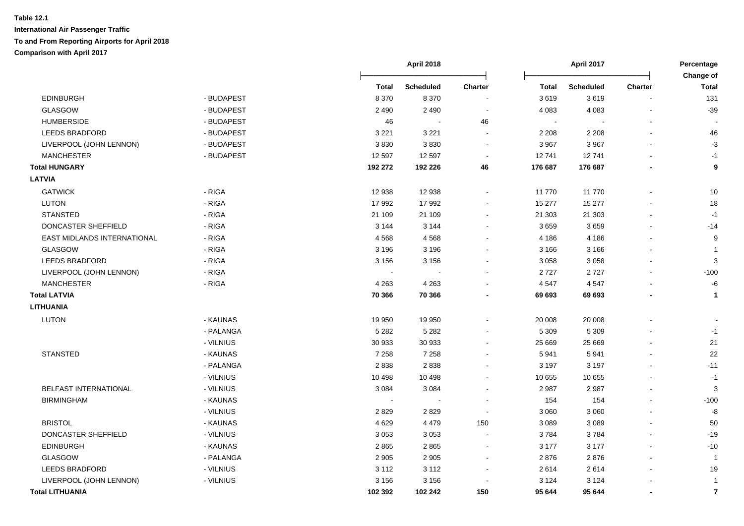**Table 12.1**

**International Air Passenger Traffic**

**To and From Reporting Airports for April 2018**

**Comparison with April 2017**

| | | April 2018 | | | April 2017 | | | Percentage Change of |
|---|---|---|---|---|---|---|---|---|
| | | **Total** | **Scheduled** | **Charter** | **Total** | **Scheduled** | **Charter** | **Total** |
| EDINBURGH | - BUDAPEST | 8 370 | 8 370 | - | 3 619 | 3 619 | - | 131 |
| GLASGOW | - BUDAPEST | 2 490 | 2 490 | - | 4 083 | 4 083 | - | -39 |
| HUMBERSIDE | - BUDAPEST | 46 | - | 46 | - | - | - | - |
| LEEDS BRADFORD | - BUDAPEST | 3 221 | 3 221 | - | 2 208 | 2 208 | - | 46 |
| LIVERPOOL (JOHN LENNON) | - BUDAPEST | 3 830 | 3 830 | - | 3 967 | 3 967 | - | -3 |
| MANCHESTER | - BUDAPEST | 12 597 | 12 597 | - | 12 741 | 12 741 | - | -1 |
| **Total HUNGARY** | | **192 272** | **192 226** | **46** | **176 687** | **176 687** | **-** | **9** |
| **LATVIA** | | | | | | | | |
| GATWICK | - RIGA | 12 938 | 12 938 | - | 11 770 | 11 770 | - | 10 |
| LUTON | - RIGA | 17 992 | 17 992 | - | 15 277 | 15 277 | - | 18 |
| STANSTED | - RIGA | 21 109 | 21 109 | - | 21 303 | 21 303 | - | -1 |
| DONCASTER SHEFFIELD | - RIGA | 3 144 | 3 144 | - | 3 659 | 3 659 | - | -14 |
| EAST MIDLANDS INTERNATIONAL | - RIGA | 4 568 | 4 568 | - | 4 186 | 4 186 | - | 9 |
| GLASGOW | - RIGA | 3 196 | 3 196 | - | 3 166 | 3 166 | - | 1 |
| LEEDS BRADFORD | - RIGA | 3 156 | 3 156 | - | 3 058 | 3 058 | - | 3 |
| LIVERPOOL (JOHN LENNON) | - RIGA | - | - | - | 2 727 | 2 727 | - | -100 |
| MANCHESTER | - RIGA | 4 263 | 4 263 | - | 4 547 | 4 547 | - | -6 |
| **Total LATVIA** | | **70 366** | **70 366** | **-** | **69 693** | **69 693** | **-** | **1** |
| **LITHUANIA** | | | | | | | | |
| LUTON | - KAUNAS | 19 950 | 19 950 | - | 20 008 | 20 008 | - | - |
| | - PALANGA | 5 282 | 5 282 | - | 5 309 | 5 309 | - | -1 |
| | - VILNIUS | 30 933 | 30 933 | - | 25 669 | 25 669 | - | 21 |
| STANSTED | - KAUNAS | 7 258 | 7 258 | - | 5 941 | 5 941 | - | 22 |
| | - PALANGA | 2 838 | 2 838 | - | 3 197 | 3 197 | - | -11 |
| | - VILNIUS | 10 498 | 10 498 | - | 10 655 | 10 655 | - | -1 |
| BELFAST INTERNATIONAL | - VILNIUS | 3 084 | 3 084 | - | 2 987 | 2 987 | - | 3 |
| BIRMINGHAM | - KAUNAS | - | - | - | 154 | 154 | - | -100 |
| | - VILNIUS | 2 829 | 2 829 | - | 3 060 | 3 060 | - | -8 |
| BRISTOL | - KAUNAS | 4 629 | 4 479 | 150 | 3 089 | 3 089 | - | 50 |
| DONCASTER SHEFFIELD | - VILNIUS | 3 053 | 3 053 | - | 3 784 | 3 784 | - | -19 |
| EDINBURGH | - KAUNAS | 2 865 | 2 865 | - | 3 177 | 3 177 | - | -10 |
| GLASGOW | - PALANGA | 2 905 | 2 905 | - | 2 876 | 2 876 | - | 1 |
| LEEDS BRADFORD | - VILNIUS | 3 112 | 3 112 | - | 2 614 | 2 614 | - | 19 |
| LIVERPOOL (JOHN LENNON) | - VILNIUS | 3 156 | 3 156 | - | 3 124 | 3 124 | - | 1 |
| **Total LITHUANIA** | | **102 392** | **102 242** | **150** | **95 644** | **95 644** | **-** | **7** |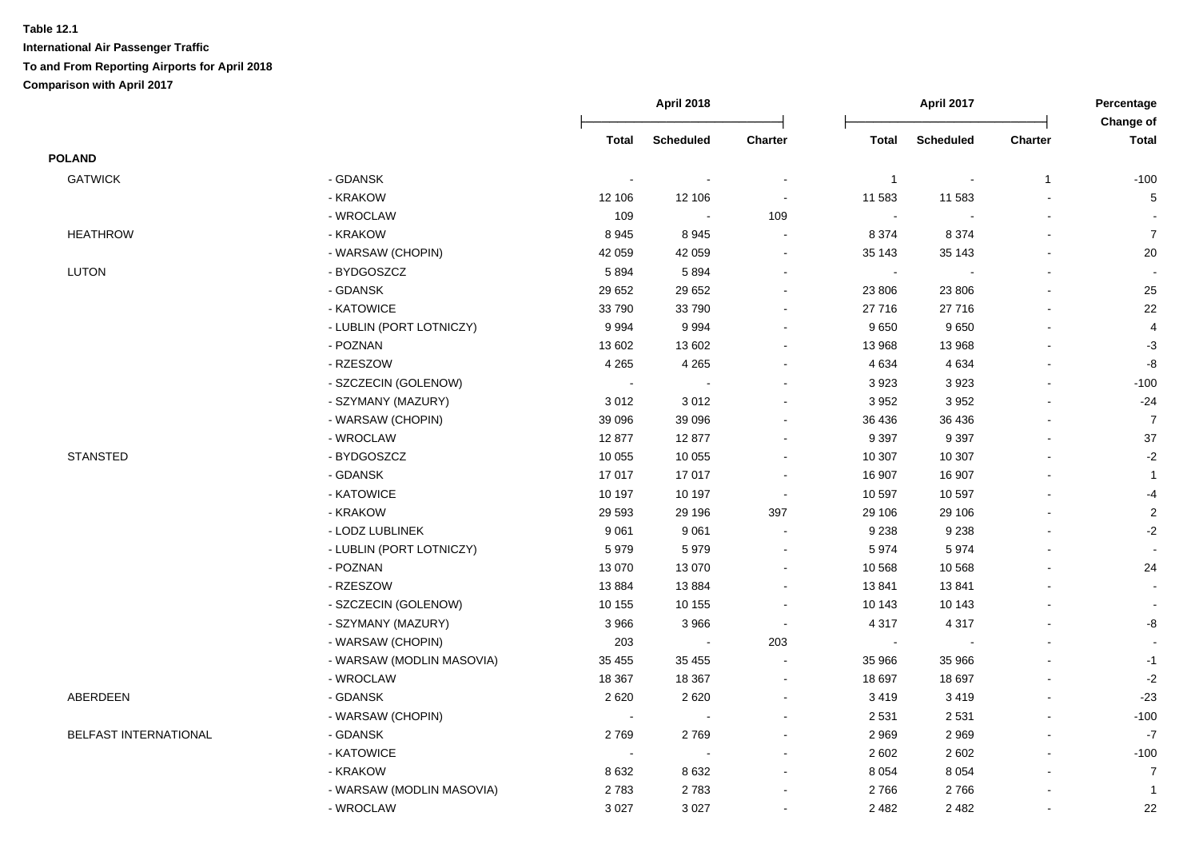**Table 12.1**
**International Air Passenger Traffic**
**To and From Reporting Airports for April 2018**
**Comparison with April 2017**

| | | April 2018 | | | April 2017 | | | Percentage Change of |
|---|---|---|---|---|---|---|---|---|
| | | Total | Scheduled | Charter | Total | Scheduled | Charter | Total |
| **POLAND** | | | | | | | | |
| GATWICK | - GDANSK | - | - | - | 1 | - | 1 | -100 |
| | - KRAKOW | 12 106 | 12 106 | - | 11 583 | 11 583 | - | 5 |
| | - WROCLAW | 109 | - | 109 | - | - | - | - |
| HEATHROW | - KRAKOW | 8 945 | 8 945 | - | 8 374 | 8 374 | - | 7 |
| | - WARSAW (CHOPIN) | 42 059 | 42 059 | - | 35 143 | 35 143 | - | 20 |
| LUTON | - BYDGOSZCZ | 5 894 | 5 894 | - | - | - | - | - |
| | - GDANSK | 29 652 | 29 652 | - | 23 806 | 23 806 | - | 25 |
| | - KATOWICE | 33 790 | 33 790 | - | 27 716 | 27 716 | - | 22 |
| | - LUBLIN (PORT LOTNICZY) | 9 994 | 9 994 | - | 9 650 | 9 650 | - | 4 |
| | - POZNAN | 13 602 | 13 602 | - | 13 968 | 13 968 | - | -3 |
| | - RZESZOW | 4 265 | 4 265 | - | 4 634 | 4 634 | - | -8 |
| | - SZCZECIN (GOLENOW) | - | - | - | 3 923 | 3 923 | - | -100 |
| | - SZYMANY (MAZURY) | 3 012 | 3 012 | - | 3 952 | 3 952 | - | -24 |
| | - WARSAW (CHOPIN) | 39 096 | 39 096 | - | 36 436 | 36 436 | - | 7 |
| | - WROCLAW | 12 877 | 12 877 | - | 9 397 | 9 397 | - | 37 |
| STANSTED | - BYDGOSZCZ | 10 055 | 10 055 | - | 10 307 | 10 307 | - | -2 |
| | - GDANSK | 17 017 | 17 017 | - | 16 907 | 16 907 | - | 1 |
| | - KATOWICE | 10 197 | 10 197 | - | 10 597 | 10 597 | - | -4 |
| | - KRAKOW | 29 593 | 29 196 | 397 | 29 106 | 29 106 | - | 2 |
| | - LODZ LUBLINEK | 9 061 | 9 061 | - | 9 238 | 9 238 | - | -2 |
| | - LUBLIN (PORT LOTNICZY) | 5 979 | 5 979 | - | 5 974 | 5 974 | - | - |
| | - POZNAN | 13 070 | 13 070 | - | 10 568 | 10 568 | - | 24 |
| | - RZESZOW | 13 884 | 13 884 | - | 13 841 | 13 841 | - | - |
| | - SZCZECIN (GOLENOW) | 10 155 | 10 155 | - | 10 143 | 10 143 | - | - |
| | - SZYMANY (MAZURY) | 3 966 | 3 966 | - | 4 317 | 4 317 | - | -8 |
| | - WARSAW (CHOPIN) | 203 | - | 203 | - | - | - | - |
| | - WARSAW (MODLIN MASOVIA) | 35 455 | 35 455 | - | 35 966 | 35 966 | - | -1 |
| | - WROCLAW | 18 367 | 18 367 | - | 18 697 | 18 697 | - | -2 |
| ABERDEEN | - GDANSK | 2 620 | 2 620 | - | 3 419 | 3 419 | - | -23 |
| | - WARSAW (CHOPIN) | - | - | - | 2 531 | 2 531 | - | -100 |
| BELFAST INTERNATIONAL | - GDANSK | 2 769 | 2 769 | - | 2 969 | 2 969 | - | -7 |
| | - KATOWICE | - | - | - | 2 602 | 2 602 | - | -100 |
| | - KRAKOW | 8 632 | 8 632 | - | 8 054 | 8 054 | - | 7 |
| | - WARSAW (MODLIN MASOVIA) | 2 783 | 2 783 | - | 2 766 | 2 766 | - | 1 |
| | - WROCLAW | 3 027 | 3 027 | - | 2 482 | 2 482 | - | 22 |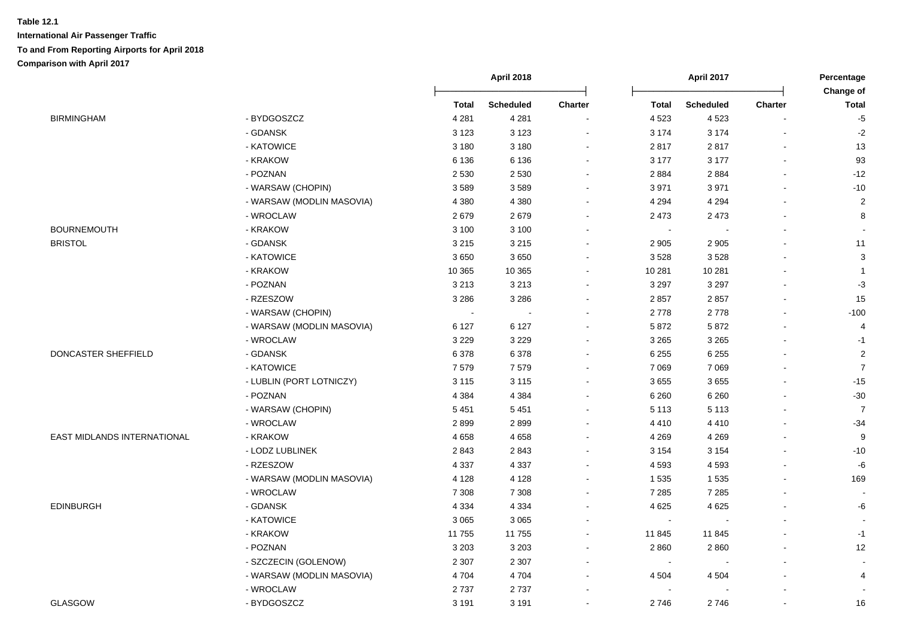**Table 12.1**

**International Air Passenger Traffic**

**To and From Reporting Airports for April 2018**

**Comparison with April 2017**

| | | April 2018 | | | April 2017 | | | Percentage Change of |
|---|---|---|---|---|---|---|---|---|
| | | Total | Scheduled | Charter | Total | Scheduled | Charter | Total |
| BIRMINGHAM | - BYDGOSZCZ | 4 281 | 4 281 | - | 4 523 | 4 523 | - | -5 |
| | - GDANSK | 3 123 | 3 123 | - | 3 174 | 3 174 | - | -2 |
| | - KATOWICE | 3 180 | 3 180 | - | 2 817 | 2 817 | - | 13 |
| | - KRAKOW | 6 136 | 6 136 | - | 3 177 | 3 177 | - | 93 |
| | - POZNAN | 2 530 | 2 530 | - | 2 884 | 2 884 | - | -12 |
| | - WARSAW (CHOPIN) | 3 589 | 3 589 | - | 3 971 | 3 971 | - | -10 |
| | - WARSAW (MODLIN MASOVIA) | 4 380 | 4 380 | - | 4 294 | 4 294 | - | 2 |
| | - WROCLAW | 2 679 | 2 679 | - | 2 473 | 2 473 | - | 8 |
| BOURNEMOUTH | - KRAKOW | 3 100 | 3 100 | - | - | - | - | - |
| BRISTOL | - GDANSK | 3 215 | 3 215 | - | 2 905 | 2 905 | - | 11 |
| | - KATOWICE | 3 650 | 3 650 | - | 3 528 | 3 528 | - | 3 |
| | - KRAKOW | 10 365 | 10 365 | - | 10 281 | 10 281 | - | 1 |
| | - POZNAN | 3 213 | 3 213 | - | 3 297 | 3 297 | - | -3 |
| | - RZESZOW | 3 286 | 3 286 | - | 2 857 | 2 857 | - | 15 |
| | - WARSAW (CHOPIN) | - | - | - | 2 778 | 2 778 | - | -100 |
| | - WARSAW (MODLIN MASOVIA) | 6 127 | 6 127 | - | 5 872 | 5 872 | - | 4 |
| | - WROCLAW | 3 229 | 3 229 | - | 3 265 | 3 265 | - | -1 |
| DONCASTER SHEFFIELD | - GDANSK | 6 378 | 6 378 | - | 6 255 | 6 255 | - | 2 |
| | - KATOWICE | 7 579 | 7 579 | - | 7 069 | 7 069 | - | 7 |
| | - LUBLIN (PORT LOTNICZY) | 3 115 | 3 115 | - | 3 655 | 3 655 | - | -15 |
| | - POZNAN | 4 384 | 4 384 | - | 6 260 | 6 260 | - | -30 |
| | - WARSAW (CHOPIN) | 5 451 | 5 451 | - | 5 113 | 5 113 | - | 7 |
| | - WROCLAW | 2 899 | 2 899 | - | 4 410 | 4 410 | - | -34 |
| EAST MIDLANDS INTERNATIONAL | - KRAKOW | 4 658 | 4 658 | - | 4 269 | 4 269 | - | 9 |
| | - LODZ LUBLINEK | 2 843 | 2 843 | - | 3 154 | 3 154 | - | -10 |
| | - RZESZOW | 4 337 | 4 337 | - | 4 593 | 4 593 | - | -6 |
| | - WARSAW (MODLIN MASOVIA) | 4 128 | 4 128 | - | 1 535 | 1 535 | - | 169 |
| | - WROCLAW | 7 308 | 7 308 | - | 7 285 | 7 285 | - | - |
| EDINBURGH | - GDANSK | 4 334 | 4 334 | - | 4 625 | 4 625 | - | -6 |
| | - KATOWICE | 3 065 | 3 065 | - | - | - | - | - |
| | - KRAKOW | 11 755 | 11 755 | - | 11 845 | 11 845 | - | -1 |
| | - POZNAN | 3 203 | 3 203 | - | 2 860 | 2 860 | - | 12 |
| | - SZCZECIN (GOLENOW) | 2 307 | 2 307 | - | - | - | - | - |
| | - WARSAW (MODLIN MASOVIA) | 4 704 | 4 704 | - | 4 504 | 4 504 | - | 4 |
| | - WROCLAW | 2 737 | 2 737 | - | - | - | - | - |
| GLASGOW | - BYDGOSZCZ | 3 191 | 3 191 | - | 2 746 | 2 746 | - | 16 |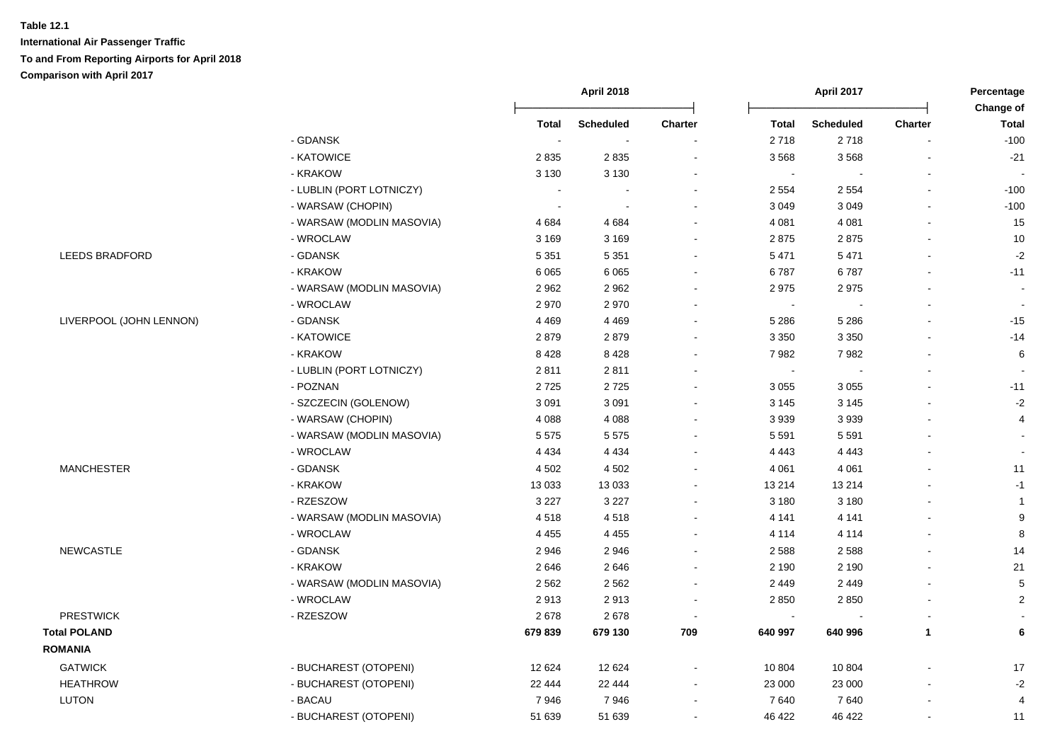**Table 12.1**

**International Air Passenger Traffic**

**To and From Reporting Airports for April 2018**

**Comparison with April 2017**

| | | April 2018 | | | April 2017 | | | Percentage Change of |
|---|---|---|---|---|---|---|---|---|
| | | Total | Scheduled | Charter | Total | Scheduled | Charter | Total |
| | - GDANSK | - | - | - | 2 718 | 2 718 | - | -100 |
| | - KATOWICE | 2 835 | 2 835 | - | 3 568 | 3 568 | - | -21 |
| | - KRAKOW | 3 130 | 3 130 | - | - | - | - | - |
| | - LUBLIN (PORT LOTNICZY) | - | - | - | 2 554 | 2 554 | - | -100 |
| | - WARSAW (CHOPIN) | - | - | - | 3 049 | 3 049 | - | -100 |
| | - WARSAW (MODLIN MASOVIA) | 4 684 | 4 684 | - | 4 081 | 4 081 | - | 15 |
| | - WROCLAW | 3 169 | 3 169 | - | 2 875 | 2 875 | - | 10 |
| LEEDS BRADFORD | - GDANSK | 5 351 | 5 351 | - | 5 471 | 5 471 | - | -2 |
| | - KRAKOW | 6 065 | 6 065 | - | 6 787 | 6 787 | - | -11 |
| | - WARSAW (MODLIN MASOVIA) | 2 962 | 2 962 | - | 2 975 | 2 975 | - | - |
| | - WROCLAW | 2 970 | 2 970 | - | - | - | - | - |
| LIVERPOOL (JOHN LENNON) | - GDANSK | 4 469 | 4 469 | - | 5 286 | 5 286 | - | -15 |
| | - KATOWICE | 2 879 | 2 879 | - | 3 350 | 3 350 | - | -14 |
| | - KRAKOW | 8 428 | 8 428 | - | 7 982 | 7 982 | - | 6 |
| | - LUBLIN (PORT LOTNICZY) | 2 811 | 2 811 | - | - | - | - | - |
| | - POZNAN | 2 725 | 2 725 | - | 3 055 | 3 055 | - | -11 |
| | - SZCZECIN (GOLENOW) | 3 091 | 3 091 | - | 3 145 | 3 145 | - | -2 |
| | - WARSAW (CHOPIN) | 4 088 | 4 088 | - | 3 939 | 3 939 | - | 4 |
| | - WARSAW (MODLIN MASOVIA) | 5 575 | 5 575 | - | 5 591 | 5 591 | - | - |
| | - WROCLAW | 4 434 | 4 434 | - | 4 443 | 4 443 | - | - |
| MANCHESTER | - GDANSK | 4 502 | 4 502 | - | 4 061 | 4 061 | - | 11 |
| | - KRAKOW | 13 033 | 13 033 | - | 13 214 | 13 214 | - | -1 |
| | - RZESZOW | 3 227 | 3 227 | - | 3 180 | 3 180 | - | 1 |
| | - WARSAW (MODLIN MASOVIA) | 4 518 | 4 518 | - | 4 141 | 4 141 | - | 9 |
| | - WROCLAW | 4 455 | 4 455 | - | 4 114 | 4 114 | - | 8 |
| NEWCASTLE | - GDANSK | 2 946 | 2 946 | - | 2 588 | 2 588 | - | 14 |
| | - KRAKOW | 2 646 | 2 646 | - | 2 190 | 2 190 | - | 21 |
| | - WARSAW (MODLIN MASOVIA) | 2 562 | 2 562 | - | 2 449 | 2 449 | - | 5 |
| | - WROCLAW | 2 913 | 2 913 | - | 2 850 | 2 850 | - | 2 |
| PRESTWICK | - RZESZOW | 2 678 | 2 678 | - | - | - | - | - |
| **Total POLAND** | | **679 839** | **679 130** | **709** | **640 997** | **640 996** | **1** | **6** |
| **ROMANIA** | | | | | | | | |
| GATWICK | - BUCHAREST (OTOPENI) | 12 624 | 12 624 | - | 10 804 | 10 804 | - | 17 |
| HEATHROW | - BUCHAREST (OTOPENI) | 22 444 | 22 444 | - | 23 000 | 23 000 | - | -2 |
| LUTON | - BACAU | 7 946 | 7 946 | - | 7 640 | 7 640 | - | 4 |
| | - BUCHAREST (OTOPENI) | 51 639 | 51 639 | - | 46 422 | 46 422 | - | 11 |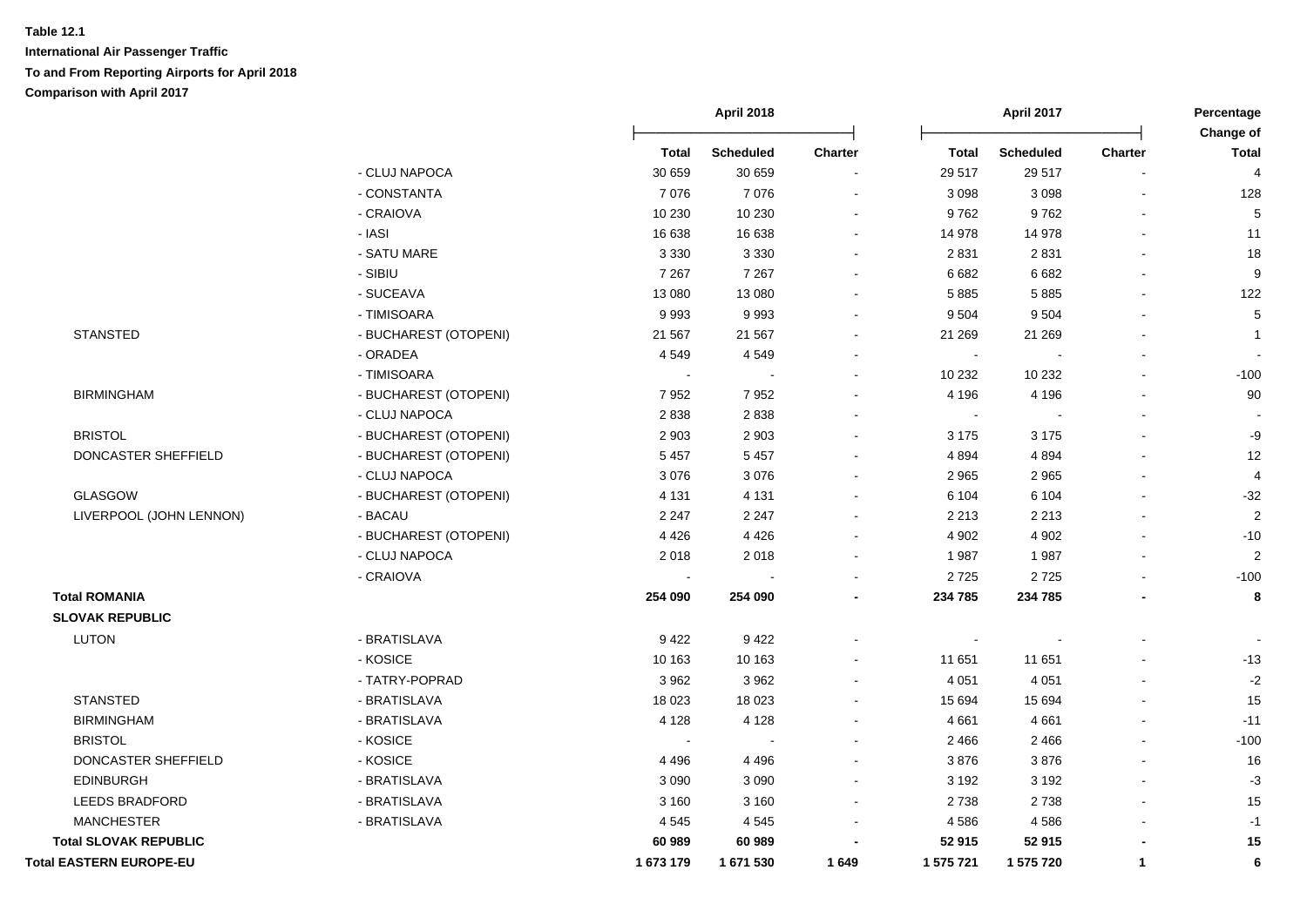**Table 12.1**

**International Air Passenger Traffic**

**To and From Reporting Airports for April 2018**

**Comparison with April 2017**

| | | April 2018 | | | April 2017 | | | Percentage Change of |
|---|---|---|---|---|---|---|---|---|
| | | Total | Scheduled | Charter | Total | Scheduled | Charter | Total |
| | - CLUJ NAPOCA | 30 659 | 30 659 | - | 29 517 | 29 517 | - | 4 |
| | - CONSTANTA | 7 076 | 7 076 | - | 3 098 | 3 098 | - | 128 |
| | - CRAIOVA | 10 230 | 10 230 | - | 9 762 | 9 762 | - | 5 |
| | - IASI | 16 638 | 16 638 | - | 14 978 | 14 978 | - | 11 |
| | - SATU MARE | 3 330 | 3 330 | - | 2 831 | 2 831 | - | 18 |
| | - SIBIU | 7 267 | 7 267 | - | 6 682 | 6 682 | - | 9 |
| | - SUCEAVA | 13 080 | 13 080 | - | 5 885 | 5 885 | - | 122 |
| | - TIMISOARA | 9 993 | 9 993 | - | 9 504 | 9 504 | - | 5 |
| STANSTED | - BUCHAREST (OTOPENI) | 21 567 | 21 567 | - | 21 269 | 21 269 | - | 1 |
| | - ORADEA | 4 549 | 4 549 | - | - | - | - | - |
| | - TIMISOARA | - | - | - | 10 232 | 10 232 | - | -100 |
| BIRMINGHAM | - BUCHAREST (OTOPENI) | 7 952 | 7 952 | - | 4 196 | 4 196 | - | 90 |
| | - CLUJ NAPOCA | 2 838 | 2 838 | - | - | - | - | - |
| BRISTOL | - BUCHAREST (OTOPENI) | 2 903 | 2 903 | - | 3 175 | 3 175 | - | -9 |
| DONCASTER SHEFFIELD | - BUCHAREST (OTOPENI) | 5 457 | 5 457 | - | 4 894 | 4 894 | - | 12 |
| | - CLUJ NAPOCA | 3 076 | 3 076 | - | 2 965 | 2 965 | - | 4 |
| GLASGOW | - BUCHAREST (OTOPENI) | 4 131 | 4 131 | - | 6 104 | 6 104 | - | -32 |
| LIVERPOOL (JOHN LENNON) | - BACAU | 2 247 | 2 247 | - | 2 213 | 2 213 | - | 2 |
| | - BUCHAREST (OTOPENI) | 4 426 | 4 426 | - | 4 902 | 4 902 | - | -10 |
| | - CLUJ NAPOCA | 2 018 | 2 018 | - | 1 987 | 1 987 | - | 2 |
| | - CRAIOVA | - | - | - | 2 725 | 2 725 | - | -100 |
| **Total ROMANIA** | | **254 090** | **254 090** | **-** | **234 785** | **234 785** | **-** | **8** |
| **SLOVAK REPUBLIC** | | | | | | | | |
| LUTON | - BRATISLAVA | 9 422 | 9 422 | - | - | - | - | - |
| | - KOSICE | 10 163 | 10 163 | - | 11 651 | 11 651 | - | -13 |
| | - TATRY-POPRAD | 3 962 | 3 962 | - | 4 051 | 4 051 | - | -2 |
| STANSTED | - BRATISLAVA | 18 023 | 18 023 | - | 15 694 | 15 694 | - | 15 |
| BIRMINGHAM | - BRATISLAVA | 4 128 | 4 128 | - | 4 661 | 4 661 | - | -11 |
| BRISTOL | - KOSICE | - | - | - | 2 466 | 2 466 | - | -100 |
| DONCASTER SHEFFIELD | - KOSICE | 4 496 | 4 496 | - | 3 876 | 3 876 | - | 16 |
| EDINBURGH | - BRATISLAVA | 3 090 | 3 090 | - | 3 192 | 3 192 | - | -3 |
| LEEDS BRADFORD | - BRATISLAVA | 3 160 | 3 160 | - | 2 738 | 2 738 | - | 15 |
| MANCHESTER | - BRATISLAVA | 4 545 | 4 545 | - | 4 586 | 4 586 | - | -1 |
| **Total SLOVAK REPUBLIC** | | **60 989** | **60 989** | **-** | **52 915** | **52 915** | **-** | **15** |
| **Total EASTERN EUROPE-EU** | | **1 673 179** | **1 671 530** | **1 649** | **1 575 721** | **1 575 720** | **1** | **6** |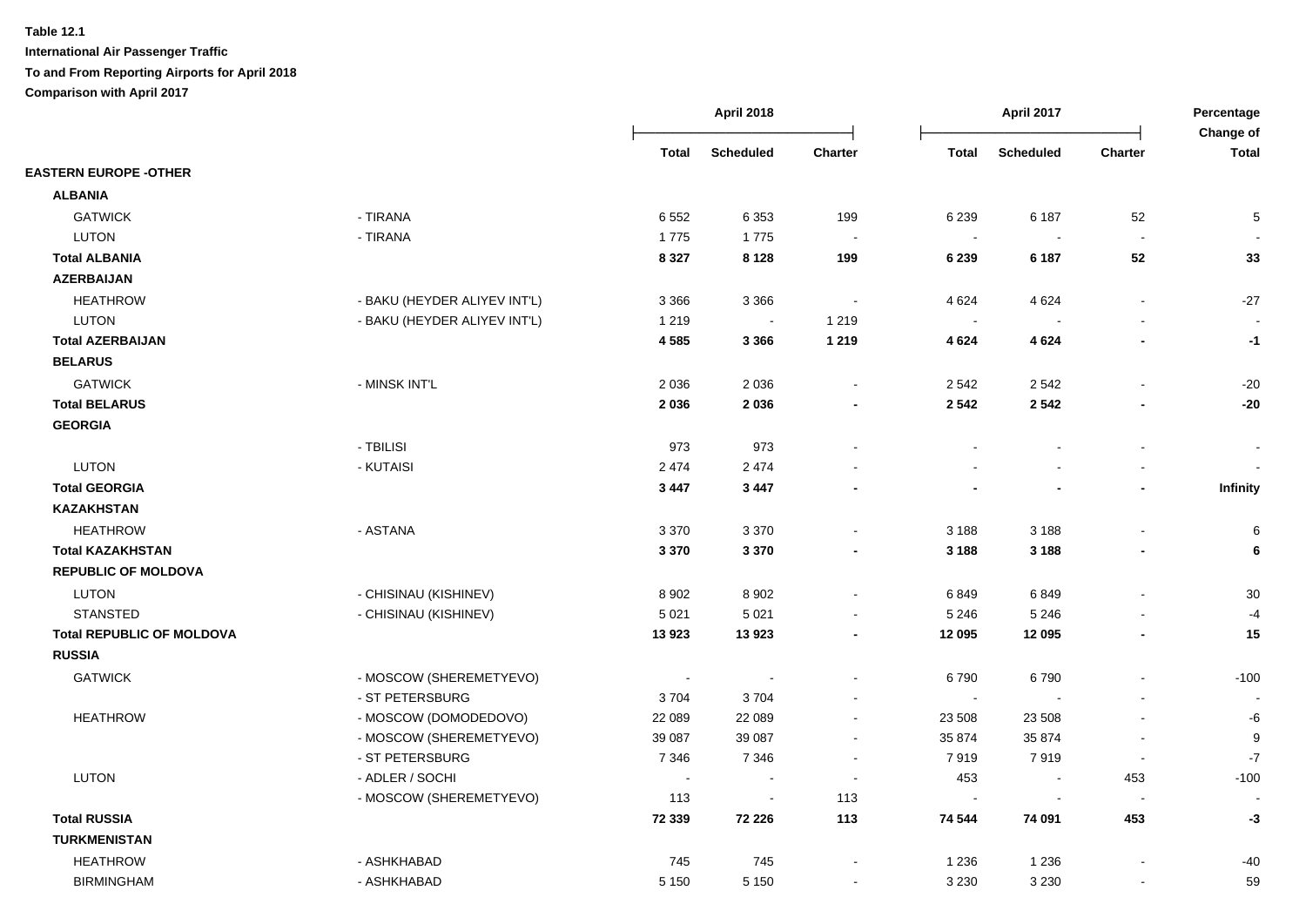**Table 12.1**

**International Air Passenger Traffic**

**To and From Reporting Airports for April 2018**

**Comparison with April 2017**

| | | April 2018 | | | April 2017 | | | Percentage Change of |
|---|---|---|---|---|---|---|---|---|
| | | Total | Scheduled | Charter | Total | Scheduled | Charter | Total |
| **EASTERN EUROPE -OTHER** | | | | | | | | |
| **ALBANIA** | | | | | | | | |
| GATWICK | - TIRANA | 6 552 | 6 353 | 199 | 6 239 | 6 187 | 52 | 5 |
| LUTON | - TIRANA | 1 775 | 1 775 | - | - | - | - | - |
| **Total ALBANIA** | | **8 327** | **8 128** | **199** | **6 239** | **6 187** | **52** | **33** |
| **AZERBAIJAN** | | | | | | | | |
| HEATHROW | - BAKU (HEYDER ALIYEV INT'L) | 3 366 | 3 366 | - | 4 624 | 4 624 | - | -27 |
| LUTON | - BAKU (HEYDER ALIYEV INT'L) | 1 219 | - | 1 219 | - | - | - | - |
| **Total AZERBAIJAN** | | **4 585** | **3 366** | **1 219** | **4 624** | **4 624** | **-** | **-1** |
| **BELARUS** | | | | | | | | |
| GATWICK | - MINSK INT'L | 2 036 | 2 036 | - | 2 542 | 2 542 | - | -20 |
| **Total BELARUS** | | **2 036** | **2 036** | **-** | **2 542** | **2 542** | **-** | **-20** |
| **GEORGIA** | | | | | | | | |
| | - TBILISI | 973 | 973 | - | - | - | - | - |
| LUTON | - KUTAISI | 2 474 | 2 474 | - | - | - | - | - |
| **Total GEORGIA** | | **3 447** | **3 447** | **-** | **-** | **-** | **-** | **Infinity** |
| **KAZAKHSTAN** | | | | | | | | |
| HEATHROW | - ASTANA | 3 370 | 3 370 | - | 3 188 | 3 188 | - | 6 |
| **Total KAZAKHSTAN** | | **3 370** | **3 370** | **-** | **3 188** | **3 188** | **-** | **6** |
| **REPUBLIC OF MOLDOVA** | | | | | | | | |
| LUTON | - CHISINAU (KISHINEV) | 8 902 | 8 902 | - | 6 849 | 6 849 | - | 30 |
| STANSTED | - CHISINAU (KISHINEV) | 5 021 | 5 021 | - | 5 246 | 5 246 | - | -4 |
| **Total REPUBLIC OF MOLDOVA** | | **13 923** | **13 923** | **-** | **12 095** | **12 095** | **-** | **15** |
| **RUSSIA** | | | | | | | | |
| GATWICK | - MOSCOW (SHEREMETYEVO) | - | - | - | 6 790 | 6 790 | - | -100 |
| | - ST PETERSBURG | 3 704 | 3 704 | - | - | - | - | - |
| HEATHROW | - MOSCOW (DOMODEDOVO) | 22 089 | 22 089 | - | 23 508 | 23 508 | - | -6 |
| | - MOSCOW (SHEREMETYEVO) | 39 087 | 39 087 | - | 35 874 | 35 874 | - | 9 |
| | - ST PETERSBURG | 7 346 | 7 346 | - | 7 919 | 7 919 | - | -7 |
| LUTON | - ADLER / SOCHI | - | - | - | 453 | - | 453 | -100 |
| | - MOSCOW (SHEREMETYEVO) | 113 | - | 113 | - | - | - | - |
| **Total RUSSIA** | | **72 339** | **72 226** | **113** | **74 544** | **74 091** | **453** | **-3** |
| **TURKMENISTAN** | | | | | | | | |
| HEATHROW | - ASHKHABAD | 745 | 745 | - | 1 236 | 1 236 | - | -40 |
| BIRMINGHAM | - ASHKHABAD | 5 150 | 5 150 | - | 3 230 | 3 230 | - | 59 |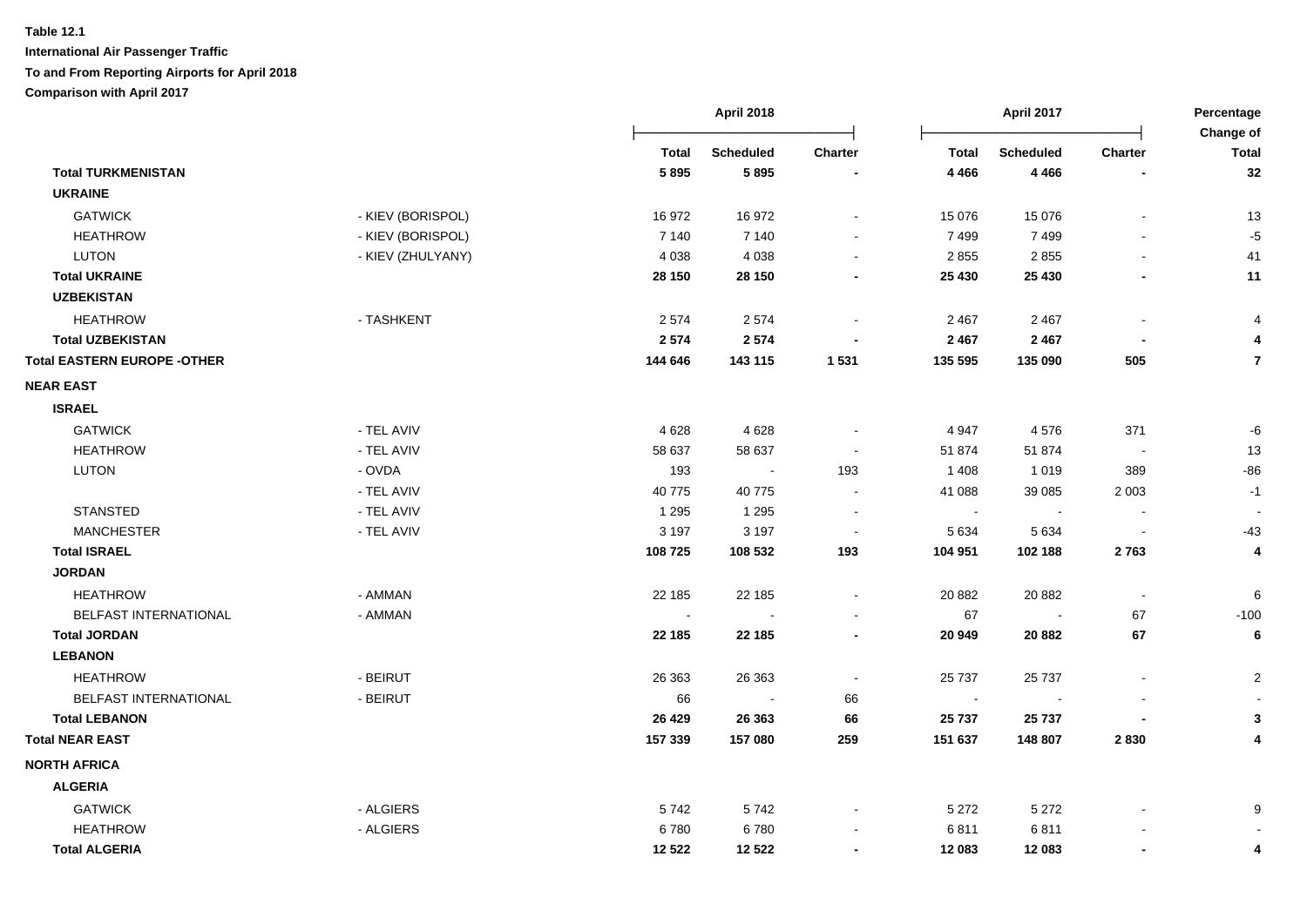**Table 12.1**

**International Air Passenger Traffic**

**To and From Reporting Airports for April 2018**

**Comparison with April 2017**

| | | April 2018 | | | April 2017 | | | Percentage Change of |
|---|---|---|---|---|---|---|---|---|
| | | **Total** | **Scheduled** | **Charter** | **Total** | **Scheduled** | **Charter** | **Total** |
| **Total TURKMENISTAN** | | **5 895** | **5 895** | **-** | **4 466** | **4 466** | **-** | **32** |
| **UKRAINE** | | | | | | | | |
| GATWICK | - KIEV (BORISPOL) | 16 972 | 16 972 | - | 15 076 | 15 076 | - | 13 |
| HEATHROW | - KIEV (BORISPOL) | 7 140 | 7 140 | - | 7 499 | 7 499 | - | -5 |
| LUTON | - KIEV (ZHULYANY) | 4 038 | 4 038 | - | 2 855 | 2 855 | - | 41 |
| **Total UKRAINE** | | **28 150** | **28 150** | **-** | **25 430** | **25 430** | **-** | **11** |
| **UZBEKISTAN** | | | | | | | | |
| HEATHROW | - TASHKENT | 2 574 | 2 574 | - | 2 467 | 2 467 | - | 4 |
| **Total UZBEKISTAN** | | **2 574** | **2 574** | **-** | **2 467** | **2 467** | **-** | **4** |
| **Total EASTERN EUROPE -OTHER** | | **144 646** | **143 115** | **1 531** | **135 595** | **135 090** | **505** | **7** |
| **NEAR EAST** | | | | | | | | |
| **ISRAEL** | | | | | | | | |
| GATWICK | - TEL AVIV | 4 628 | 4 628 | - | 4 947 | 4 576 | 371 | -6 |
| HEATHROW | - TEL AVIV | 58 637 | 58 637 | - | 51 874 | 51 874 | - | 13 |
| LUTON | - OVDA | 193 | - | 193 | 1 408 | 1 019 | 389 | -86 |
| | - TEL AVIV | 40 775 | 40 775 | - | 41 088 | 39 085 | 2 003 | -1 |
| STANSTED | - TEL AVIV | 1 295 | 1 295 | - | - | - | - | - |
| MANCHESTER | - TEL AVIV | 3 197 | 3 197 | - | 5 634 | 5 634 | - | -43 |
| **Total ISRAEL** | | **108 725** | **108 532** | **193** | **104 951** | **102 188** | **2 763** | **4** |
| **JORDAN** | | | | | | | | |
| HEATHROW | - AMMAN | 22 185 | 22 185 | - | 20 882 | 20 882 | - | 6 |
| BELFAST INTERNATIONAL | - AMMAN | - | - | - | 67 | - | 67 | -100 |
| **Total JORDAN** | | **22 185** | **22 185** | **-** | **20 949** | **20 882** | **67** | **6** |
| **LEBANON** | | | | | | | | |
| HEATHROW | - BEIRUT | 26 363 | 26 363 | - | 25 737 | 25 737 | - | 2 |
| BELFAST INTERNATIONAL | - BEIRUT | 66 | - | 66 | - | - | - | - |
| **Total LEBANON** | | **26 429** | **26 363** | **66** | **25 737** | **25 737** | **-** | **3** |
| **Total NEAR EAST** | | **157 339** | **157 080** | **259** | **151 637** | **148 807** | **2 830** | **4** |
| **NORTH AFRICA** | | | | | | | | |
| **ALGERIA** | | | | | | | | |
| GATWICK | - ALGIERS | 5 742 | 5 742 | - | 5 272 | 5 272 | - | 9 |
| HEATHROW | - ALGIERS | 6 780 | 6 780 | - | 6 811 | 6 811 | - | - |
| **Total ALGERIA** | | **12 522** | **12 522** | **-** | **12 083** | **12 083** | **-** | **4** |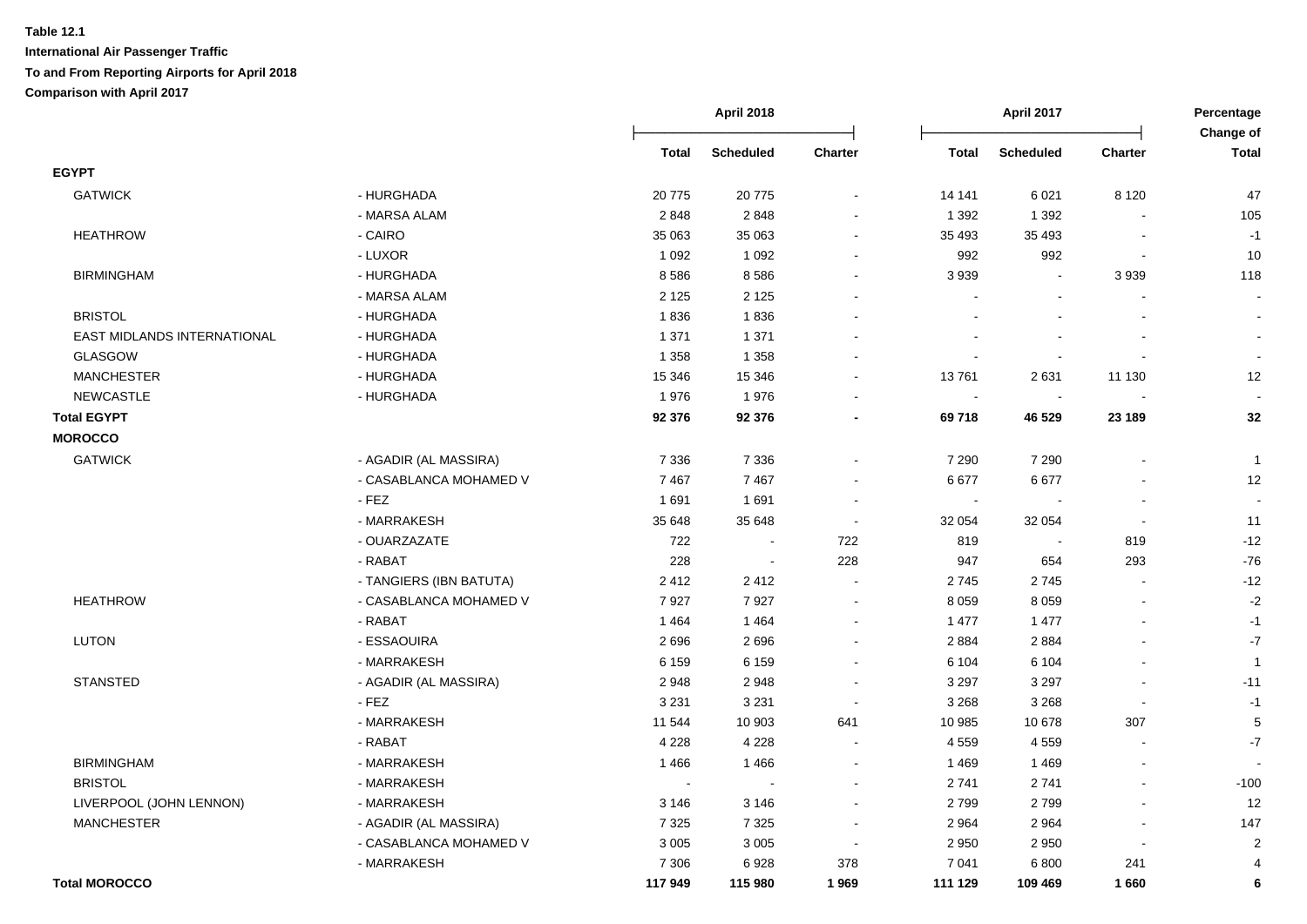**Table 12.1**

**International Air Passenger Traffic**

**To and From Reporting Airports for April 2018**

**Comparison with April 2017**

| | | April 2018 | | | April 2017 | | | Percentage Change of |
|---|---|---|---|---|---|---|---|---|
| | | **Total** | **Scheduled** | **Charter** | **Total** | **Scheduled** | **Charter** | **Total** |
| **EGYPT** | | | | | | | | |
| GATWICK | - HURGHADA | 20 775 | 20 775 | - | 14 141 | 6 021 | 8 120 | 47 |
| | - MARSA ALAM | 2 848 | 2 848 | - | 1 392 | 1 392 | - | 105 |
| HEATHROW | - CAIRO | 35 063 | 35 063 | - | 35 493 | 35 493 | - | -1 |
| | - LUXOR | 1 092 | 1 092 | - | 992 | 992 | - | 10 |
| BIRMINGHAM | - HURGHADA | 8 586 | 8 586 | - | 3 939 | - | 3 939 | 118 |
| | - MARSA ALAM | 2 125 | 2 125 | - | - | - | - | - |
| BRISTOL | - HURGHADA | 1 836 | 1 836 | - | - | - | - | - |
| EAST MIDLANDS INTERNATIONAL | - HURGHADA | 1 371 | 1 371 | - | - | - | - | - |
| GLASGOW | - HURGHADA | 1 358 | 1 358 | - | - | - | - | - |
| MANCHESTER | - HURGHADA | 15 346 | 15 346 | - | 13 761 | 2 631 | 11 130 | 12 |
| NEWCASTLE | - HURGHADA | 1 976 | 1 976 | - | - | - | - | - |
| **Total EGYPT** | | **92 376** | **92 376** | **-** | **69 718** | **46 529** | **23 189** | **32** |
| **MOROCCO** | | | | | | | | |
| GATWICK | - AGADIR (AL MASSIRA) | 7 336 | 7 336 | - | 7 290 | 7 290 | - | 1 |
| | - CASABLANCA MOHAMED V | 7 467 | 7 467 | - | 6 677 | 6 677 | - | 12 |
| | - FEZ | 1 691 | 1 691 | - | - | - | - | - |
| | - MARRAKESH | 35 648 | 35 648 | - | 32 054 | 32 054 | - | 11 |
| | - OUARZAZATE | 722 | - | 722 | 819 | - | 819 | -12 |
| | - RABAT | 228 | - | 228 | 947 | 654 | 293 | -76 |
| | - TANGIERS (IBN BATUTA) | 2 412 | 2 412 | - | 2 745 | 2 745 | - | -12 |
| HEATHROW | - CASABLANCA MOHAMED V | 7 927 | 7 927 | - | 8 059 | 8 059 | - | -2 |
| | - RABAT | 1 464 | 1 464 | - | 1 477 | 1 477 | - | -1 |
| LUTON | - ESSAOUIRA | 2 696 | 2 696 | - | 2 884 | 2 884 | - | -7 |
| | - MARRAKESH | 6 159 | 6 159 | - | 6 104 | 6 104 | - | 1 |
| STANSTED | - AGADIR (AL MASSIRA) | 2 948 | 2 948 | - | 3 297 | 3 297 | - | -11 |
| | - FEZ | 3 231 | 3 231 | - | 3 268 | 3 268 | - | -1 |
| | - MARRAKESH | 11 544 | 10 903 | 641 | 10 985 | 10 678 | 307 | 5 |
| | - RABAT | 4 228 | 4 228 | - | 4 559 | 4 559 | - | -7 |
| BIRMINGHAM | - MARRAKESH | 1 466 | 1 466 | - | 1 469 | 1 469 | - | - |
| BRISTOL | - MARRAKESH | - | - | - | 2 741 | 2 741 | - | -100 |
| LIVERPOOL (JOHN LENNON) | - MARRAKESH | 3 146 | 3 146 | - | 2 799 | 2 799 | - | 12 |
| MANCHESTER | - AGADIR (AL MASSIRA) | 7 325 | 7 325 | - | 2 964 | 2 964 | - | 147 |
| | - CASABLANCA MOHAMED V | 3 005 | 3 005 | - | 2 950 | 2 950 | - | 2 |
| | - MARRAKESH | 7 306 | 6 928 | 378 | 7 041 | 6 800 | 241 | 4 |
| **Total MOROCCO** | | **117 949** | **115 980** | **1 969** | **111 129** | **109 469** | **1 660** | **6** |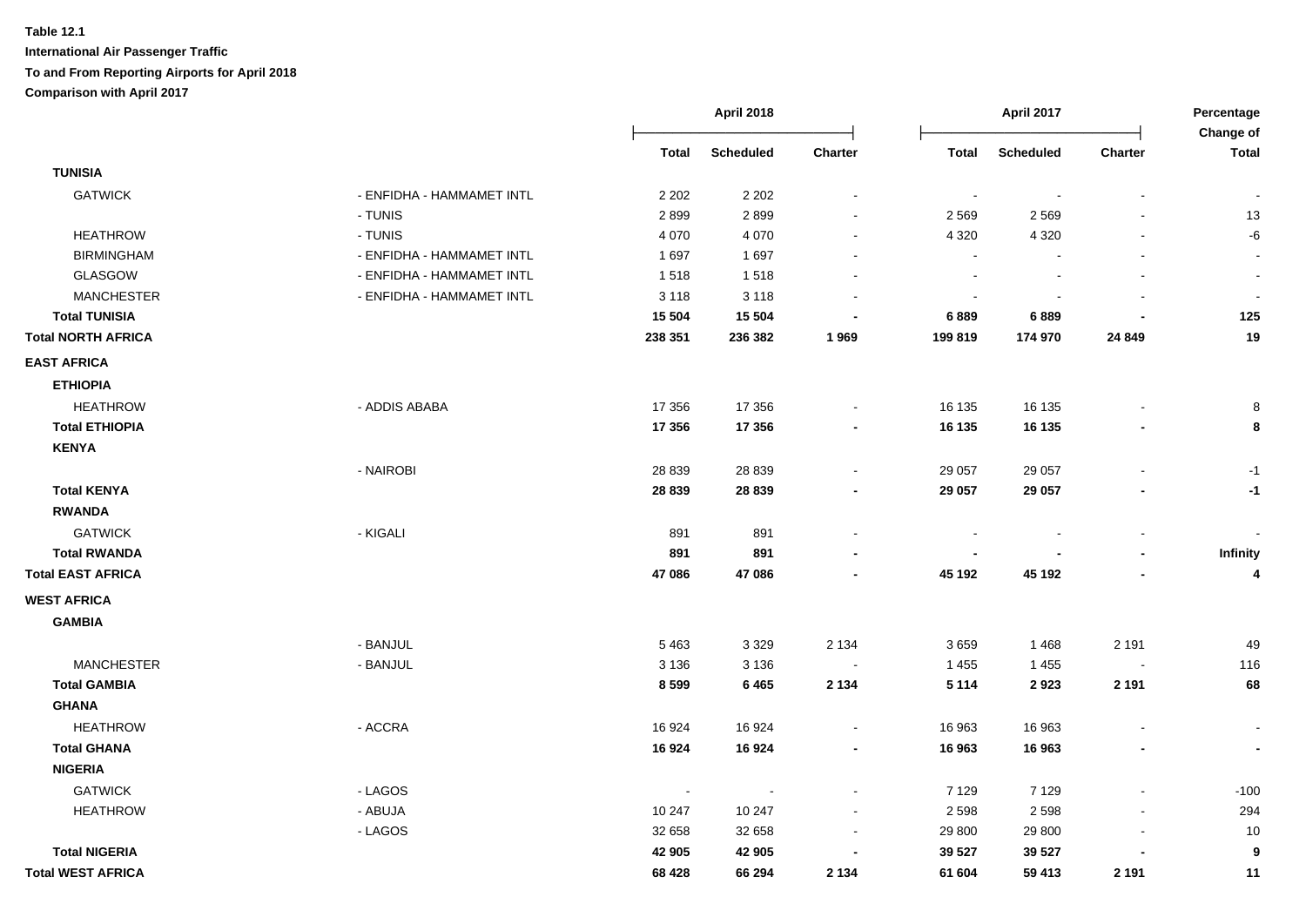**Table 12.1**

**International Air Passenger Traffic**

**To and From Reporting Airports for April 2018**

**Comparison with April 2017**

| | | April 2018 | | | April 2017 | | | Percentage Change of |
|---|---|---|---|---|---|---|---|---|
| | | Total | Scheduled | Charter | Total | Scheduled | Charter | Total |
| **TUNISIA** | | | | | | | | |
| GATWICK | - ENFIDHA - HAMMAMET INTL | 2 202 | 2 202 | - | - | - | - | - |
| | - TUNIS | 2 899 | 2 899 | - | 2 569 | 2 569 | - | 13 |
| HEATHROW | - TUNIS | 4 070 | 4 070 | - | 4 320 | 4 320 | - | -6 |
| BIRMINGHAM | - ENFIDHA - HAMMAMET INTL | 1 697 | 1 697 | - | - | - | - | - |
| GLASGOW | - ENFIDHA - HAMMAMET INTL | 1 518 | 1 518 | - | - | - | - | - |
| MANCHESTER | - ENFIDHA - HAMMAMET INTL | 3 118 | 3 118 | - | - | - | - | - |
| **Total TUNISIA** | | **15 504** | **15 504** | **-** | **6 889** | **6 889** | **-** | **125** |
| **Total NORTH AFRICA** | | **238 351** | **236 382** | **1 969** | **199 819** | **174 970** | **24 849** | **19** |
| **EAST AFRICA** | | | | | | | | |
| **ETHIOPIA** | | | | | | | | |
| HEATHROW | - ADDIS ABABA | 17 356 | 17 356 | - | 16 135 | 16 135 | - | 8 |
| **Total ETHIOPIA** | | **17 356** | **17 356** | **-** | **16 135** | **16 135** | **-** | **8** |
| **KENYA** | | | | | | | | |
| | - NAIROBI | 28 839 | 28 839 | - | 29 057 | 29 057 | - | -1 |
| **Total KENYA** | | **28 839** | **28 839** | **-** | **29 057** | **29 057** | **-** | **-1** |
| **RWANDA** | | | | | | | | |
| GATWICK | - KIGALI | 891 | 891 | - | - | - | - | - |
| **Total RWANDA** | | **891** | **891** | **-** | **-** | **-** | **-** | **Infinity** |
| **Total EAST AFRICA** | | **47 086** | **47 086** | **-** | **45 192** | **45 192** | **-** | **4** |
| **WEST AFRICA** | | | | | | | | |
| **GAMBIA** | | | | | | | | |
| | - BANJUL | 5 463 | 3 329 | 2 134 | 3 659 | 1 468 | 2 191 | 49 |
| MANCHESTER | - BANJUL | 3 136 | 3 136 | - | 1 455 | 1 455 | - | 116 |
| **Total GAMBIA** | | **8 599** | **6 465** | **2 134** | **5 114** | **2 923** | **2 191** | **68** |
| **GHANA** | | | | | | | | |
| HEATHROW | - ACCRA | 16 924 | 16 924 | - | 16 963 | 16 963 | - | - |
| **Total GHANA** | | **16 924** | **16 924** | **-** | **16 963** | **16 963** | **-** | **-** |
| **NIGERIA** | | | | | | | | |
| GATWICK | - LAGOS | - | - | - | 7 129 | 7 129 | - | -100 |
| HEATHROW | - ABUJA | 10 247 | 10 247 | - | 2 598 | 2 598 | - | 294 |
| | - LAGOS | 32 658 | 32 658 | - | 29 800 | 29 800 | - | 10 |
| **Total NIGERIA** | | **42 905** | **42 905** | **-** | **39 527** | **39 527** | **-** | **9** |
| **Total WEST AFRICA** | | **68 428** | **66 294** | **2 134** | **61 604** | **59 413** | **2 191** | **11** |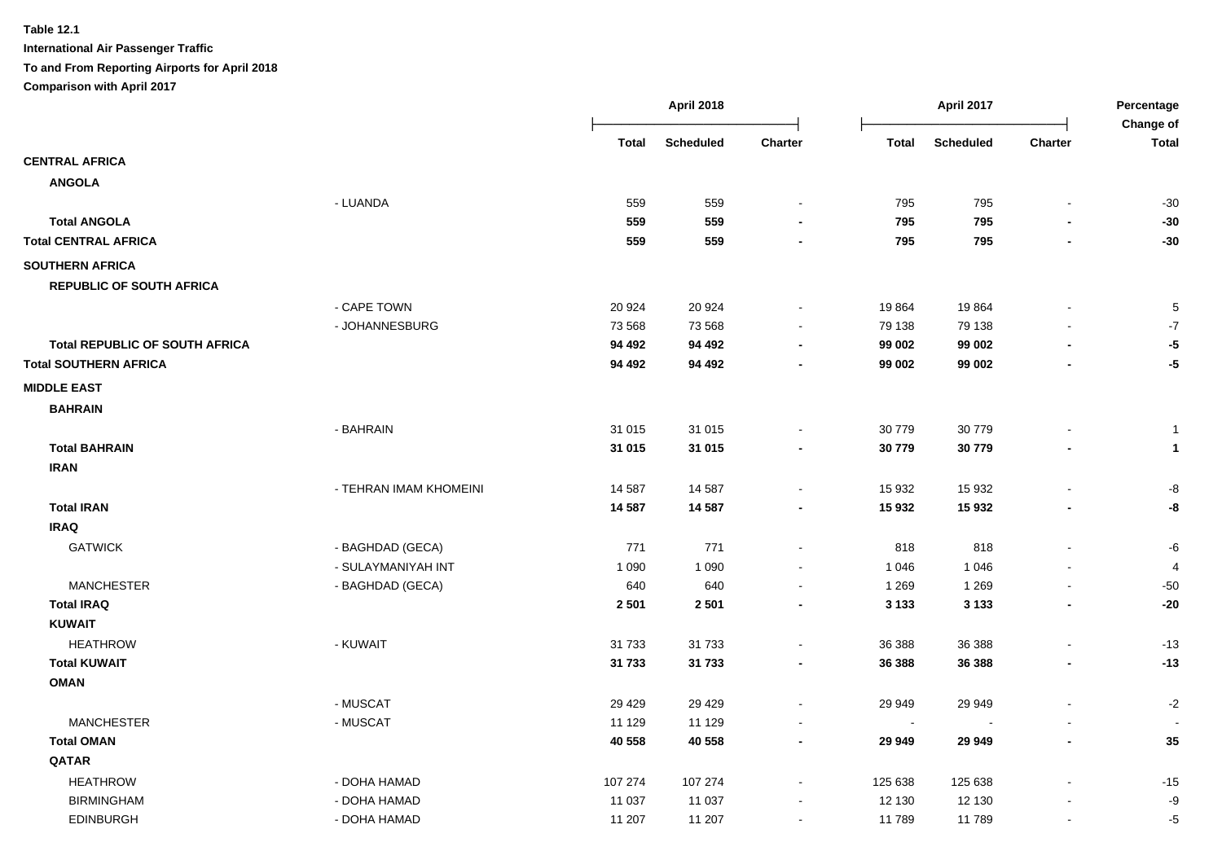**Table 12.1**

**International Air Passenger Traffic**

**To and From Reporting Airports for April 2018**

**Comparison with April 2017**

| | | April 2018 | | | April 2017 | | | Percentage Change of |
|---|---|---|---|---|---|---|---|---|
| | | Total | Scheduled | Charter | Total | Scheduled | Charter | Total |
| **CENTRAL AFRICA** | | | | | | | | |
| **ANGOLA** | | | | | | | | |
| | - LUANDA | 559 | 559 | - | 795 | 795 | - | -30 |
| **Total ANGOLA** | | **559** | **559** | **-** | **795** | **795** | **-** | **-30** |
| **Total CENTRAL AFRICA** | | **559** | **559** | **-** | **795** | **795** | **-** | **-30** |
| **SOUTHERN AFRICA** | | | | | | | | |
| **REPUBLIC OF SOUTH AFRICA** | | | | | | | | |
| | - CAPE TOWN | 20 924 | 20 924 | - | 19 864 | 19 864 | - | 5 |
| | - JOHANNESBURG | 73 568 | 73 568 | - | 79 138 | 79 138 | - | -7 |
| **Total REPUBLIC OF SOUTH AFRICA** | | **94 492** | **94 492** | **-** | **99 002** | **99 002** | **-** | **-5** |
| **Total SOUTHERN AFRICA** | | **94 492** | **94 492** | **-** | **99 002** | **99 002** | **-** | **-5** |
| **MIDDLE EAST** | | | | | | | | |
| **BAHRAIN** | | | | | | | | |
| | - BAHRAIN | 31 015 | 31 015 | - | 30 779 | 30 779 | - | 1 |
| **Total BAHRAIN** | | **31 015** | **31 015** | **-** | **30 779** | **30 779** | **-** | **1** |
| **IRAN** | | | | | | | | |
| | - TEHRAN IMAM KHOMEINI | 14 587 | 14 587 | - | 15 932 | 15 932 | - | -8 |
| **Total IRAN** | | **14 587** | **14 587** | **-** | **15 932** | **15 932** | **-** | **-8** |
| **IRAQ** | | | | | | | | |
| GATWICK | - BAGHDAD (GECA) | 771 | 771 | - | 818 | 818 | - | -6 |
| | - SULAYMANIYAH INT | 1 090 | 1 090 | - | 1 046 | 1 046 | - | 4 |
| MANCHESTER | - BAGHDAD (GECA) | 640 | 640 | - | 1 269 | 1 269 | - | -50 |
| **Total IRAQ** | | **2 501** | **2 501** | **-** | **3 133** | **3 133** | **-** | **-20** |
| **KUWAIT** | | | | | | | | |
| HEATHROW | - KUWAIT | 31 733 | 31 733 | - | 36 388 | 36 388 | - | -13 |
| **Total KUWAIT** | | **31 733** | **31 733** | **-** | **36 388** | **36 388** | **-** | **-13** |
| **OMAN** | | | | | | | | |
| | - MUSCAT | 29 429 | 29 429 | - | 29 949 | 29 949 | - | -2 |
| MANCHESTER | - MUSCAT | 11 129 | 11 129 | - | - | - | - | - |
| **Total OMAN** | | **40 558** | **40 558** | **-** | **29 949** | **29 949** | **-** | **35** |
| **QATAR** | | | | | | | | |
| HEATHROW | - DOHA HAMAD | 107 274 | 107 274 | - | 125 638 | 125 638 | - | -15 |
| BIRMINGHAM | - DOHA HAMAD | 11 037 | 11 037 | - | 12 130 | 12 130 | - | -9 |
| EDINBURGH | - DOHA HAMAD | 11 207 | 11 207 | - | 11 789 | 11 789 | - | -5 |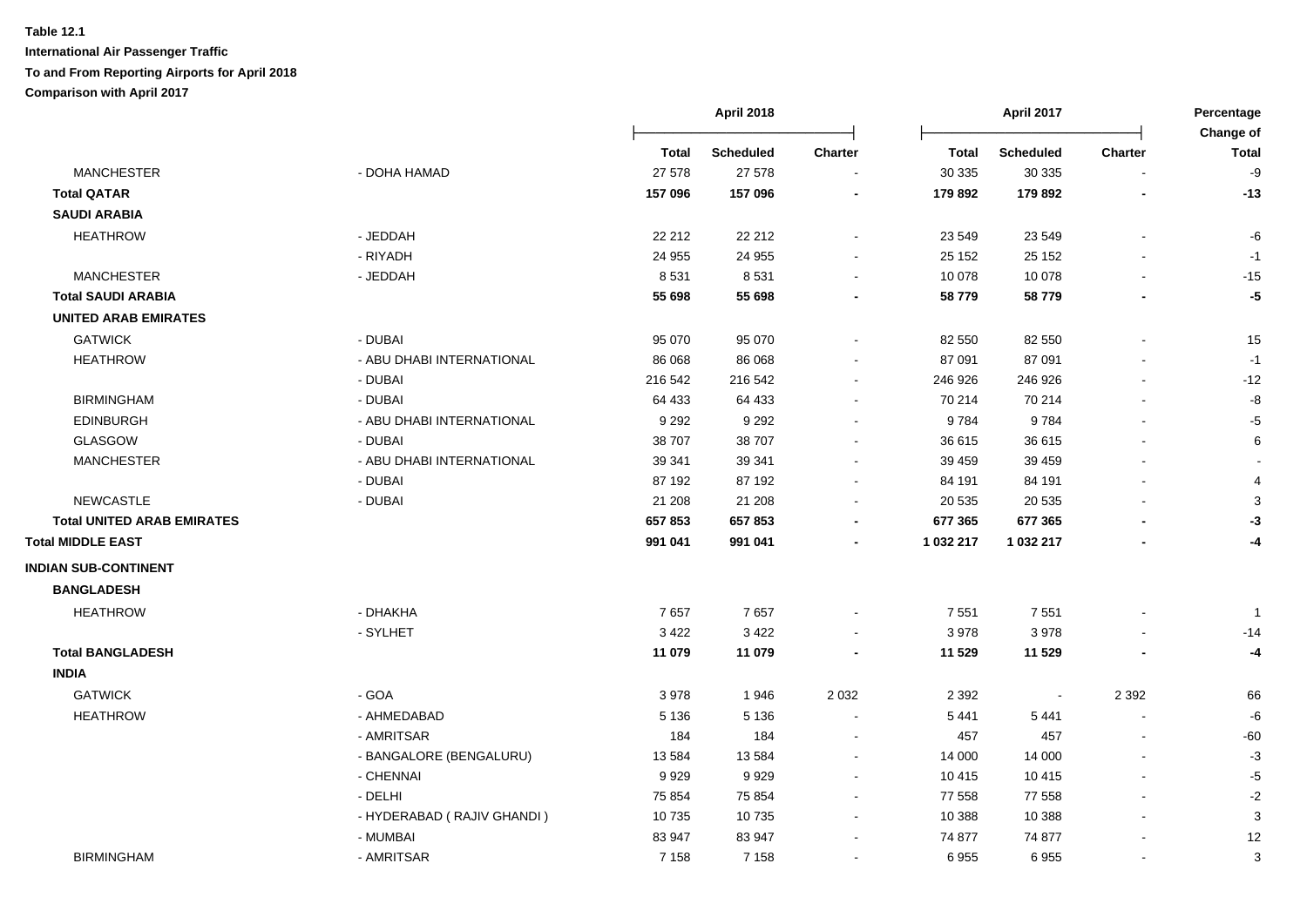**Table 12.1**

**International Air Passenger Traffic**

**To and From Reporting Airports for April 2018**

**Comparison with April 2017**

| | | April 2018 | | | April 2017 | | | Percentage Change of |
|---|---|---|---|---|---|---|---|---|
| | | Total | Scheduled | Charter | Total | Scheduled | Charter | Total |
| MANCHESTER | - DOHA HAMAD | 27 578 | 27 578 | - | 30 335 | 30 335 | - | -9 |
| **Total QATAR** | | **157 096** | **157 096** | **-** | **179 892** | **179 892** | **-** | **-13** |
| **SAUDI ARABIA** | | | | | | | | |
| HEATHROW | - JEDDAH | 22 212 | 22 212 | - | 23 549 | 23 549 | - | -6 |
| | - RIYADH | 24 955 | 24 955 | - | 25 152 | 25 152 | - | -1 |
| MANCHESTER | - JEDDAH | 8 531 | 8 531 | - | 10 078 | 10 078 | - | -15 |
| **Total SAUDI ARABIA** | | **55 698** | **55 698** | **-** | **58 779** | **58 779** | **-** | **-5** |
| **UNITED ARAB EMIRATES** | | | | | | | | |
| GATWICK | - DUBAI | 95 070 | 95 070 | - | 82 550 | 82 550 | - | 15 |
| HEATHROW | - ABU DHABI INTERNATIONAL | 86 068 | 86 068 | - | 87 091 | 87 091 | - | -1 |
| | - DUBAI | 216 542 | 216 542 | - | 246 926 | 246 926 | - | -12 |
| BIRMINGHAM | - DUBAI | 64 433 | 64 433 | - | 70 214 | 70 214 | - | -8 |
| EDINBURGH | - ABU DHABI INTERNATIONAL | 9 292 | 9 292 | - | 9 784 | 9 784 | - | -5 |
| GLASGOW | - DUBAI | 38 707 | 38 707 | - | 36 615 | 36 615 | - | 6 |
| MANCHESTER | - ABU DHABI INTERNATIONAL | 39 341 | 39 341 | - | 39 459 | 39 459 | - | - |
| | - DUBAI | 87 192 | 87 192 | - | 84 191 | 84 191 | - | 4 |
| NEWCASTLE | - DUBAI | 21 208 | 21 208 | - | 20 535 | 20 535 | - | 3 |
| **Total UNITED ARAB EMIRATES** | | **657 853** | **657 853** | **-** | **677 365** | **677 365** | **-** | **-3** |
| **Total MIDDLE EAST** | | **991 041** | **991 041** | **-** | **1 032 217** | **1 032 217** | **-** | **-4** |
| **INDIAN SUB-CONTINENT** | | | | | | | | |
| **BANGLADESH** | | | | | | | | |
| HEATHROW | - DHAKHA | 7 657 | 7 657 | - | 7 551 | 7 551 | - | 1 |
| | - SYLHET | 3 422 | 3 422 | - | 3 978 | 3 978 | - | -14 |
| **Total BANGLADESH** | | **11 079** | **11 079** | **-** | **11 529** | **11 529** | **-** | **-4** |
| **INDIA** | | | | | | | | |
| GATWICK | - GOA | 3 978 | 1 946 | 2 032 | 2 392 | - | 2 392 | 66 |
| HEATHROW | - AHMEDABAD | 5 136 | 5 136 | - | 5 441 | 5 441 | - | -6 |
| | - AMRITSAR | 184 | 184 | - | 457 | 457 | - | -60 |
| | - BANGALORE (BENGALURU) | 13 584 | 13 584 | - | 14 000 | 14 000 | - | -3 |
| | - CHENNAI | 9 929 | 9 929 | - | 10 415 | 10 415 | - | -5 |
| | - DELHI | 75 854 | 75 854 | - | 77 558 | 77 558 | - | -2 |
| | - HYDERABAD ( RAJIV GHANDI ) | 10 735 | 10 735 | - | 10 388 | 10 388 | - | 3 |
| | - MUMBAI | 83 947 | 83 947 | - | 74 877 | 74 877 | - | 12 |
| BIRMINGHAM | - AMRITSAR | 7 158 | 7 158 | - | 6 955 | 6 955 | - | 3 |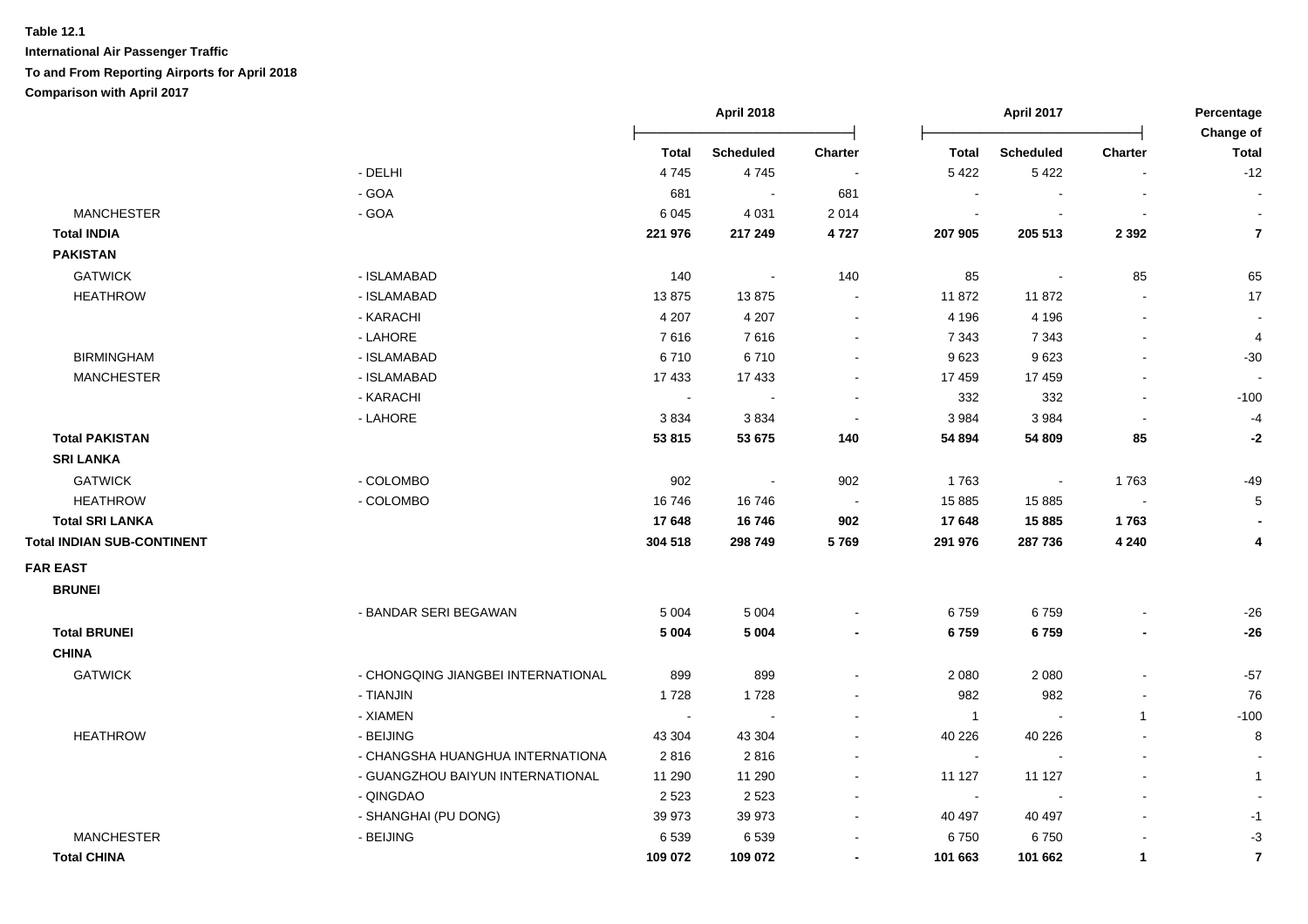**Table 12.1**

**International Air Passenger Traffic**

**To and From Reporting Airports for April 2018**

**Comparison with April 2017**

| | | April 2018 | | | April 2017 | | | Percentage Change of |
|---|---|---|---|---|---|---|---|---|
| | | Total | Scheduled | Charter | Total | Scheduled | Charter | Total |
| | - DELHI | 4 745 | 4 745 | - | 5 422 | 5 422 | - | -12 |
| | - GOA | 681 | - | 681 | - | - | - | - |
| MANCHESTER | - GOA | 6 045 | 4 031 | 2 014 | - | - | - | - |
| **Total INDIA** | | **221 976** | **217 249** | **4 727** | **207 905** | **205 513** | **2 392** | **7** |
| **PAKISTAN** | | | | | | | | |
| GATWICK | - ISLAMABAD | 140 | - | 140 | 85 | - | 85 | 65 |
| HEATHROW | - ISLAMABAD | 13 875 | 13 875 | - | 11 872 | 11 872 | - | 17 |
| | - KARACHI | 4 207 | 4 207 | - | 4 196 | 4 196 | - | - |
| | - LAHORE | 7 616 | 7 616 | - | 7 343 | 7 343 | - | 4 |
| BIRMINGHAM | - ISLAMABAD | 6 710 | 6 710 | - | 9 623 | 9 623 | - | -30 |
| MANCHESTER | - ISLAMABAD | 17 433 | 17 433 | - | 17 459 | 17 459 | - | - |
| | - KARACHI | - | - | - | 332 | 332 | - | -100 |
| | - LAHORE | 3 834 | 3 834 | - | 3 984 | 3 984 | - | -4 |
| **Total PAKISTAN** | | **53 815** | **53 675** | **140** | **54 894** | **54 809** | **85** | **-2** |
| **SRI LANKA** | | | | | | | | |
| GATWICK | - COLOMBO | 902 | - | 902 | 1 763 | - | 1 763 | -49 |
| HEATHROW | - COLOMBO | 16 746 | 16 746 | - | 15 885 | 15 885 | - | 5 |
| **Total SRI LANKA** | | **17 648** | **16 746** | **902** | **17 648** | **15 885** | **1 763** | **-** |
| **Total INDIAN SUB-CONTINENT** | | **304 518** | **298 749** | **5 769** | **291 976** | **287 736** | **4 240** | **4** |
| **FAR EAST** | | | | | | | | |
| **BRUNEI** | | | | | | | | |
| | - BANDAR SERI BEGAWAN | 5 004 | 5 004 | - | 6 759 | 6 759 | - | -26 |
| **Total BRUNEI** | | **5 004** | **5 004** | **-** | **6 759** | **6 759** | **-** | **-26** |
| **CHINA** | | | | | | | | |
| GATWICK | - CHONGQING JIANGBEI INTERNATIONAL | 899 | 899 | - | 2 080 | 2 080 | - | -57 |
| | - TIANJIN | 1 728 | 1 728 | - | 982 | 982 | - | 76 |
| | - XIAMEN | - | - | - | 1 | - | 1 | -100 |
| HEATHROW | - BEIJING | 43 304 | 43 304 | - | 40 226 | 40 226 | - | 8 |
| | - CHANGSHA HUANGHUA INTERNATIONA | 2 816 | 2 816 | - | - | - | - | - |
| | - GUANGZHOU BAIYUN INTERNATIONAL | 11 290 | 11 290 | - | 11 127 | 11 127 | - | 1 |
| | - QINGDAO | 2 523 | 2 523 | - | - | - | - | - |
| | - SHANGHAI (PU DONG) | 39 973 | 39 973 | - | 40 497 | 40 497 | - | -1 |
| MANCHESTER | - BEIJING | 6 539 | 6 539 | - | 6 750 | 6 750 | - | -3 |
| **Total CHINA** | | **109 072** | **109 072** | **-** | **101 663** | **101 662** | **1** | **7** |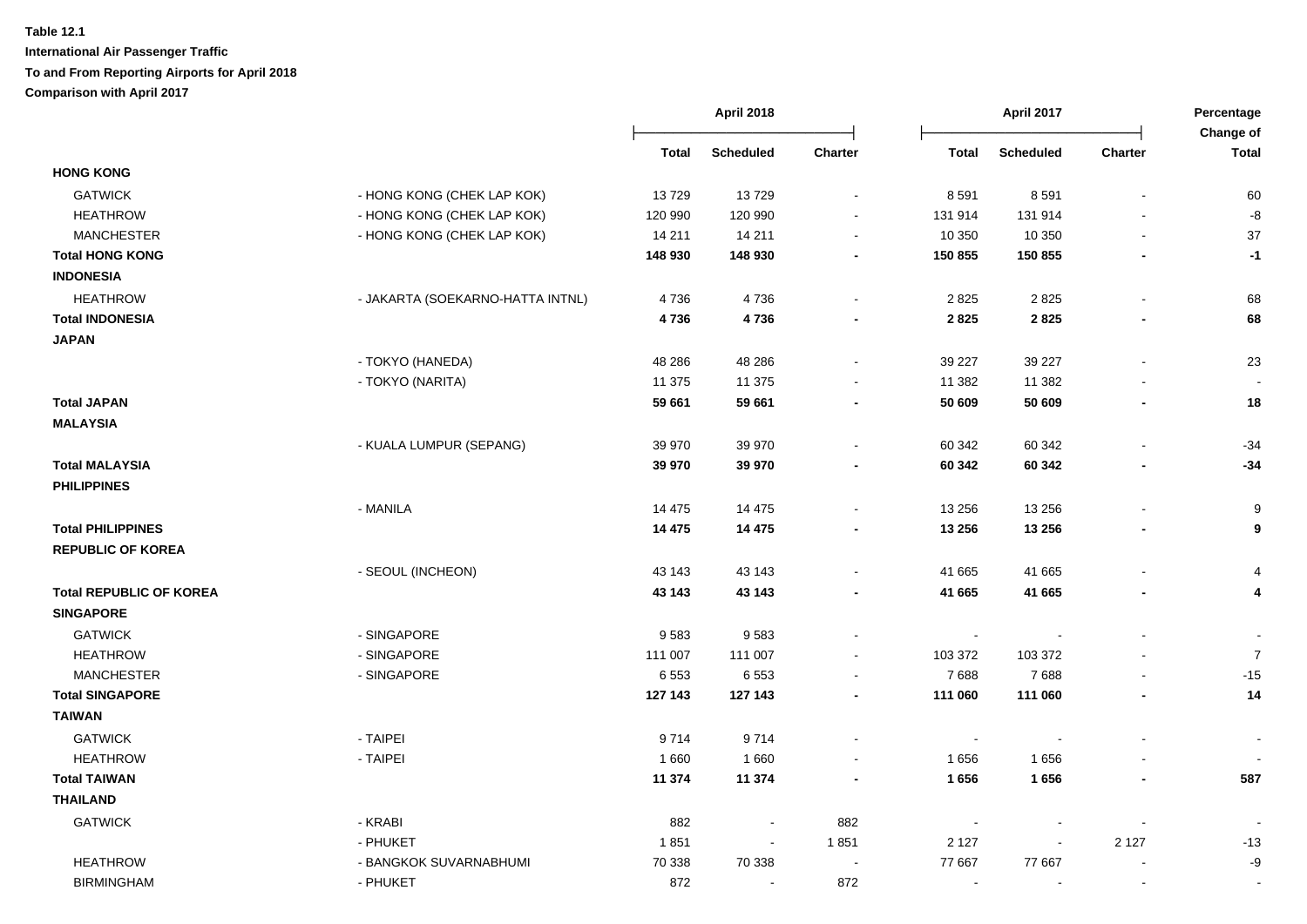**Table 12.1**

**International Air Passenger Traffic**

**To and From Reporting Airports for April 2018**

**Comparison with April 2017**

| | | April 2018 | | | April 2017 | | | Percentage Change of |
|---|---|---|---|---|---|---|---|---|
| | | Total | Scheduled | Charter | Total | Scheduled | Charter | Total |
| **HONG KONG** | | | | | | | | |
| GATWICK | - HONG KONG (CHEK LAP KOK) | 13 729 | 13 729 | - | 8 591 | 8 591 | - | 60 |
| HEATHROW | - HONG KONG (CHEK LAP KOK) | 120 990 | 120 990 | - | 131 914 | 131 914 | - | -8 |
| MANCHESTER | - HONG KONG (CHEK LAP KOK) | 14 211 | 14 211 | - | 10 350 | 10 350 | - | 37 |
| **Total HONG KONG** | | **148 930** | **148 930** | **-** | **150 855** | **150 855** | **-** | **-1** |
| **INDONESIA** | | | | | | | | |
| HEATHROW | - JAKARTA (SOEKARNO-HATTA INTNL) | 4 736 | 4 736 | - | 2 825 | 2 825 | - | 68 |
| **Total INDONESIA** | | **4 736** | **4 736** | **-** | **2 825** | **2 825** | **-** | **68** |
| **JAPAN** | | | | | | | | |
| | - TOKYO (HANEDA) | 48 286 | 48 286 | - | 39 227 | 39 227 | - | 23 |
| | - TOKYO (NARITA) | 11 375 | 11 375 | - | 11 382 | 11 382 | - | - |
| **Total JAPAN** | | **59 661** | **59 661** | **-** | **50 609** | **50 609** | **-** | **18** |
| **MALAYSIA** | | | | | | | | |
| | - KUALA LUMPUR (SEPANG) | 39 970 | 39 970 | - | 60 342 | 60 342 | - | -34 |
| **Total MALAYSIA** | | **39 970** | **39 970** | **-** | **60 342** | **60 342** | **-** | **-34** |
| **PHILIPPINES** | | | | | | | | |
| | - MANILA | 14 475 | 14 475 | - | 13 256 | 13 256 | - | 9 |
| **Total PHILIPPINES** | | **14 475** | **14 475** | **-** | **13 256** | **13 256** | **-** | **9** |
| **REPUBLIC OF KOREA** | | | | | | | | |
| | - SEOUL (INCHEON) | 43 143 | 43 143 | - | 41 665 | 41 665 | - | 4 |
| **Total REPUBLIC OF KOREA** | | **43 143** | **43 143** | **-** | **41 665** | **41 665** | **-** | **4** |
| **SINGAPORE** | | | | | | | | |
| GATWICK | - SINGAPORE | 9 583 | 9 583 | - | - | - | - | - |
| HEATHROW | - SINGAPORE | 111 007 | 111 007 | - | 103 372 | 103 372 | - | 7 |
| MANCHESTER | - SINGAPORE | 6 553 | 6 553 | - | 7 688 | 7 688 | - | -15 |
| **Total SINGAPORE** | | **127 143** | **127 143** | **-** | **111 060** | **111 060** | **-** | **14** |
| **TAIWAN** | | | | | | | | |
| GATWICK | - TAIPEI | 9 714 | 9 714 | - | - | - | - | - |
| HEATHROW | - TAIPEI | 1 660 | 1 660 | - | 1 656 | 1 656 | - | - |
| **Total TAIWAN** | | **11 374** | **11 374** | **-** | **1 656** | **1 656** | **-** | **587** |
| **THAILAND** | | | | | | | | |
| GATWICK | - KRABI | 882 | - | 882 | - | - | - | - |
| | - PHUKET | 1 851 | - | 1 851 | 2 127 | - | 2 127 | -13 |
| HEATHROW | - BANGKOK SUVARNABHUMI | 70 338 | 70 338 | - | 77 667 | 77 667 | - | -9 |
| BIRMINGHAM | - PHUKET | 872 | - | 872 | - | - | - | - |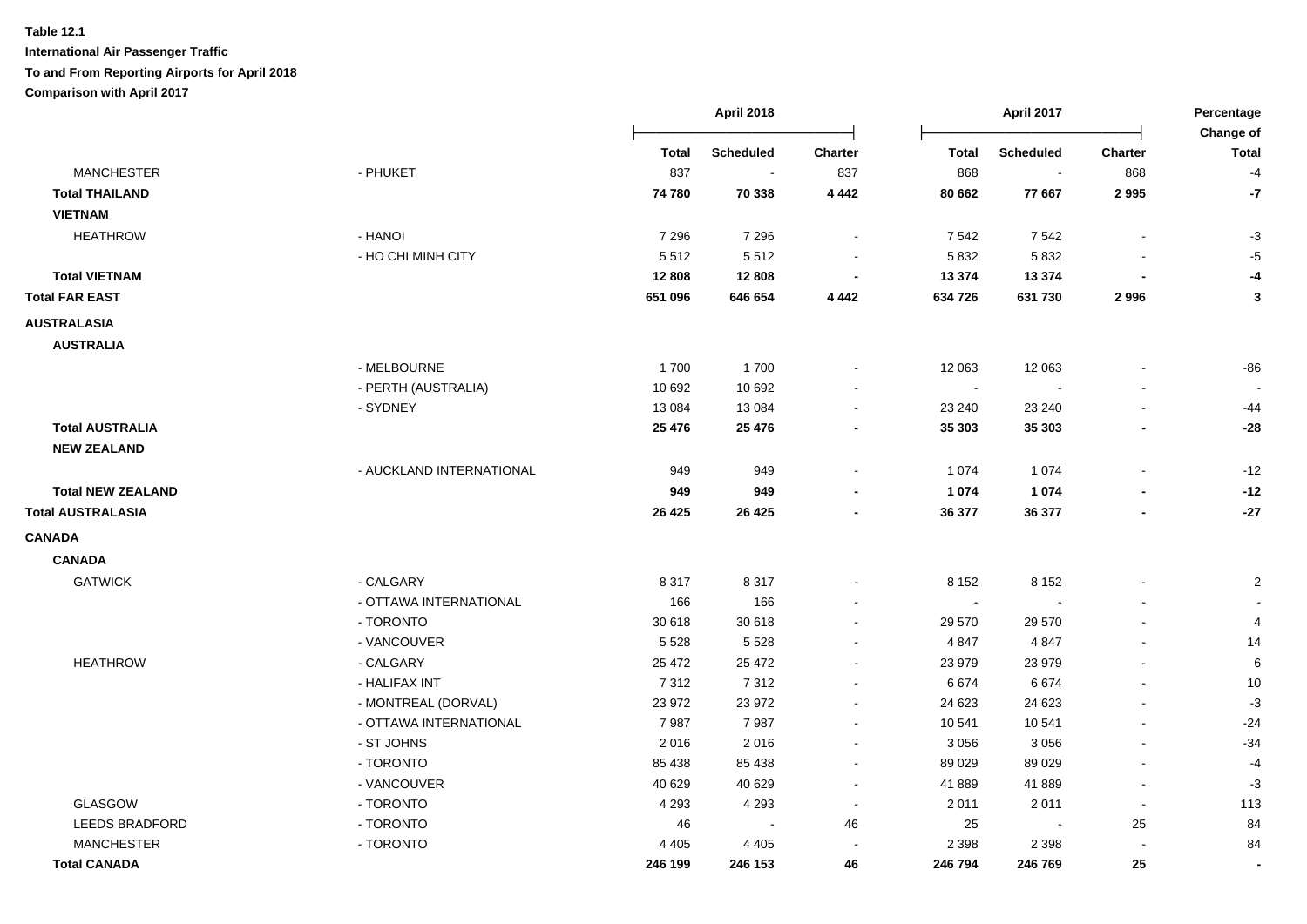**Table 12.1**

**International Air Passenger Traffic**

**To and From Reporting Airports for April 2018**

**Comparison with April 2017**

| | | April 2018 | | | April 2017 | | | Percentage Change of |
|---|---|---|---|---|---|---|---|---|
| | | Total | Scheduled | Charter | Total | Scheduled | Charter | Total |
| MANCHESTER | - PHUKET | 837 | - | 837 | 868 | - | 868 | -4 |
| **Total THAILAND** | | **74 780** | **70 338** | **4 442** | **80 662** | **77 667** | **2 995** | **-7** |
| **VIETNAM** | | | | | | | | |
| HEATHROW | - HANOI | 7 296 | 7 296 | - | 7 542 | 7 542 | - | -3 |
| | - HO CHI MINH CITY | 5 512 | 5 512 | - | 5 832 | 5 832 | - | -5 |
| **Total VIETNAM** | | **12 808** | **12 808** | **-** | **13 374** | **13 374** | **-** | **-4** |
| **Total FAR EAST** | | **651 096** | **646 654** | **4 442** | **634 726** | **631 730** | **2 996** | **3** |
| **AUSTRALASIA** | | | | | | | | |
| **AUSTRALIA** | | | | | | | | |
| | - MELBOURNE | 1 700 | 1 700 | - | 12 063 | 12 063 | - | -86 |
| | - PERTH (AUSTRALIA) | 10 692 | 10 692 | - | - | - | - | - |
| | - SYDNEY | 13 084 | 13 084 | - | 23 240 | 23 240 | - | -44 |
| **Total AUSTRALIA** | | **25 476** | **25 476** | **-** | **35 303** | **35 303** | **-** | **-28** |
| **NEW ZEALAND** | | | | | | | | |
| | - AUCKLAND INTERNATIONAL | 949 | 949 | - | 1 074 | 1 074 | - | -12 |
| **Total NEW ZEALAND** | | **949** | **949** | **-** | **1 074** | **1 074** | **-** | **-12** |
| **Total AUSTRALASIA** | | **26 425** | **26 425** | **-** | **36 377** | **36 377** | **-** | **-27** |
| **CANADA** | | | | | | | | |
| **CANADA** | | | | | | | | |
| GATWICK | - CALGARY | 8 317 | 8 317 | - | 8 152 | 8 152 | - | 2 |
| | - OTTAWA INTERNATIONAL | 166 | 166 | - | - | - | - | - |
| | - TORONTO | 30 618 | 30 618 | - | 29 570 | 29 570 | - | 4 |
| | - VANCOUVER | 5 528 | 5 528 | - | 4 847 | 4 847 | - | 14 |
| HEATHROW | - CALGARY | 25 472 | 25 472 | - | 23 979 | 23 979 | - | 6 |
| | - HALIFAX INT | 7 312 | 7 312 | - | 6 674 | 6 674 | - | 10 |
| | - MONTREAL (DORVAL) | 23 972 | 23 972 | - | 24 623 | 24 623 | - | -3 |
| | - OTTAWA INTERNATIONAL | 7 987 | 7 987 | - | 10 541 | 10 541 | - | -24 |
| | - ST JOHNS | 2 016 | 2 016 | - | 3 056 | 3 056 | - | -34 |
| | - TORONTO | 85 438 | 85 438 | - | 89 029 | 89 029 | - | -4 |
| | - VANCOUVER | 40 629 | 40 629 | - | 41 889 | 41 889 | - | -3 |
| GLASGOW | - TORONTO | 4 293 | 4 293 | - | 2 011 | 2 011 | - | 113 |
| LEEDS BRADFORD | - TORONTO | 46 | - | 46 | 25 | - | 25 | 84 |
| MANCHESTER | - TORONTO | 4 405 | 4 405 | - | 2 398 | 2 398 | - | 84 |
| **Total CANADA** | | **246 199** | **246 153** | **46** | **246 794** | **246 769** | **25** | **-** |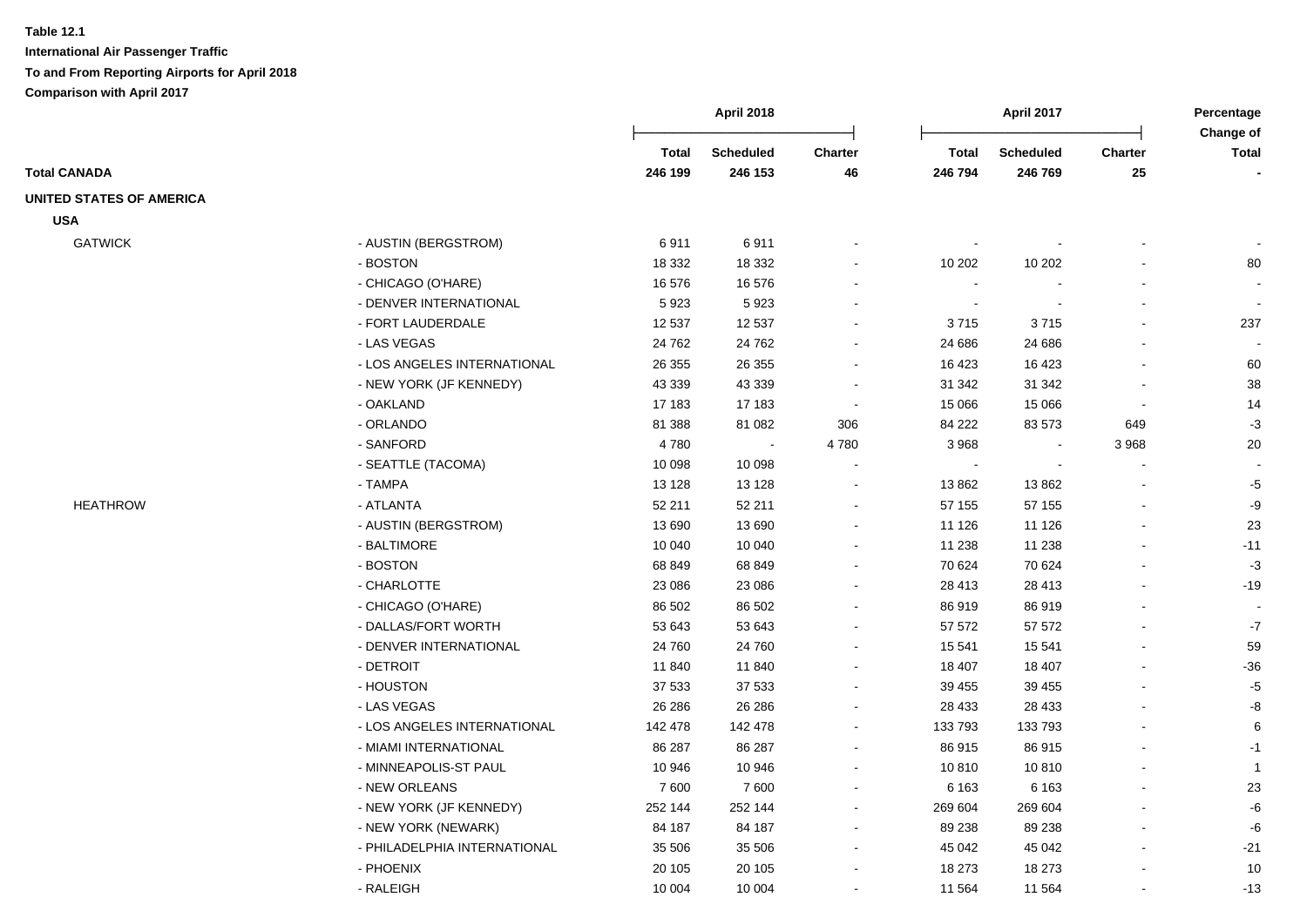**Table 12.1**

**International Air Passenger Traffic**

**To and From Reporting Airports for April 2018**

**Comparison with April 2017**

| | | April 2018 | | | April 2017 | | | Percentage Change of |
|---|---|---|---|---|---|---|---|---|
| | | **Total** | **Scheduled** | **Charter** | **Total** | **Scheduled** | **Charter** | **Total** |
| **Total CANADA** | | **246 199** | **246 153** | **46** | **246 794** | **246 769** | **25** | **-** |
| **UNITED STATES OF AMERICA** | | | | | | | | |
| **USA** | | | | | | | | |
| GATWICK | - AUSTIN (BERGSTROM) | 6 911 | 6 911 | - | - | - | - | - |
| | - BOSTON | 18 332 | 18 332 | - | 10 202 | 10 202 | - | 80 |
| | - CHICAGO (O'HARE) | 16 576 | 16 576 | - | - | - | - | - |
| | - DENVER INTERNATIONAL | 5 923 | 5 923 | - | - | - | - | - |
| | - FORT LAUDERDALE | 12 537 | 12 537 | - | 3 715 | 3 715 | - | 237 |
| | - LAS VEGAS | 24 762 | 24 762 | - | 24 686 | 24 686 | - | - |
| | - LOS ANGELES INTERNATIONAL | 26 355 | 26 355 | - | 16 423 | 16 423 | - | 60 |
| | - NEW YORK (JF KENNEDY) | 43 339 | 43 339 | - | 31 342 | 31 342 | - | 38 |
| | - OAKLAND | 17 183 | 17 183 | - | 15 066 | 15 066 | - | 14 |
| | - ORLANDO | 81 388 | 81 082 | 306 | 84 222 | 83 573 | 649 | -3 |
| | - SANFORD | 4 780 | - | 4 780 | 3 968 | - | 3 968 | 20 |
| | - SEATTLE (TACOMA) | 10 098 | 10 098 | - | - | - | - | - |
| | - TAMPA | 13 128 | 13 128 | - | 13 862 | 13 862 | - | -5 |
| HEATHROW | - ATLANTA | 52 211 | 52 211 | - | 57 155 | 57 155 | - | -9 |
| | - AUSTIN (BERGSTROM) | 13 690 | 13 690 | - | 11 126 | 11 126 | - | 23 |
| | - BALTIMORE | 10 040 | 10 040 | - | 11 238 | 11 238 | - | -11 |
| | - BOSTON | 68 849 | 68 849 | - | 70 624 | 70 624 | - | -3 |
| | - CHARLOTTE | 23 086 | 23 086 | - | 28 413 | 28 413 | - | -19 |
| | - CHICAGO (O'HARE) | 86 502 | 86 502 | - | 86 919 | 86 919 | - | - |
| | - DALLAS/FORT WORTH | 53 643 | 53 643 | - | 57 572 | 57 572 | - | -7 |
| | - DENVER INTERNATIONAL | 24 760 | 24 760 | - | 15 541 | 15 541 | - | 59 |
| | - DETROIT | 11 840 | 11 840 | - | 18 407 | 18 407 | - | -36 |
| | - HOUSTON | 37 533 | 37 533 | - | 39 455 | 39 455 | - | -5 |
| | - LAS VEGAS | 26 286 | 26 286 | - | 28 433 | 28 433 | - | -8 |
| | - LOS ANGELES INTERNATIONAL | 142 478 | 142 478 | - | 133 793 | 133 793 | - | 6 |
| | - MIAMI INTERNATIONAL | 86 287 | 86 287 | - | 86 915 | 86 915 | - | -1 |
| | - MINNEAPOLIS-ST PAUL | 10 946 | 10 946 | - | 10 810 | 10 810 | - | 1 |
| | - NEW ORLEANS | 7 600 | 7 600 | - | 6 163 | 6 163 | - | 23 |
| | - NEW YORK (JF KENNEDY) | 252 144 | 252 144 | - | 269 604 | 269 604 | - | -6 |
| | - NEW YORK (NEWARK) | 84 187 | 84 187 | - | 89 238 | 89 238 | - | -6 |
| | - PHILADELPHIA INTERNATIONAL | 35 506 | 35 506 | - | 45 042 | 45 042 | - | -21 |
| | - PHOENIX | 20 105 | 20 105 | - | 18 273 | 18 273 | - | 10 |
| | - RALEIGH | 10 004 | 10 004 | - | 11 564 | 11 564 | - | -13 |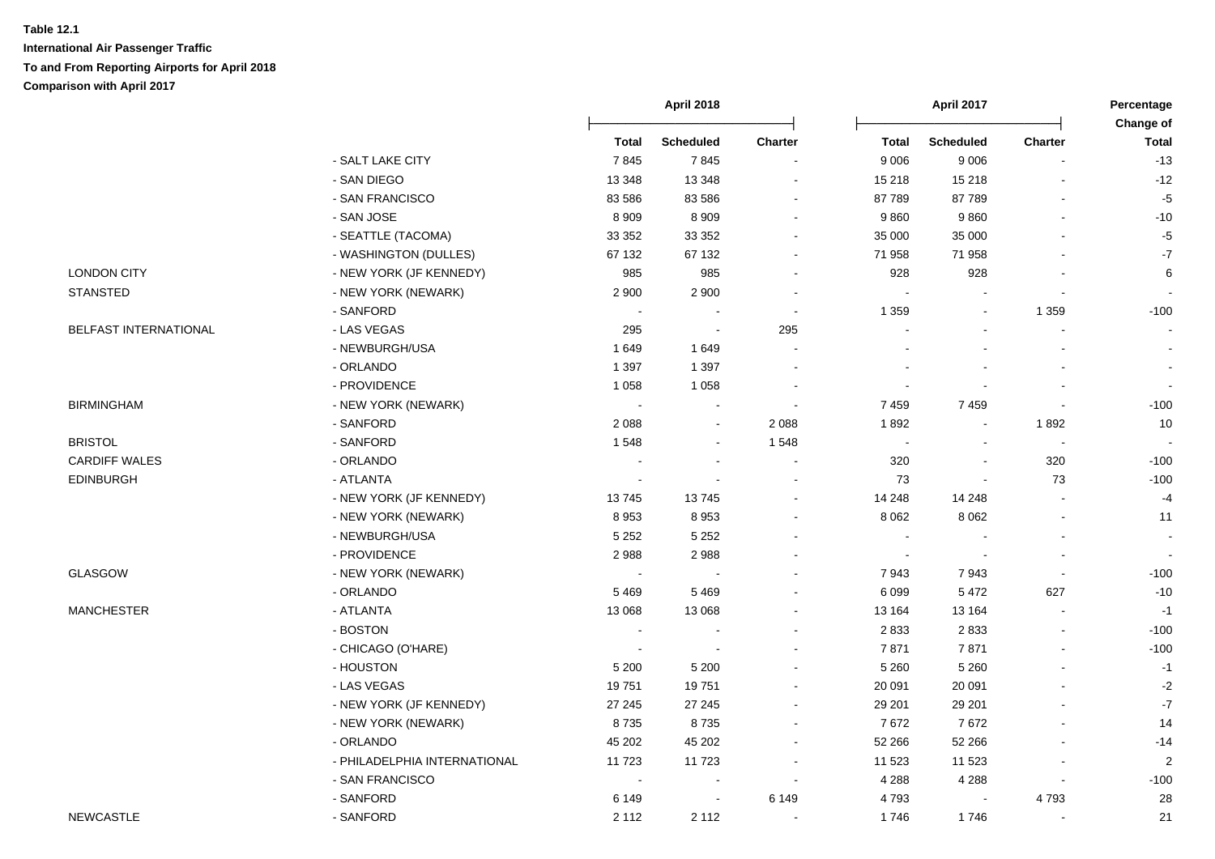**Table 12.1**

**International Air Passenger Traffic**

**To and From Reporting Airports for April 2018**

**Comparison with April 2017**

| | | April 2018 | | | April 2017 | | | Percentage Change of |
|---|---|---|---|---|---|---|---|---|
| | | Total | Scheduled | Charter | Total | Scheduled | Charter | Total |
| | - SALT LAKE CITY | 7 845 | 7 845 | - | 9 006 | 9 006 | - | -13 |
| | - SAN DIEGO | 13 348 | 13 348 | - | 15 218 | 15 218 | - | -12 |
| | - SAN FRANCISCO | 83 586 | 83 586 | - | 87 789 | 87 789 | - | -5 |
| | - SAN JOSE | 8 909 | 8 909 | - | 9 860 | 9 860 | - | -10 |
| | - SEATTLE (TACOMA) | 33 352 | 33 352 | - | 35 000 | 35 000 | - | -5 |
| | - WASHINGTON (DULLES) | 67 132 | 67 132 | - | 71 958 | 71 958 | - | -7 |
| LONDON CITY | - NEW YORK (JF KENNEDY) | 985 | 985 | - | 928 | 928 | - | 6 |
| STANSTED | - NEW YORK (NEWARK) | 2 900 | 2 900 | - | - | - | - | - |
| | - SANFORD | - | - | - | 1 359 | - | 1 359 | -100 |
| BELFAST INTERNATIONAL | - LAS VEGAS | 295 | - | 295 | - | - | - | - |
| | - NEWBURGH/USA | 1 649 | 1 649 | - | - | - | - | - |
| | - ORLANDO | 1 397 | 1 397 | - | - | - | - | - |
| | - PROVIDENCE | 1 058 | 1 058 | - | - | - | - | - |
| BIRMINGHAM | - NEW YORK (NEWARK) | - | - | - | 7 459 | 7 459 | - | -100 |
| | - SANFORD | 2 088 | - | 2 088 | 1 892 | - | 1 892 | 10 |
| BRISTOL | - SANFORD | 1 548 | - | 1 548 | - | - | - | - |
| CARDIFF WALES | - ORLANDO | - | - | - | 320 | - | 320 | -100 |
| EDINBURGH | - ATLANTA | - | - | - | 73 | - | 73 | -100 |
| | - NEW YORK (JF KENNEDY) | 13 745 | 13 745 | - | 14 248 | 14 248 | - | -4 |
| | - NEW YORK (NEWARK) | 8 953 | 8 953 | - | 8 062 | 8 062 | - | 11 |
| | - NEWBURGH/USA | 5 252 | 5 252 | - | - | - | - | - |
| | - PROVIDENCE | 2 988 | 2 988 | - | - | - | - | - |
| GLASGOW | - NEW YORK (NEWARK) | - | - | - | 7 943 | 7 943 | - | -100 |
| | - ORLANDO | 5 469 | 5 469 | - | 6 099 | 5 472 | 627 | -10 |
| MANCHESTER | - ATLANTA | 13 068 | 13 068 | - | 13 164 | 13 164 | - | -1 |
| | - BOSTON | - | - | - | 2 833 | 2 833 | - | -100 |
| | - CHICAGO (O'HARE) | - | - | - | 7 871 | 7 871 | - | -100 |
| | - HOUSTON | 5 200 | 5 200 | - | 5 260 | 5 260 | - | -1 |
| | - LAS VEGAS | 19 751 | 19 751 | - | 20 091 | 20 091 | - | -2 |
| | - NEW YORK (JF KENNEDY) | 27 245 | 27 245 | - | 29 201 | 29 201 | - | -7 |
| | - NEW YORK (NEWARK) | 8 735 | 8 735 | - | 7 672 | 7 672 | - | 14 |
| | - ORLANDO | 45 202 | 45 202 | - | 52 266 | 52 266 | - | -14 |
| | - PHILADELPHIA INTERNATIONAL | 11 723 | 11 723 | - | 11 523 | 11 523 | - | 2 |
| | - SAN FRANCISCO | - | - | - | 4 288 | 4 288 | - | -100 |
| | - SANFORD | 6 149 | - | 6 149 | 4 793 | - | 4 793 | 28 |
| NEWCASTLE | - SANFORD | 2 112 | 2 112 | - | 1 746 | 1 746 | - | 21 |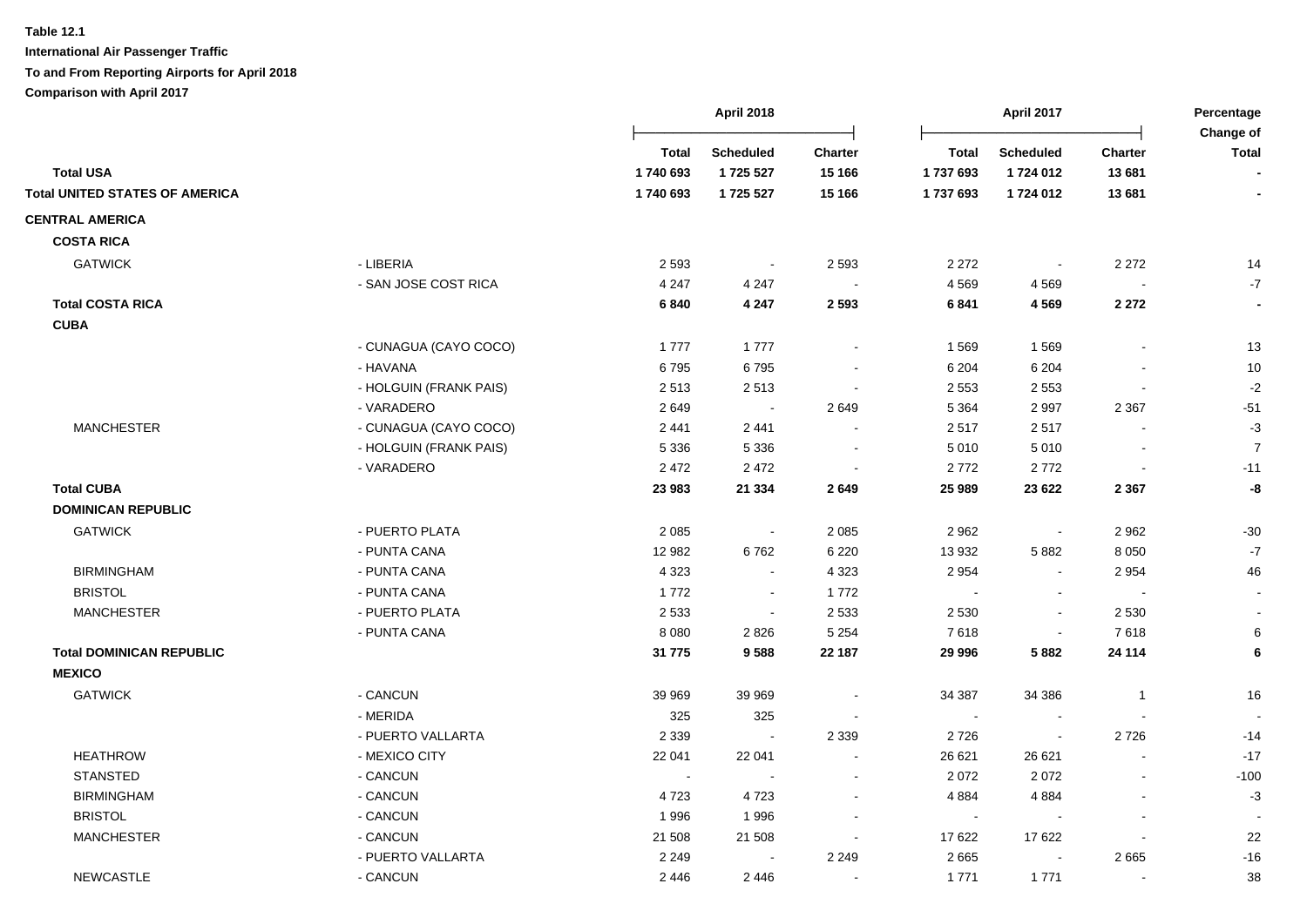**Table 12.1**

**International Air Passenger Traffic**

**To and From Reporting Airports for April 2018**

**Comparison with April 2017**

| | | April 2018 | | | April 2017 | | | Percentage Change of |
|---|---|---|---|---|---|---|---|---|
| | | Total | Scheduled | Charter | Total | Scheduled | Charter | Total |
| **Total USA** | | **1 740 693** | **1 725 527** | **15 166** | **1 737 693** | **1 724 012** | **13 681** | **-** |
| **Total UNITED STATES OF AMERICA** | | **1 740 693** | **1 725 527** | **15 166** | **1 737 693** | **1 724 012** | **13 681** | **-** |
| **CENTRAL AMERICA** | | | | | | | | |
| **COSTA RICA** | | | | | | | | |
| GATWICK | - LIBERIA | 2 593 | - | 2 593 | 2 272 | - | 2 272 | 14 |
| | - SAN JOSE COST RICA | 4 247 | 4 247 | - | 4 569 | 4 569 | - | -7 |
| **Total COSTA RICA** | | **6 840** | **4 247** | **2 593** | **6 841** | **4 569** | **2 272** | **-** |
| **CUBA** | | | | | | | | |
| | - CUNAGUA (CAYO COCO) | 1 777 | 1 777 | - | 1 569 | 1 569 | - | 13 |
| | - HAVANA | 6 795 | 6 795 | - | 6 204 | 6 204 | - | 10 |
| | - HOLGUIN (FRANK PAIS) | 2 513 | 2 513 | - | 2 553 | 2 553 | - | -2 |
| | - VARADERO | 2 649 | - | 2 649 | 5 364 | 2 997 | 2 367 | -51 |
| MANCHESTER | - CUNAGUA (CAYO COCO) | 2 441 | 2 441 | - | 2 517 | 2 517 | - | -3 |
| | - HOLGUIN (FRANK PAIS) | 5 336 | 5 336 | - | 5 010 | 5 010 | - | 7 |
| | - VARADERO | 2 472 | 2 472 | - | 2 772 | 2 772 | - | -11 |
| **Total CUBA** | | **23 983** | **21 334** | **2 649** | **25 989** | **23 622** | **2 367** | **-8** |
| **DOMINICAN REPUBLIC** | | | | | | | | |
| GATWICK | - PUERTO PLATA | 2 085 | - | 2 085 | 2 962 | - | 2 962 | -30 |
| | - PUNTA CANA | 12 982 | 6 762 | 6 220 | 13 932 | 5 882 | 8 050 | -7 |
| BIRMINGHAM | - PUNTA CANA | 4 323 | - | 4 323 | 2 954 | - | 2 954 | 46 |
| BRISTOL | - PUNTA CANA | 1 772 | - | 1 772 | - | - | - | - |
| MANCHESTER | - PUERTO PLATA | 2 533 | - | 2 533 | 2 530 | - | 2 530 | - |
| | - PUNTA CANA | 8 080 | 2 826 | 5 254 | 7 618 | - | 7 618 | 6 |
| **Total DOMINICAN REPUBLIC** | | **31 775** | **9 588** | **22 187** | **29 996** | **5 882** | **24 114** | **6** |
| **MEXICO** | | | | | | | | |
| GATWICK | - CANCUN | 39 969 | 39 969 | - | 34 387 | 34 386 | 1 | 16 |
| | - MERIDA | 325 | 325 | - | - | - | - | - |
| | - PUERTO VALLARTA | 2 339 | - | 2 339 | 2 726 | - | 2 726 | -14 |
| HEATHROW | - MEXICO CITY | 22 041 | 22 041 | - | 26 621 | 26 621 | - | -17 |
| STANSTED | - CANCUN | - | - | - | 2 072 | 2 072 | - | -100 |
| BIRMINGHAM | - CANCUN | 4 723 | 4 723 | - | 4 884 | 4 884 | - | -3 |
| BRISTOL | - CANCUN | 1 996 | 1 996 | - | - | - | - | - |
| MANCHESTER | - CANCUN | 21 508 | 21 508 | - | 17 622 | 17 622 | - | 22 |
| | - PUERTO VALLARTA | 2 249 | - | 2 249 | 2 665 | - | 2 665 | -16 |
| NEWCASTLE | - CANCUN | 2 446 | 2 446 | - | 1 771 | 1 771 | - | 38 |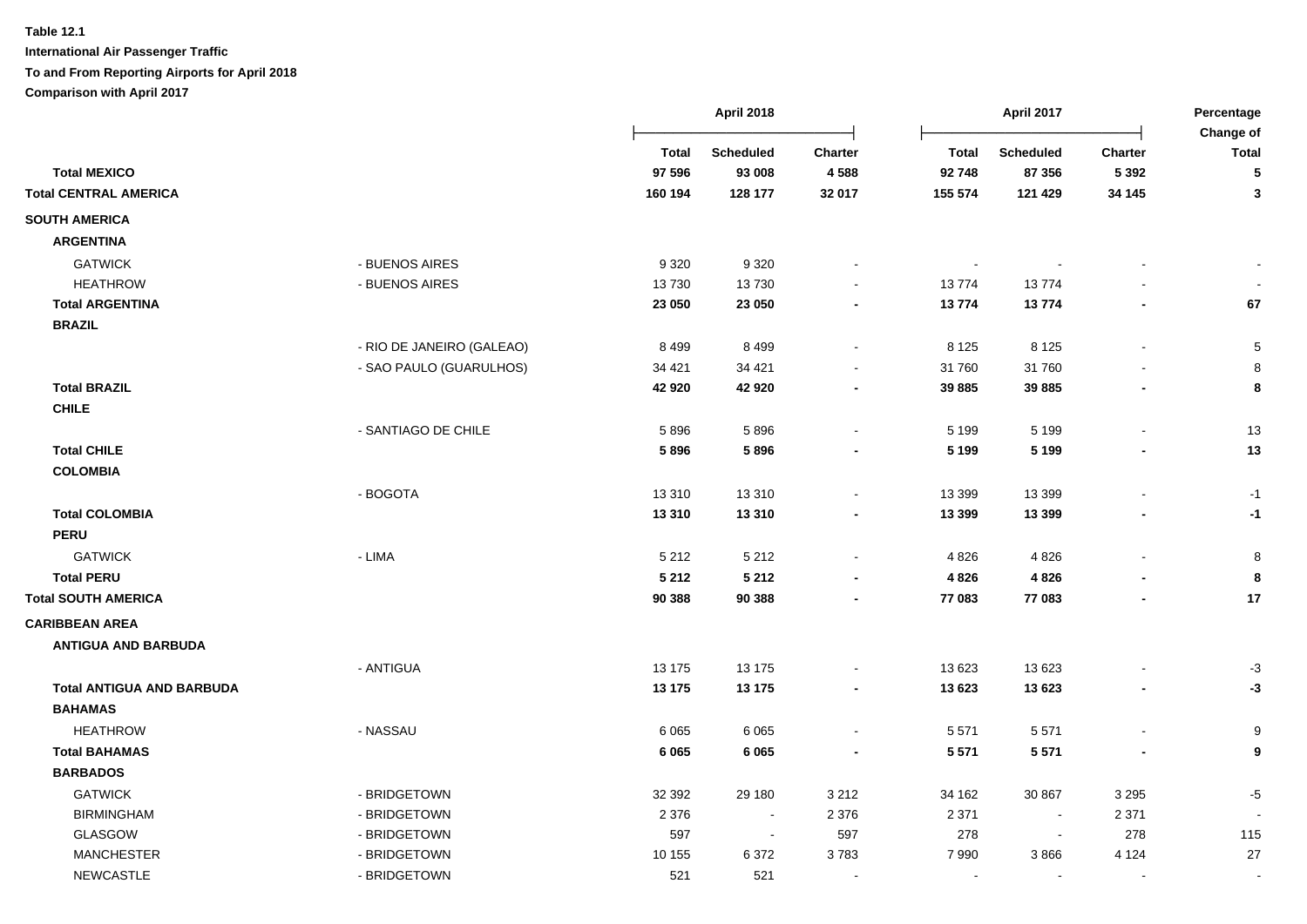**Table 12.1**

**International Air Passenger Traffic**

**To and From Reporting Airports for April 2018**

**Comparison with April 2017**

| | | April 2018 | | | April 2017 | | | Percentage Change of |
|---|---|---|---|---|---|---|---|---|
| | | **Total** | **Scheduled** | **Charter** | **Total** | **Scheduled** | **Charter** | **Total** |
| **Total MEXICO** | | **97 596** | **93 008** | **4 588** | **92 748** | **87 356** | **5 392** | **5** |
| **Total CENTRAL AMERICA** | | **160 194** | **128 177** | **32 017** | **155 574** | **121 429** | **34 145** | **3** |
| **SOUTH AMERICA** | | | | | | | | |
| **ARGENTINA** | | | | | | | | |
| GATWICK | - BUENOS AIRES | 9 320 | 9 320 | - | - | - | - | - |
| HEATHROW | - BUENOS AIRES | 13 730 | 13 730 | - | 13 774 | 13 774 | - | - |
| **Total ARGENTINA** | | **23 050** | **23 050** | **-** | **13 774** | **13 774** | **-** | **67** |
| **BRAZIL** | | | | | | | | |
| | - RIO DE JANEIRO (GALEAO) | 8 499 | 8 499 | - | 8 125 | 8 125 | - | 5 |
| | - SAO PAULO (GUARULHOS) | 34 421 | 34 421 | - | 31 760 | 31 760 | - | 8 |
| **Total BRAZIL** | | **42 920** | **42 920** | **-** | **39 885** | **39 885** | **-** | **8** |
| **CHILE** | | | | | | | | |
| | - SANTIAGO DE CHILE | 5 896 | 5 896 | - | 5 199 | 5 199 | - | 13 |
| **Total CHILE** | | **5 896** | **5 896** | **-** | **5 199** | **5 199** | **-** | **13** |
| **COLOMBIA** | | | | | | | | |
| | - BOGOTA | 13 310 | 13 310 | - | 13 399 | 13 399 | - | -1 |
| **Total COLOMBIA** | | **13 310** | **13 310** | **-** | **13 399** | **13 399** | **-** | **-1** |
| **PERU** | | | | | | | | |
| GATWICK | - LIMA | 5 212 | 5 212 | - | 4 826 | 4 826 | - | 8 |
| **Total PERU** | | **5 212** | **5 212** | **-** | **4 826** | **4 826** | **-** | **8** |
| **Total SOUTH AMERICA** | | **90 388** | **90 388** | **-** | **77 083** | **77 083** | **-** | **17** |
| **CARIBBEAN AREA** | | | | | | | | |
| **ANTIGUA AND BARBUDA** | | | | | | | | |
| | - ANTIGUA | 13 175 | 13 175 | - | 13 623 | 13 623 | - | -3 |
| **Total ANTIGUA AND BARBUDA** | | **13 175** | **13 175** | **-** | **13 623** | **13 623** | **-** | **-3** |
| **BAHAMAS** | | | | | | | | |
| HEATHROW | - NASSAU | 6 065 | 6 065 | - | 5 571 | 5 571 | - | 9 |
| **Total BAHAMAS** | | **6 065** | **6 065** | **-** | **5 571** | **5 571** | **-** | **9** |
| **BARBADOS** | | | | | | | | |
| GATWICK | - BRIDGETOWN | 32 392 | 29 180 | 3 212 | 34 162 | 30 867 | 3 295 | -5 |
| BIRMINGHAM | - BRIDGETOWN | 2 376 | - | 2 376 | 2 371 | - | 2 371 | - |
| GLASGOW | - BRIDGETOWN | 597 | - | 597 | 278 | - | 278 | 115 |
| MANCHESTER | - BRIDGETOWN | 10 155 | 6 372 | 3 783 | 7 990 | 3 866 | 4 124 | 27 |
| NEWCASTLE | - BRIDGETOWN | 521 | 521 | - | - | - | - | - |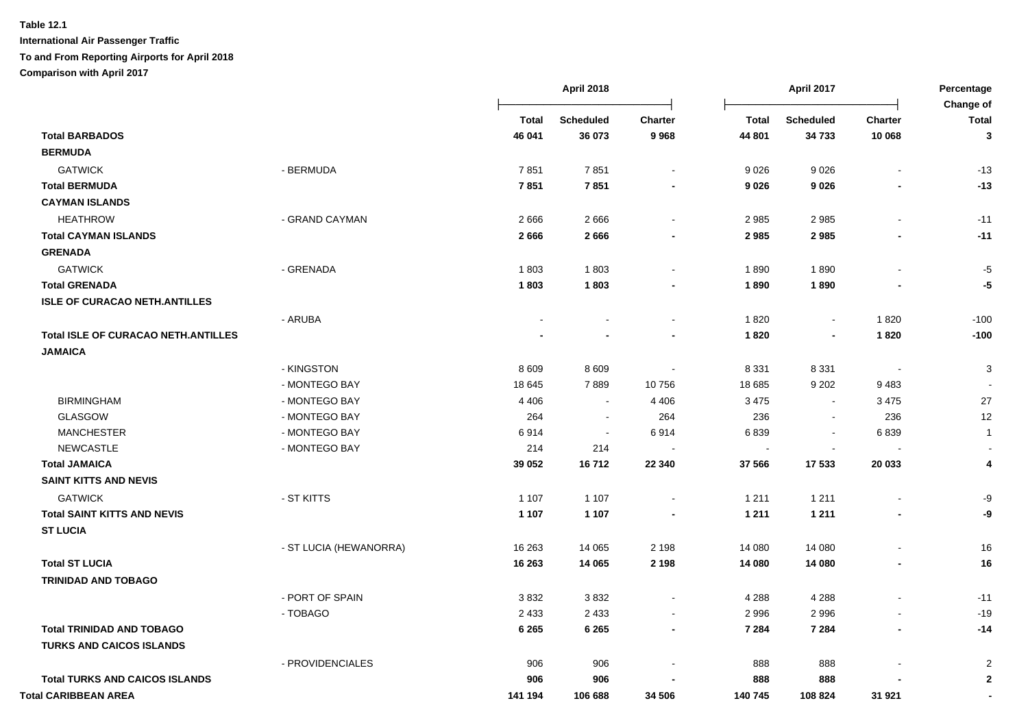**Table 12.1**

**International Air Passenger Traffic**

**To and From Reporting Airports for April 2018**

**Comparison with April 2017**

| | | April 2018 | | | April 2017 | | | Percentage Change of |
|---|---|---|---|---|---|---|---|---|
| | | Total | Scheduled | Charter | Total | Scheduled | Charter | Total |
| **Total BARBADOS** | | **46 041** | **36 073** | **9 968** | **44 801** | **34 733** | **10 068** | **3** |
| **BERMUDA** | | | | | | | | |
| GATWICK | - BERMUDA | 7 851 | 7 851 | - | 9 026 | 9 026 | - | -13 |
| **Total BERMUDA** | | **7 851** | **7 851** | **-** | **9 026** | **9 026** | **-** | **-13** |
| **CAYMAN ISLANDS** | | | | | | | | |
| HEATHROW | - GRAND CAYMAN | 2 666 | 2 666 | - | 2 985 | 2 985 | - | -11 |
| **Total CAYMAN ISLANDS** | | **2 666** | **2 666** | **-** | **2 985** | **2 985** | **-** | **-11** |
| **GRENADA** | | | | | | | | |
| GATWICK | - GRENADA | 1 803 | 1 803 | - | 1 890 | 1 890 | - | -5 |
| **Total GRENADA** | | **1 803** | **1 803** | **-** | **1 890** | **1 890** | **-** | **-5** |
| **ISLE OF CURACAO NETH.ANTILLES** | | | | | | | | |
| | - ARUBA | - | - | - | 1 820 | - | 1 820 | -100 |
| **Total ISLE OF CURACAO NETH.ANTILLES** | | **-** | **-** | **-** | **1 820** | **-** | **1 820** | **-100** |
| **JAMAICA** | | | | | | | | |
| | - KINGSTON | 8 609 | 8 609 | - | 8 331 | 8 331 | - | 3 |
| | - MONTEGO BAY | 18 645 | 7 889 | 10 756 | 18 685 | 9 202 | 9 483 | - |
| BIRMINGHAM | - MONTEGO BAY | 4 406 | - | 4 406 | 3 475 | - | 3 475 | 27 |
| GLASGOW | - MONTEGO BAY | 264 | - | 264 | 236 | - | 236 | 12 |
| MANCHESTER | - MONTEGO BAY | 6 914 | - | 6 914 | 6 839 | - | 6 839 | 1 |
| NEWCASTLE | - MONTEGO BAY | 214 | 214 | - | - | - | - | - |
| **Total JAMAICA** | | **39 052** | **16 712** | **22 340** | **37 566** | **17 533** | **20 033** | **4** |
| **SAINT KITTS AND NEVIS** | | | | | | | | |
| GATWICK | - ST KITTS | 1 107 | 1 107 | - | 1 211 | 1 211 | - | -9 |
| **Total SAINT KITTS AND NEVIS** | | **1 107** | **1 107** | **-** | **1 211** | **1 211** | **-** | **-9** |
| **ST LUCIA** | | | | | | | | |
| | - ST LUCIA (HEWANORRA) | 16 263 | 14 065 | 2 198 | 14 080 | 14 080 | - | 16 |
| **Total ST LUCIA** | | **16 263** | **14 065** | **2 198** | **14 080** | **14 080** | **-** | **16** |
| **TRINIDAD AND TOBAGO** | | | | | | | | |
| | - PORT OF SPAIN | 3 832 | 3 832 | - | 4 288 | 4 288 | - | -11 |
| | - TOBAGO | 2 433 | 2 433 | - | 2 996 | 2 996 | - | -19 |
| **Total TRINIDAD AND TOBAGO** | | **6 265** | **6 265** | **-** | **7 284** | **7 284** | **-** | **-14** |
| **TURKS AND CAICOS ISLANDS** | | | | | | | | |
| | - PROVIDENCIALES | 906 | 906 | - | 888 | 888 | - | 2 |
| **Total TURKS AND CAICOS ISLANDS** | | **906** | **906** | **-** | **888** | **888** | **-** | **2** |
| **Total CARIBBEAN AREA** | | **141 194** | **106 688** | **34 506** | **140 745** | **108 824** | **31 921** | **-** |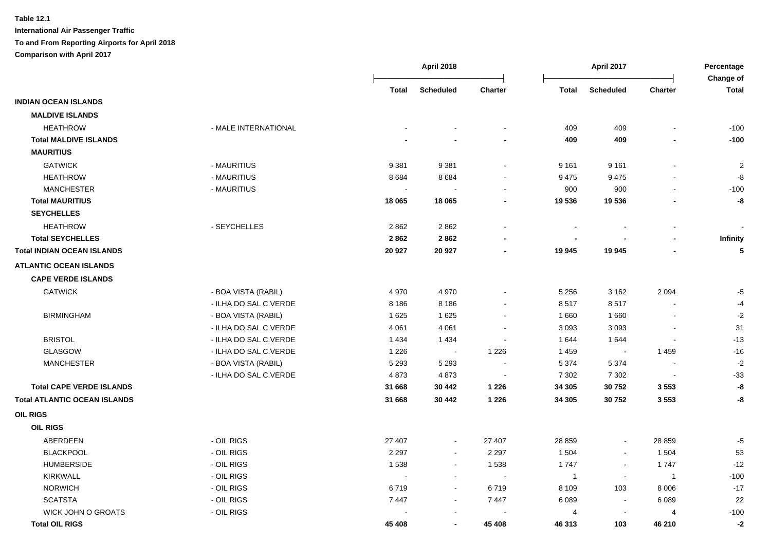**Table 12.1**

**International Air Passenger Traffic**

**To and From Reporting Airports for April 2018**

**Comparison with April 2017**

| | | April 2018 | | | April 2017 | | | Percentage Change of |
|---|---|---|---|---|---|---|---|---|
| | | Total | Scheduled | Charter | Total | Scheduled | Charter | Total |
| **INDIAN OCEAN ISLANDS** | | | | | | | | |
| **MALDIVE ISLANDS** | | | | | | | | |
| HEATHROW | - MALE INTERNATIONAL | - | - | - | 409 | 409 | - | -100 |
| **Total MALDIVE ISLANDS** | | **-** | **-** | **-** | **409** | **409** | **-** | **-100** |
| **MAURITIUS** | | | | | | | | |
| GATWICK | - MAURITIUS | 9 381 | 9 381 | - | 9 161 | 9 161 | - | 2 |
| HEATHROW | - MAURITIUS | 8 684 | 8 684 | - | 9 475 | 9 475 | - | -8 |
| MANCHESTER | - MAURITIUS | - | - | - | 900 | 900 | - | -100 |
| **Total MAURITIUS** | | **18 065** | **18 065** | **-** | **19 536** | **19 536** | **-** | **-8** |
| **SEYCHELLES** | | | | | | | | |
| HEATHROW | - SEYCHELLES | 2 862 | 2 862 | - | - | - | - | - |
| **Total SEYCHELLES** | | **2 862** | **2 862** | **-** | **-** | **-** | **-** | **Infinity** |
| **Total INDIAN OCEAN ISLANDS** | | **20 927** | **20 927** | **-** | **19 945** | **19 945** | **-** | **5** |
| **ATLANTIC OCEAN ISLANDS** | | | | | | | | |
| **CAPE VERDE ISLANDS** | | | | | | | | |
| GATWICK | - BOA VISTA (RABIL) | 4 970 | 4 970 | - | 5 256 | 3 162 | 2 094 | -5 |
| | - ILHA DO SAL C.VERDE | 8 186 | 8 186 | - | 8 517 | 8 517 | - | -4 |
| BIRMINGHAM | - BOA VISTA (RABIL) | 1 625 | 1 625 | - | 1 660 | 1 660 | - | -2 |
| | - ILHA DO SAL C.VERDE | 4 061 | 4 061 | - | 3 093 | 3 093 | - | 31 |
| BRISTOL | - ILHA DO SAL C.VERDE | 1 434 | 1 434 | - | 1 644 | 1 644 | - | -13 |
| GLASGOW | - ILHA DO SAL C.VERDE | 1 226 | - | 1 226 | 1 459 | - | 1 459 | -16 |
| MANCHESTER | - BOA VISTA (RABIL) | 5 293 | 5 293 | - | 5 374 | 5 374 | - | -2 |
| | - ILHA DO SAL C.VERDE | 4 873 | 4 873 | - | 7 302 | 7 302 | - | -33 |
| **Total CAPE VERDE ISLANDS** | | **31 668** | **30 442** | **1 226** | **34 305** | **30 752** | **3 553** | **-8** |
| **Total ATLANTIC OCEAN ISLANDS** | | **31 668** | **30 442** | **1 226** | **34 305** | **30 752** | **3 553** | **-8** |
| **OIL RIGS** | | | | | | | | |
| **OIL RIGS** | | | | | | | | |
| ABERDEEN | - OIL RIGS | 27 407 | - | 27 407 | 28 859 | - | 28 859 | -5 |
| BLACKPOOL | - OIL RIGS | 2 297 | - | 2 297 | 1 504 | - | 1 504 | 53 |
| HUMBERSIDE | - OIL RIGS | 1 538 | - | 1 538 | 1 747 | - | 1 747 | -12 |
| KIRKWALL | - OIL RIGS | - | - | - | 1 | - | 1 | -100 |
| NORWICH | - OIL RIGS | 6 719 | - | 6 719 | 8 109 | 103 | 8 006 | -17 |
| SCATSTA | - OIL RIGS | 7 447 | - | 7 447 | 6 089 | - | 6 089 | 22 |
| WICK JOHN O GROATS | - OIL RIGS | - | - | - | 4 | - | 4 | -100 |
| **Total OIL RIGS** | | **45 408** | **-** | **45 408** | **46 313** | **103** | **46 210** | **-2** |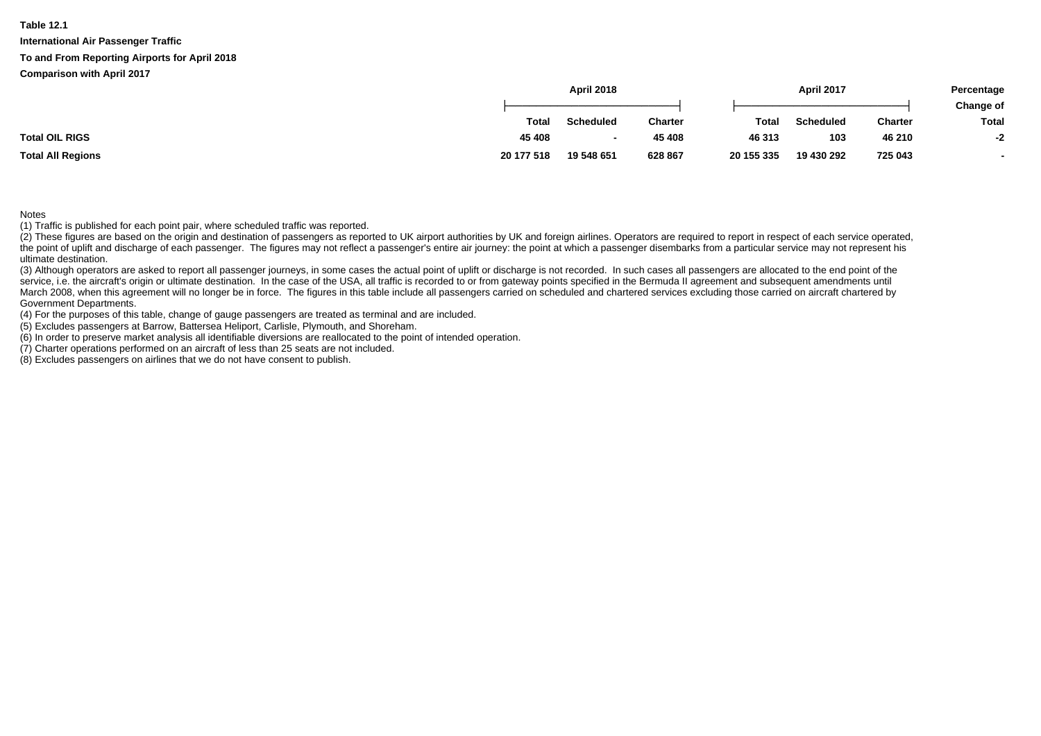**Table 12.1**

**International Air Passenger Traffic**

**To and From Reporting Airports for April 2018**

**Comparison with April 2017**

| | April 2018 | | | April 2017 | | | Percentage Change of |
|---|---|---|---|---|---|---|---|
| | Total | Scheduled | Charter | Total | Scheduled | Charter | Total |
| **Total OIL RIGS** | **45 408** | **-** | **45 408** | **46 313** | **103** | **46 210** | **-2** |
| **Total All Regions** | **20 177 518** | **19 548 651** | **628 867** | **20 155 335** | **19 430 292** | **725 043** | **-** |

Notes

(1) Traffic is published for each point pair, where scheduled traffic was reported.

(2) These figures are based on the origin and destination of passengers as reported to UK airport authorities by UK and foreign airlines. Operators are required to report in respect of each service operated, the point of uplift and discharge of each passenger. The figures may not reflect a passenger's entire air journey: the point at which a passenger disembarks from a particular service may not represent his ultimate destination.

(3) Although operators are asked to report all passenger journeys, in some cases the actual point of uplift or discharge is not recorded. In such cases all passengers are allocated to the end point of the service, i.e. the aircraft's origin or ultimate destination. In the case of the USA, all traffic is recorded to or from gateway points specified in the Bermuda II agreement and subsequent amendments until March 2008, when this agreement will no longer be in force. The figures in this table include all passengers carried on scheduled and chartered services excluding those carried on aircraft chartered by Government Departments.

(4) For the purposes of this table, change of gauge passengers are treated as terminal and are included.

(5) Excludes passengers at Barrow, Battersea Heliport, Carlisle, Plymouth, and Shoreham.

(6) In order to preserve market analysis all identifiable diversions are reallocated to the point of intended operation.

(7) Charter operations performed on an aircraft of less than 25 seats are not included.

(8) Excludes passengers on airlines that we do not have consent to publish.